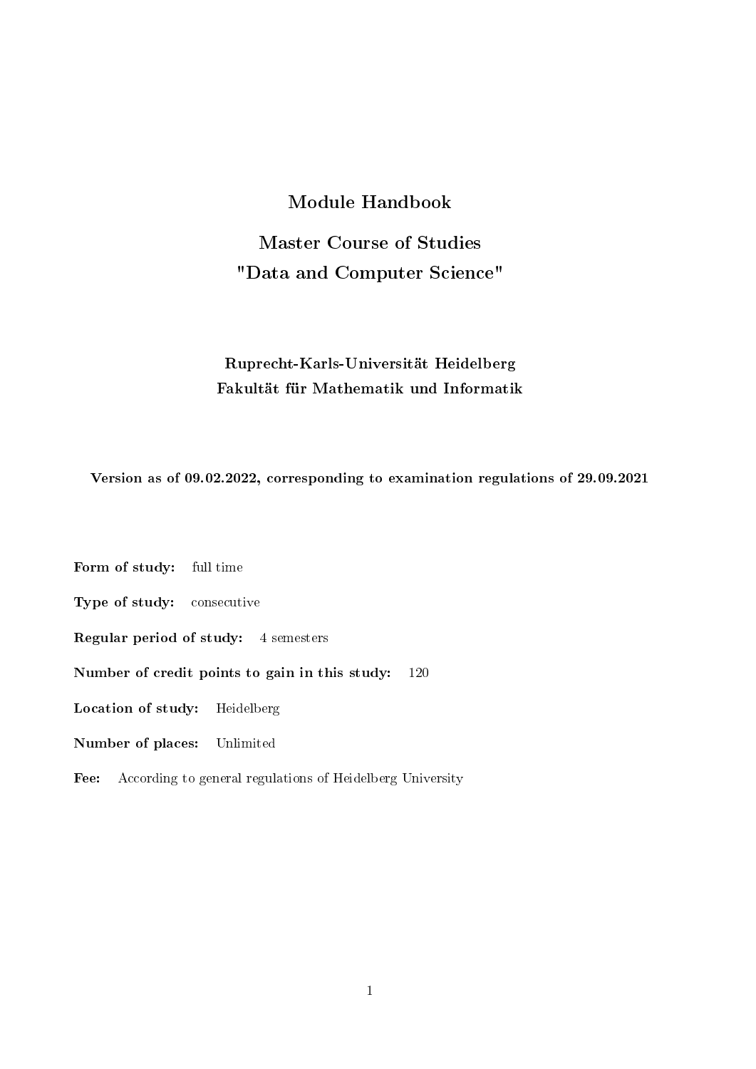# Module Handbook

## Master Course of Studies "Data and Computer Science"

**Ruprecht-Karls-Universität Heidelberg**
**Fakultät für Mathematik und Informatik**

**Version as of 09.02.2022, corresponding to examination regulations of 29.09.2021**

**Form of study:** full time

**Type of study:** consecutive

**Regular period of study:** 4 semesters

**Number of credit points to gain in this study:** 120

**Location of study:** Heidelberg

**Number of places:** Unlimited

**Fee:** According to general regulations of Heidelberg University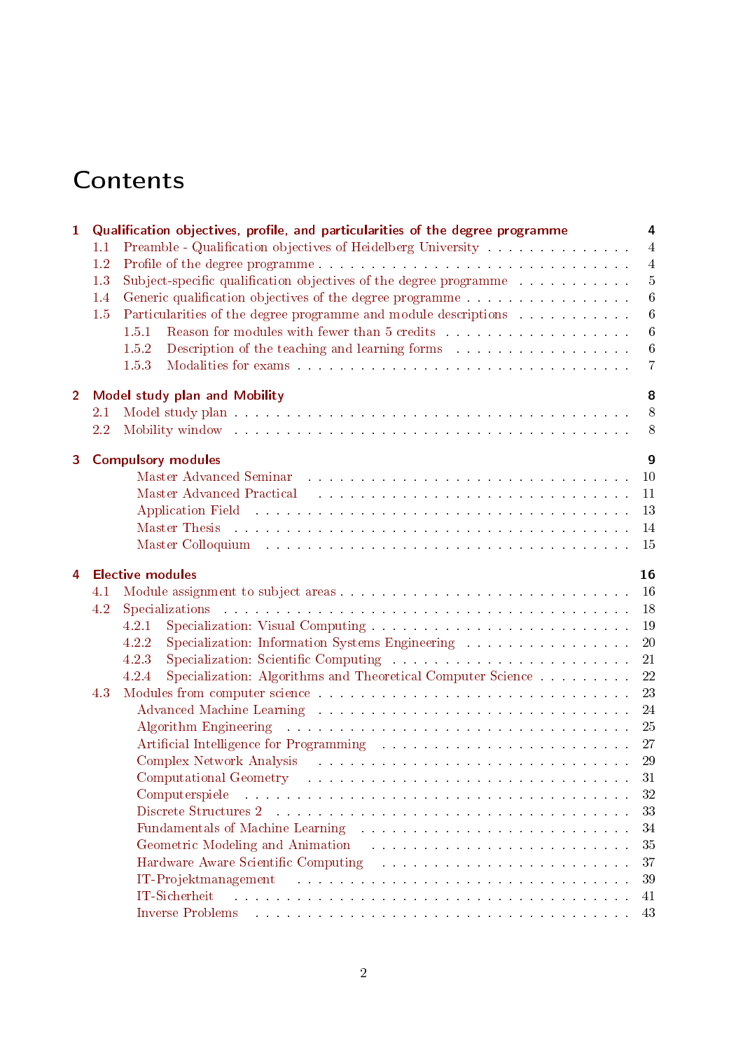# Contents

- **1 Qualification objectives, profile, and particularities of the degree programme** — 4
  - 1.1 Preamble - Qualification objectives of Heidelberg University — 4
  - 1.2 Profile of the degree programme — 4
  - 1.3 Subject-specific qualification objectives of the degree programme — 5
  - 1.4 Generic qualification objectives of the degree programme — 6
  - 1.5 Particularities of the degree programme and module descriptions — 6
    - 1.5.1 Reason for modules with fewer than 5 credits — 6
    - 1.5.2 Description of the teaching and learning forms — 6
    - 1.5.3 Modalities for exams — 7
- **2 Model study plan and Mobility** — 8
  - 2.1 Model study plan — 8
  - 2.2 Mobility window — 8
- **3 Compulsory modules** — 9
  - Master Advanced Seminar — 10
  - Master Advanced Practical — 11
  - Application Field — 13
  - Master Thesis — 14
  - Master Colloquium — 15
- **4 Elective modules** — 16
  - 4.1 Module assignment to subject areas — 16
  - 4.2 Specializations — 18
    - 4.2.1 Specialization: Visual Computing — 19
    - 4.2.2 Specialization: Information Systems Engineering — 20
    - 4.2.3 Specialization: Scientific Computing — 21
    - 4.2.4 Specialization: Algorithms and Theoretical Computer Science — 22
  - 4.3 Modules from computer science — 23
    - Advanced Machine Learning — 24
    - Algorithm Engineering — 25
    - Artificial Intelligence for Programming — 27
    - Complex Network Analysis — 29
    - Computational Geometry — 31
    - Computerspiele — 32
    - Discrete Structures 2 — 33
    - Fundamentals of Machine Learning — 34
    - Geometric Modeling and Animation — 35
    - Hardware Aware Scientific Computing — 37
    - IT-Projektmanagement — 39
    - IT-Sicherheit — 41
    - Inverse Problems — 43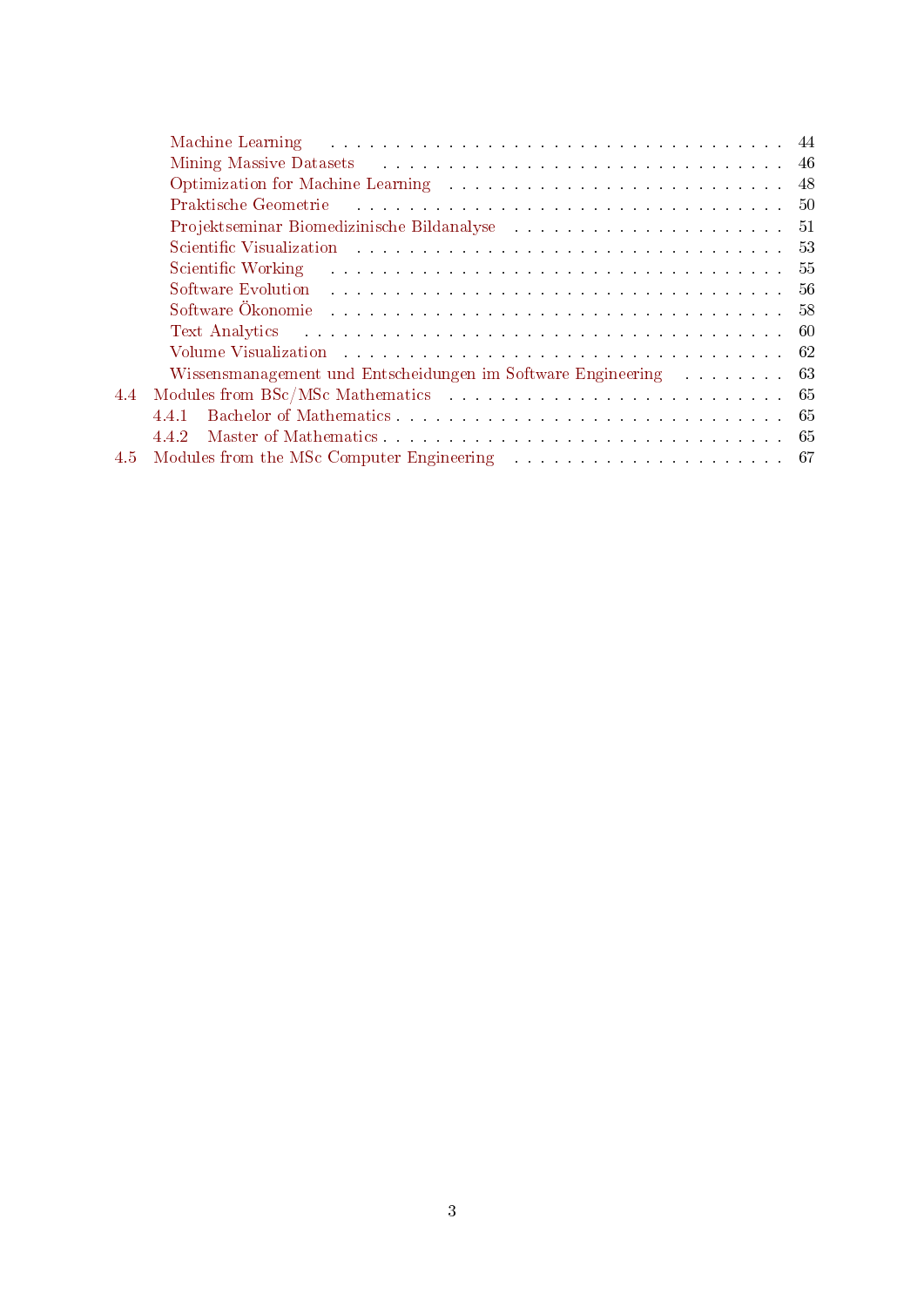- Machine Learning ... 44
- Mining Massive Datasets ... 46
- Optimization for Machine Learning ... 48
- Praktische Geometrie ... 50
- Projektseminar Biomedizinische Bildanalyse ... 51
- Scientific Visualization ... 53
- Scientific Working ... 55
- Software Evolution ... 56
- Software Ökonomie ... 58
- Text Analytics ... 60
- Volume Visualization ... 62
- Wissensmanagement und Entscheidungen im Software Engineering ... 63

4.4 Modules from BSc/MSc Mathematics ... 65
- 4.4.1 Bachelor of Mathematics ... 65
- 4.4.2 Master of Mathematics ... 65

4.5 Modules from the MSc Computer Engineering ... 67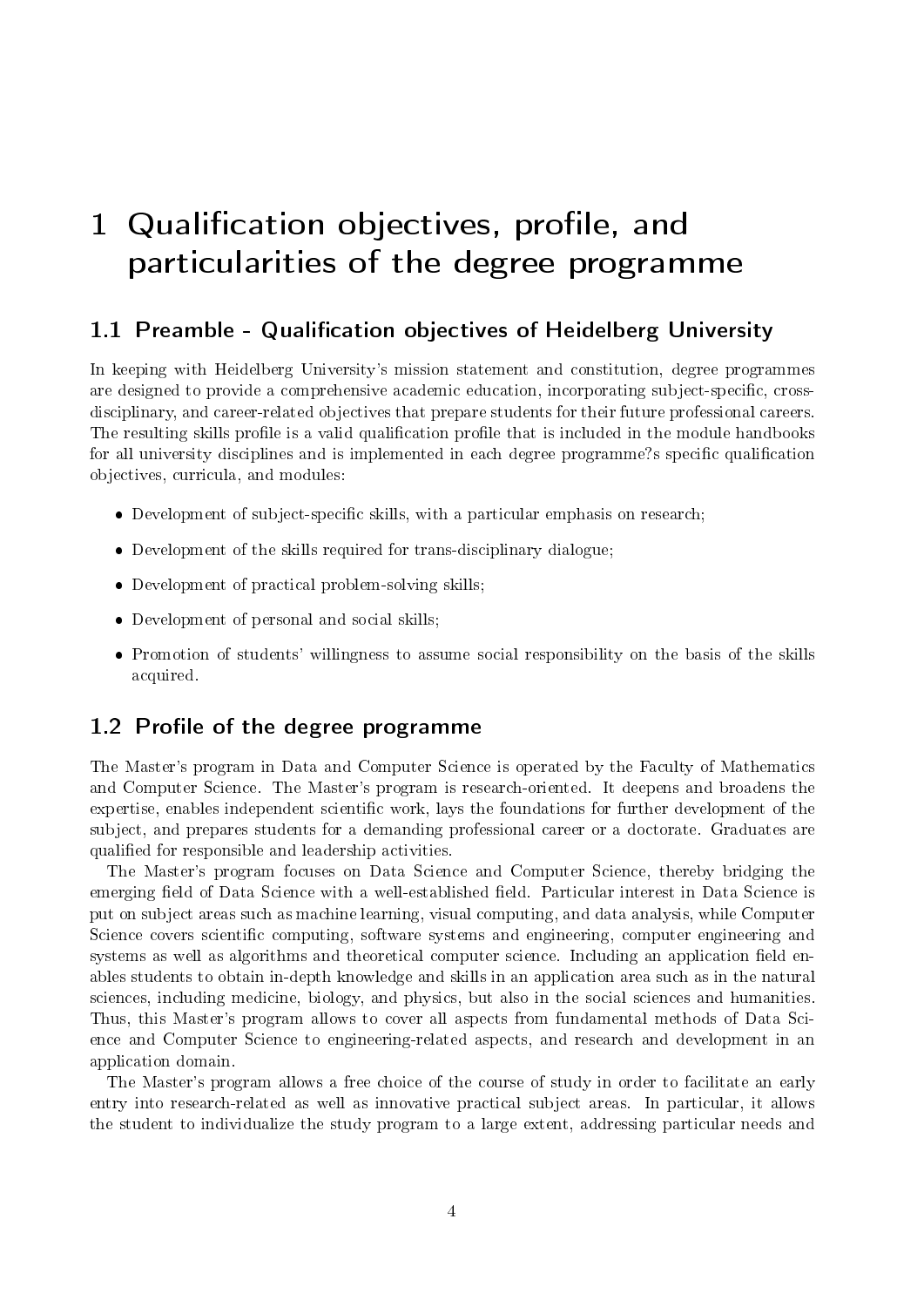# 1 Qualification objectives, profile, and particularities of the degree programme

## 1.1 Preamble - Qualification objectives of Heidelberg University

In keeping with Heidelberg University's mission statement and constitution, degree programmes are designed to provide a comprehensive academic education, incorporating subject-specific, cross-disciplinary, and career-related objectives that prepare students for their future professional careers. The resulting skills profile is a valid qualification profile that is included in the module handbooks for all university disciplines and is implemented in each degree programme?s specific qualification objectives, curricula, and modules:

- Development of subject-specific skills, with a particular emphasis on research;
- Development of the skills required for trans-disciplinary dialogue;
- Development of practical problem-solving skills;
- Development of personal and social skills;
- Promotion of students' willingness to assume social responsibility on the basis of the skills acquired.

## 1.2 Profile of the degree programme

The Master's program in Data and Computer Science is operated by the Faculty of Mathematics and Computer Science. The Master's program is research-oriented. It deepens and broadens the expertise, enables independent scientific work, lays the foundations for further development of the subject, and prepares students for a demanding professional career or a doctorate. Graduates are qualified for responsible and leadership activities.

The Master's program focuses on Data Science and Computer Science, thereby bridging the emerging field of Data Science with a well-established field. Particular interest in Data Science is put on subject areas such as machine learning, visual computing, and data analysis, while Computer Science covers scientific computing, software systems and engineering, computer engineering and systems as well as algorithms and theoretical computer science. Including an application field enables students to obtain in-depth knowledge and skills in an application area such as in the natural sciences, including medicine, biology, and physics, but also in the social sciences and humanities. Thus, this Master's program allows to cover all aspects from fundamental methods of Data Science and Computer Science to engineering-related aspects, and research and development in an application domain.

The Master's program allows a free choice of the course of study in order to facilitate an early entry into research-related as well as innovative practical subject areas. In particular, it allows the student to individualize the study program to a large extent, addressing particular needs and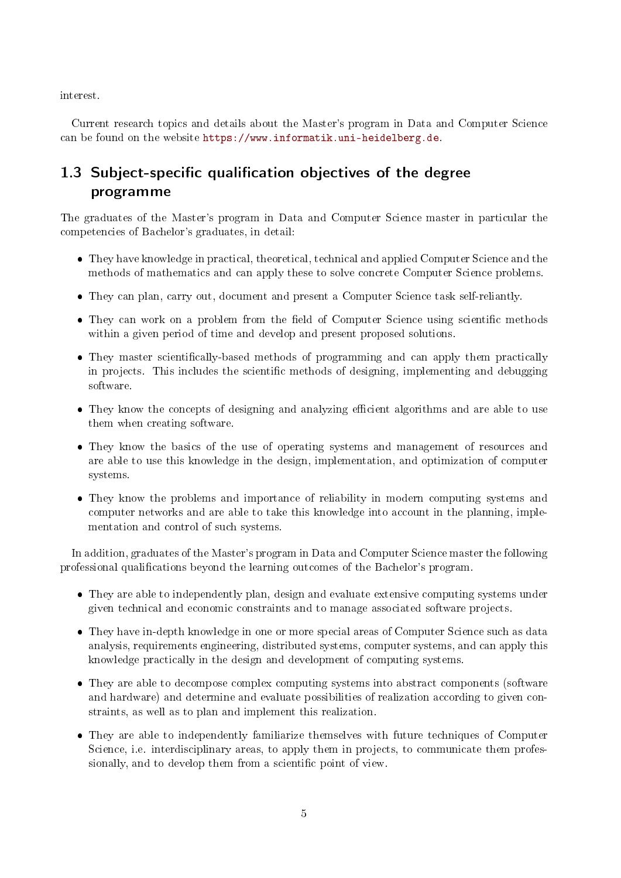interest.

Current research topics and details about the Master's program in Data and Computer Science can be found on the website https://www.informatik.uni-heidelberg.de.

## 1.3 Subject-specific qualification objectives of the degree programme

The graduates of the Master's program in Data and Computer Science master in particular the competencies of Bachelor's graduates, in detail:

- They have knowledge in practical, theoretical, technical and applied Computer Science and the methods of mathematics and can apply these to solve concrete Computer Science problems.
- They can plan, carry out, document and present a Computer Science task self-reliantly.
- They can work on a problem from the field of Computer Science using scientific methods within a given period of time and develop and present proposed solutions.
- They master scientifically-based methods of programming and can apply them practically in projects. This includes the scientific methods of designing, implementing and debugging software.
- They know the concepts of designing and analyzing efficient algorithms and are able to use them when creating software.
- They know the basics of the use of operating systems and management of resources and are able to use this knowledge in the design, implementation, and optimization of computer systems.
- They know the problems and importance of reliability in modern computing systems and computer networks and are able to take this knowledge into account in the planning, implementation and control of such systems.

In addition, graduates of the Master's program in Data and Computer Science master the following professional qualifications beyond the learning outcomes of the Bachelor's program.

- They are able to independently plan, design and evaluate extensive computing systems under given technical and economic constraints and to manage associated software projects.
- They have in-depth knowledge in one or more special areas of Computer Science such as data analysis, requirements engineering, distributed systems, computer systems, and can apply this knowledge practically in the design and development of computing systems.
- They are able to decompose complex computing systems into abstract components (software and hardware) and determine and evaluate possibilities of realization according to given constraints, as well as to plan and implement this realization.
- They are able to independently familiarize themselves with future techniques of Computer Science, i.e. interdisciplinary areas, to apply them in projects, to communicate them professionally, and to develop them from a scientific point of view.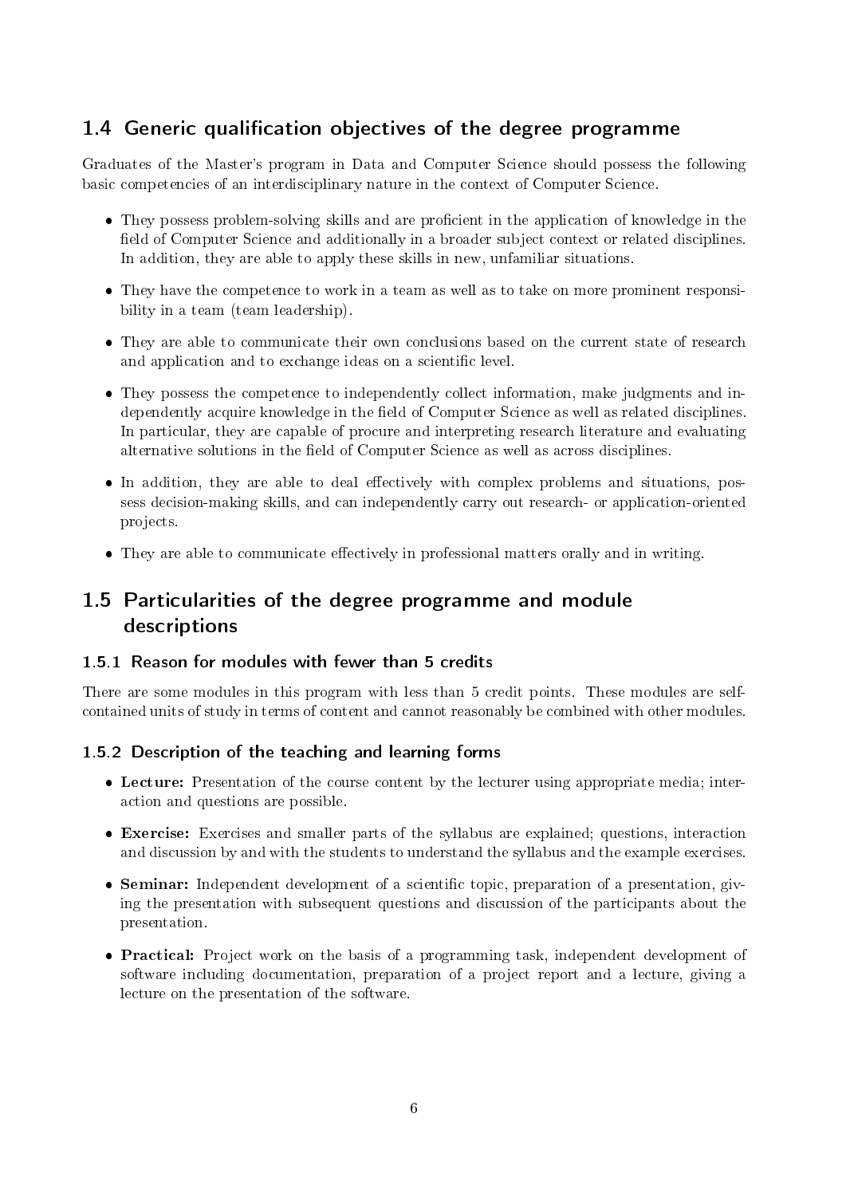## 1.4 Generic qualification objectives of the degree programme

Graduates of the Master's program in Data and Computer Science should possess the following basic competencies of an interdisciplinary nature in the context of Computer Science.

- They possess problem-solving skills and are proficient in the application of knowledge in the field of Computer Science and additionally in a broader subject context or related disciplines. In addition, they are able to apply these skills in new, unfamiliar situations.
- They have the competence to work in a team as well as to take on more prominent responsibility in a team (team leadership).
- They are able to communicate their own conclusions based on the current state of research and application and to exchange ideas on a scientific level.
- They possess the competence to independently collect information, make judgments and independently acquire knowledge in the field of Computer Science as well as related disciplines. In particular, they are capable of procure and interpreting research literature and evaluating alternative solutions in the field of Computer Science as well as across disciplines.
- In addition, they are able to deal effectively with complex problems and situations, possess decision-making skills, and can independently carry out research- or application-oriented projects.
- They are able to communicate effectively in professional matters orally and in writing.

## 1.5 Particularities of the degree programme and module descriptions

### 1.5.1 Reason for modules with fewer than 5 credits

There are some modules in this program with less than 5 credit points. These modules are self-contained units of study in terms of content and cannot reasonably be combined with other modules.

### 1.5.2 Description of the teaching and learning forms

- **Lecture:** Presentation of the course content by the lecturer using appropriate media; interaction and questions are possible.
- **Exercise:** Exercises and smaller parts of the syllabus are explained; questions, interaction and discussion by and with the students to understand the syllabus and the example exercises.
- **Seminar:** Independent development of a scientific topic, preparation of a presentation, giving the presentation with subsequent questions and discussion of the participants about the presentation.
- **Practical:** Project work on the basis of a programming task, independent development of software including documentation, preparation of a project report and a lecture, giving a lecture on the presentation of the software.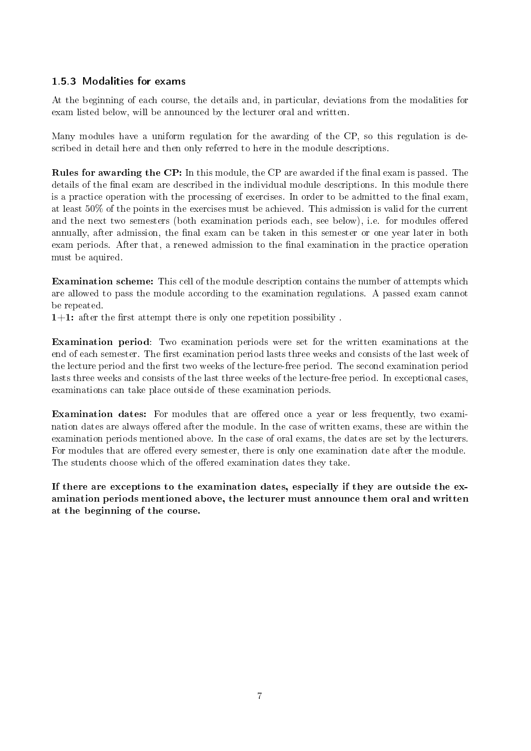### 1.5.3 Modalities for exams

At the beginning of each course, the details and, in particular, deviations from the modalities for exam listed below, will be announced by the lecturer oral and written.

Many modules have a uniform regulation for the awarding of the CP, so this regulation is described in detail here and then only referred to here in the module descriptions.

**Rules for awarding the CP:** In this module, the CP are awarded if the final exam is passed. The details of the final exam are described in the individual module descriptions. In this module there is a practice operation with the processing of exercises. In order to be admitted to the final exam, at least 50% of the points in the exercises must be achieved. This admission is valid for the current and the next two semesters (both examination periods each, see below), i.e. for modules offered annually, after admission, the final exam can be taken in this semester or one year later in both exam periods. After that, a renewed admission to the final examination in the practice operation must be aquired.

**Examination scheme:** This cell of the module description contains the number of attempts which are allowed to pass the module according to the examination regulations. A passed exam cannot be repeated.

**1+1:** after the first attempt there is only one repetition possibility .

**Examination period**: Two examination periods were set for the written examinations at the end of each semester. The first examination period lasts three weeks and consists of the last week of the lecture period and the first two weeks of the lecture-free period. The second examination period lasts three weeks and consists of the last three weeks of the lecture-free period. In exceptional cases, examinations can take place outside of these examination periods.

**Examination dates:** For modules that are offered once a year or less frequently, two examination dates are always offered after the module. In the case of written exams, these are within the examination periods mentioned above. In the case of oral exams, the dates are set by the lecturers. For modules that are offered every semester, there is only one examination date after the module. The students choose which of the offered examination dates they take.

**If there are exceptions to the examination dates, especially if they are outside the examination periods mentioned above, the lecturer must announce them oral and written at the beginning of the course.**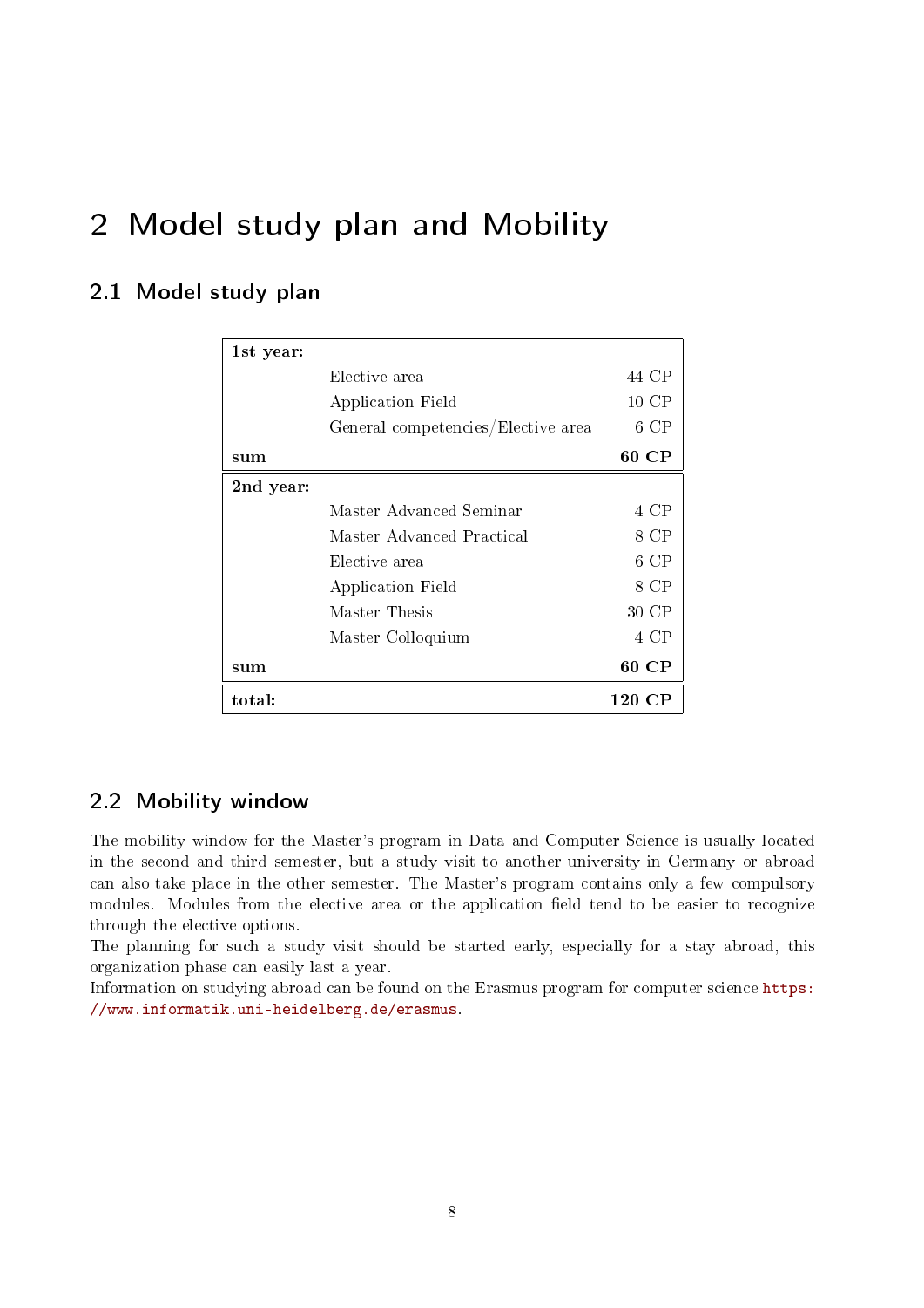# 2 Model study plan and Mobility

## 2.1 Model study plan

| **1st year:** | | |
|---|---|---|
| | Elective area | 44 CP |
| | Application Field | 10 CP |
| | General competencies/Elective area | 6 CP |
| **sum** | | **60 CP** |
| **2nd year:** | | |
| | Master Advanced Seminar | 4 CP |
| | Master Advanced Practical | 8 CP |
| | Elective area | 6 CP |
| | Application Field | 8 CP |
| | Master Thesis | 30 CP |
| | Master Colloquium | 4 CP |
| **sum** | | **60 CP** |
| **total:** | | **120 CP** |

## 2.2 Mobility window

The mobility window for the Master's program in Data and Computer Science is usually located in the second and third semester, but a study visit to another university in Germany or abroad can also take place in the other semester. The Master's program contains only a few compulsory modules. Modules from the elective area or the application field tend to be easier to recognize through the elective options.

The planning for such a study visit should be started early, especially for a stay abroad, this organization phase can easily last a year.

Information on studying abroad can be found on the Erasmus program for computer science https://www.informatik.uni-heidelberg.de/erasmus.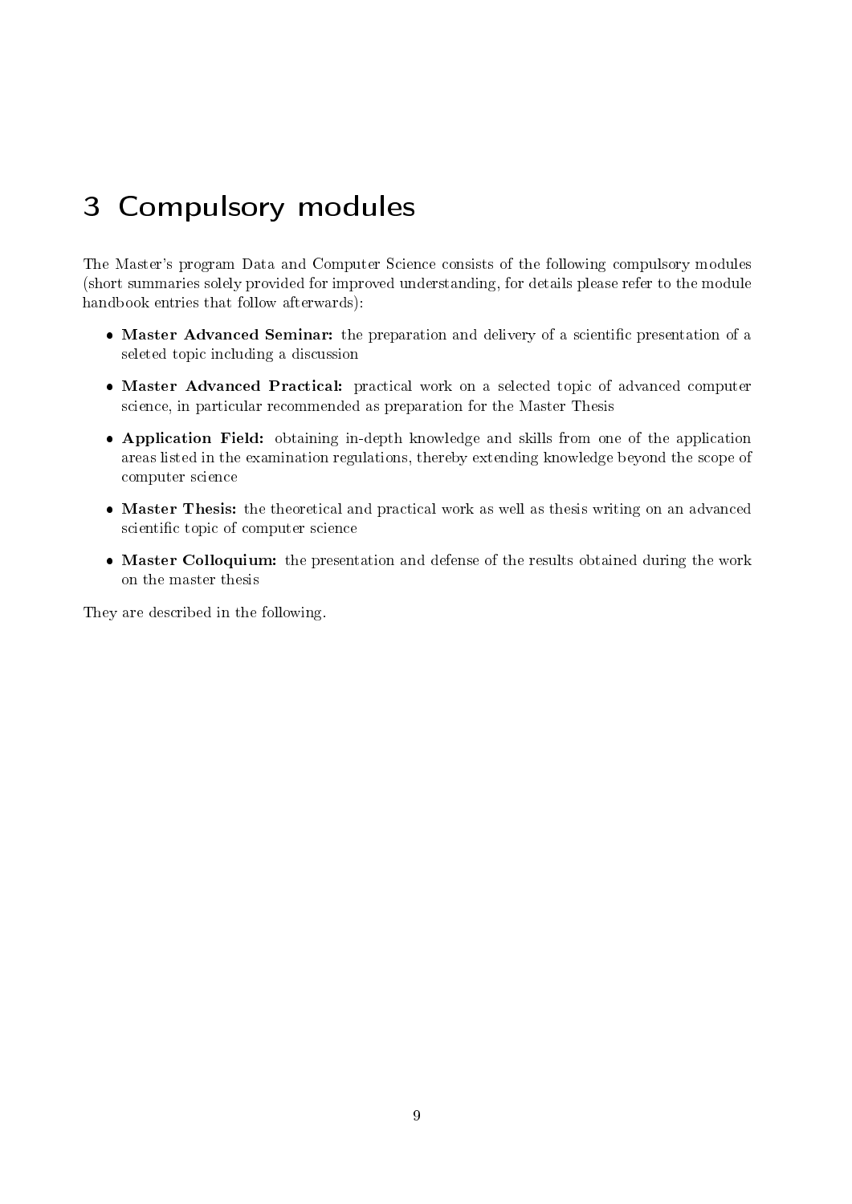# 3 Compulsory modules

The Master's program Data and Computer Science consists of the following compulsory modules (short summaries solely provided for improved understanding, for details please refer to the module handbook entries that follow afterwards):

- **Master Advanced Seminar:** the preparation and delivery of a scientific presentation of a seleted topic including a discussion
- **Master Advanced Practical:** practical work on a selected topic of advanced computer science, in particular recommended as preparation for the Master Thesis
- **Application Field:** obtaining in-depth knowledge and skills from one of the application areas listed in the examination regulations, thereby extending knowledge beyond the scope of computer science
- **Master Thesis:** the theoretical and practical work as well as thesis writing on an advanced scientific topic of computer science
- **Master Colloquium:** the presentation and defense of the results obtained during the work on the master thesis

They are described in the following.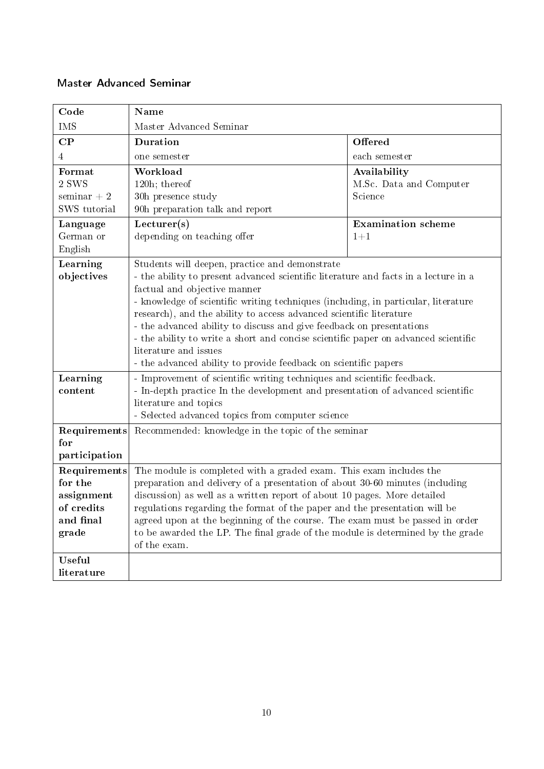## Master Advanced Seminar

| **Code** | **Name** | |
|---|---|---|
| IMS | Master Advanced Seminar | |
| **CP** | **Duration** | **Offered** |
| 4 | one semester | each semester |
| **Format**<br>2 SWS seminar + 2 SWS tutorial | **Workload**<br>120h; thereof<br>30h presence study<br>90h preparation talk and report | **Availability**<br>M.Sc. Data and Computer Science |
| **Language**<br>German or English | **Lecturer(s)**<br>depending on teaching offer | **Examination scheme**<br>1+1 |
| **Learning objectives** | Students will deepen, practice and demonstrate<br>- the ability to present advanced scientific literature and facts in a lecture in a factual and objective manner<br>- knowledge of scientific writing techniques (including, in particular, literature research), and the ability to access advanced scientific literature<br>- the advanced ability to discuss and give feedback on presentations<br>- the ability to write a short and concise scientific paper on advanced scientific literature and issues<br>- the advanced ability to provide feedback on scientific papers | |
| **Learning content** | - Improvement of scientific writing techniques and scientific feedback.<br>- In-depth practice In the development and presentation of advanced scientific literature and topics<br>- Selected advanced topics from computer science | |
| **Requirements for participation** | Recommended: knowledge in the topic of the seminar | |
| **Requirements for the assignment of credits and final grade** | The module is completed with a graded exam. This exam includes the preparation and delivery of a presentation of about 30-60 minutes (including discussion) as well as a written report of about 10 pages. More detailed regulations regarding the format of the paper and the presentation will be agreed upon at the beginning of the course. The exam must be passed in order to be awarded the LP. The final grade of the module is determined by the grade of the exam. | |
| **Useful literature** | | |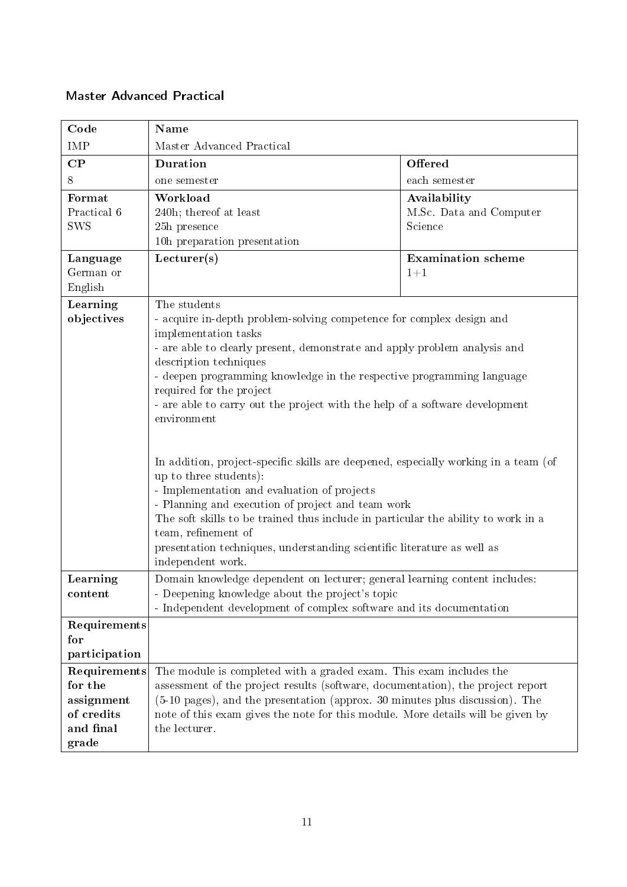## Master Advanced Practical

| **Code** | **Name** | |
|---|---|---|
| IMP | Master Advanced Practical | |
| **CP** | **Duration** | **Offered** |
| 8 | one semester | each semester |
| **Format**<br>Practical 6 SWS | **Workload**<br>240h; thereof at least<br>25h presence<br>10h preparation presentation | **Availability**<br>M.Sc. Data and Computer Science |
| **Language**<br>German or English | **Lecturer(s)** | **Examination scheme**<br>1+1 |
| **Learning objectives** | The students<br>- acquire in-depth problem-solving competence for complex design and implementation tasks<br>- are able to clearly present, demonstrate and apply problem analysis and description techniques<br>- deepen programming knowledge in the respective programming language required for the project<br>- are able to carry out the project with the help of a software development environment<br><br>In addition, project-specific skills are deepened, especially working in a team (of up to three students):<br>- Implementation and evaluation of projects<br>- Planning and execution of project and team work<br>The soft skills to be trained thus include in particular the ability to work in a team, refinement of<br>presentation techniques, understanding scientific literature as well as independent work. | |
| **Learning content** | Domain knowledge dependent on lecturer; general learning content includes:<br>- Deepening knowledge about the project's topic<br>- Independent development of complex software and its documentation | |
| **Requirements for participation** | | |
| **Requirements for the assignment of credits and final grade** | The module is completed with a graded exam. This exam includes the assessment of the project results (software, documentation), the project report (5-10 pages), and the presentation (approx. 30 minutes plus discussion). The note of this exam gives the note for this module. More details will be given by the lecturer. | |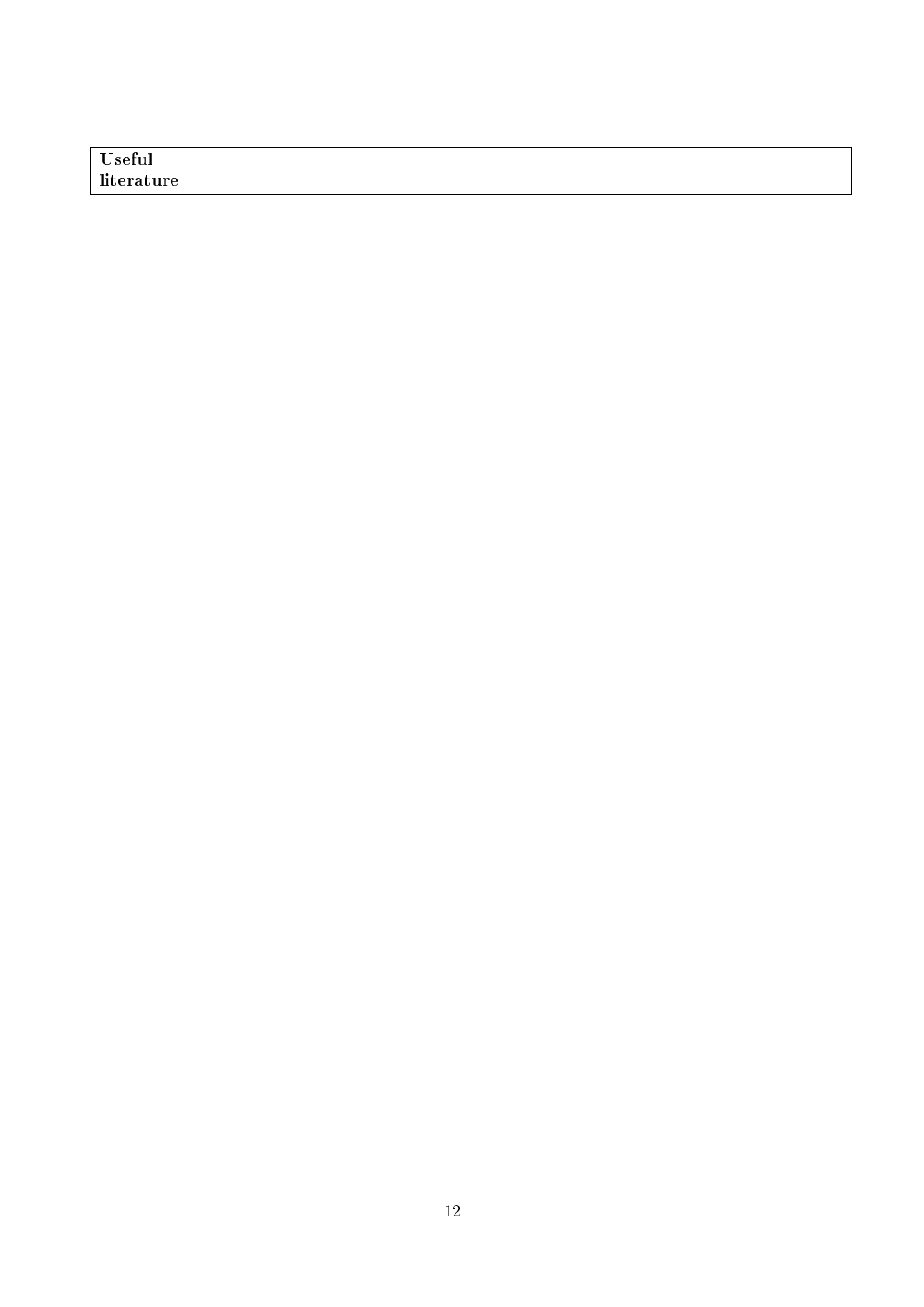| **Useful literature** | |
|---|---|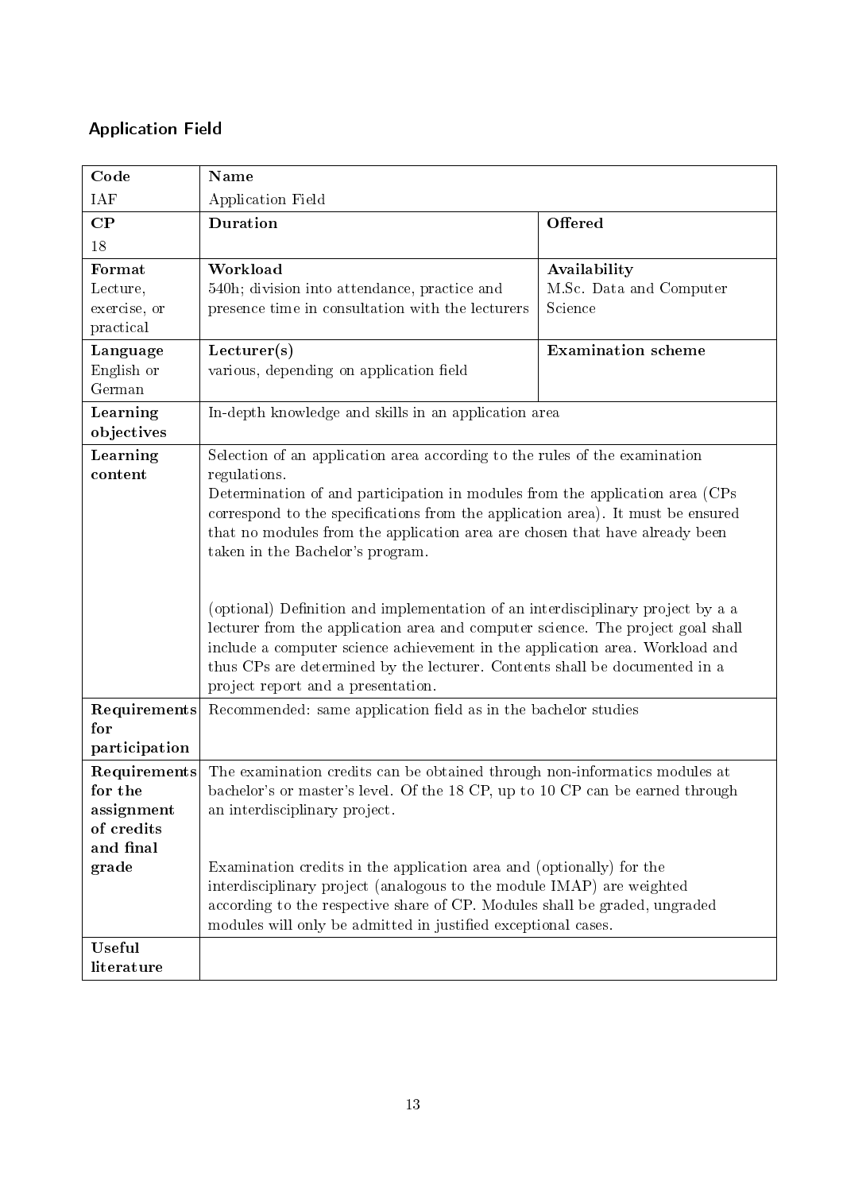## Application Field

| Code | Name | |
|---|---|---|
| IAF | Application Field | |
| **CP** | **Duration** | **Offered** |
| 18 | | |
| **Format** | **Workload** | **Availability** |
| Lecture, exercise, or practical | 540h; division into attendance, practice and presence time in consultation with the lecturers | M.Sc. Data and Computer Science |
| **Language** | **Lecturer(s)** | **Examination scheme** |
| English or German | various, depending on application field | |
| **Learning objectives** | In-depth knowledge and skills in an application area | |
| **Learning content** | Selection of an application area according to the rules of the examination regulations.<br>Determination of and participation in modules from the application area (CPs correspond to the specifications from the application area). It must be ensured that no modules from the application area are chosen that have already been taken in the Bachelor's program.<br><br>(optional) Definition and implementation of an interdisciplinary project by a a lecturer from the application area and computer science. The project goal shall include a computer science achievement in the application area. Workload and thus CPs are determined by the lecturer. Contents shall be documented in a project report and a presentation. | |
| **Requirements for participation** | Recommended: same application field as in the bachelor studies | |
| **Requirements for the assignment of credits and final grade** | The examination credits can be obtained through non-informatics modules at bachelor's or master's level. Of the 18 CP, up to 10 CP can be earned through an interdisciplinary project.<br><br>Examination credits in the application area and (optionally) for the interdisciplinary project (analogous to the module IMAP) are weighted according to the respective share of CP. Modules shall be graded, ungraded modules will only be admitted in justified exceptional cases. | |
| **Useful literature** | | |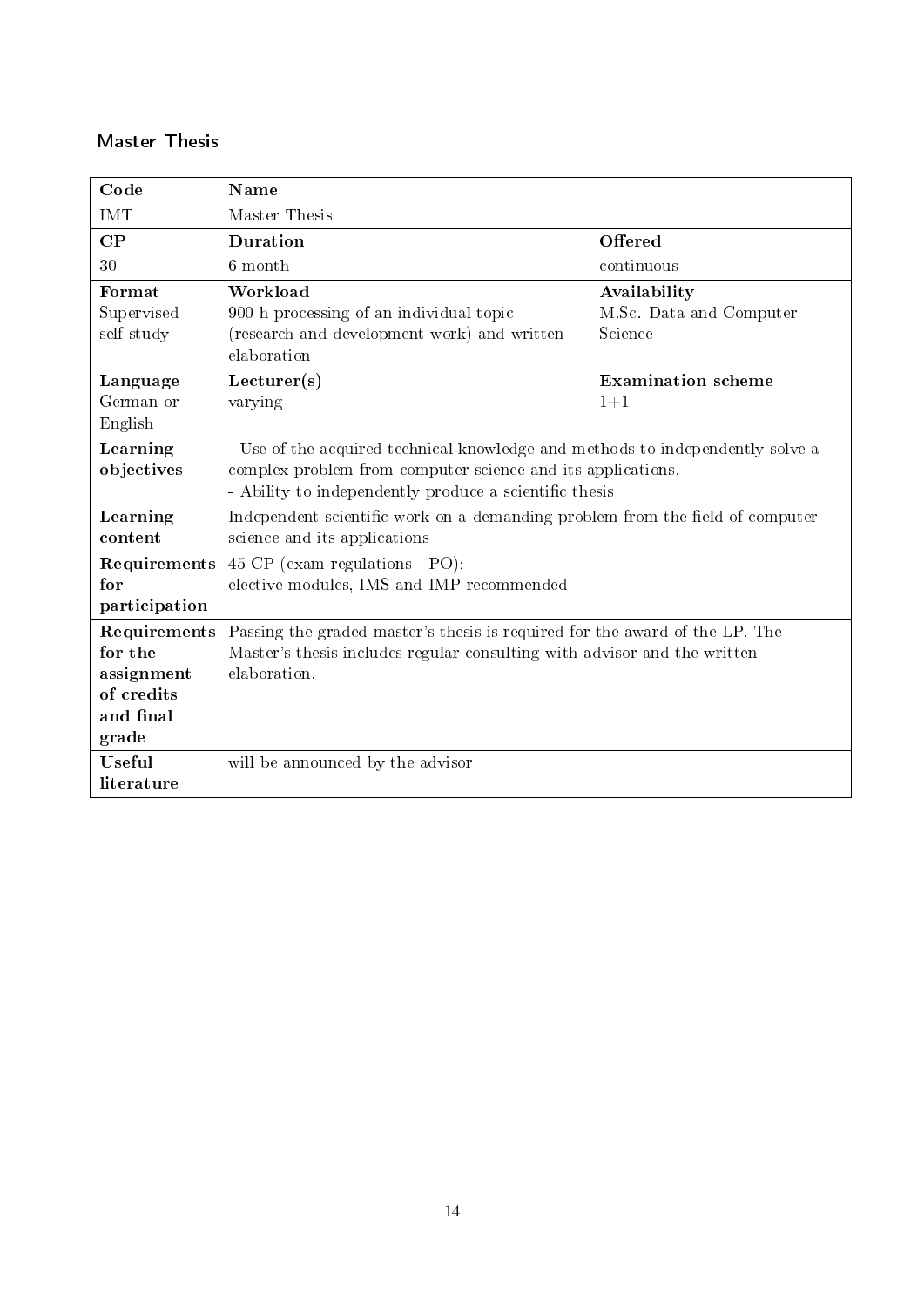## Master Thesis

| Code | Name | |
|---|---|---|
| IMT | Master Thesis | |
| **CP** | **Duration** | **Offered** |
| 30 | 6 month | continuous |
| **Format**<br>Supervised self-study | **Workload**<br>900 h processing of an individual topic (research and development work) and written elaboration | **Availability**<br>M.Sc. Data and Computer Science |
| **Language**<br>German or English | **Lecturer(s)**<br>varying | **Examination scheme**<br>1+1 |
| **Learning objectives** | - Use of the acquired technical knowledge and methods to independently solve a complex problem from computer science and its applications.<br>- Ability to independently produce a scientific thesis | |
| **Learning content** | Independent scientific work on a demanding problem from the field of computer science and its applications | |
| **Requirements for participation** | 45 CP (exam regulations - PO);<br>elective modules, IMS and IMP recommended | |
| **Requirements for the assignment of credits and final grade** | Passing the graded master's thesis is required for the award of the LP. The Master's thesis includes regular consulting with advisor and the written elaboration. | |
| **Useful literature** | will be announced by the advisor | |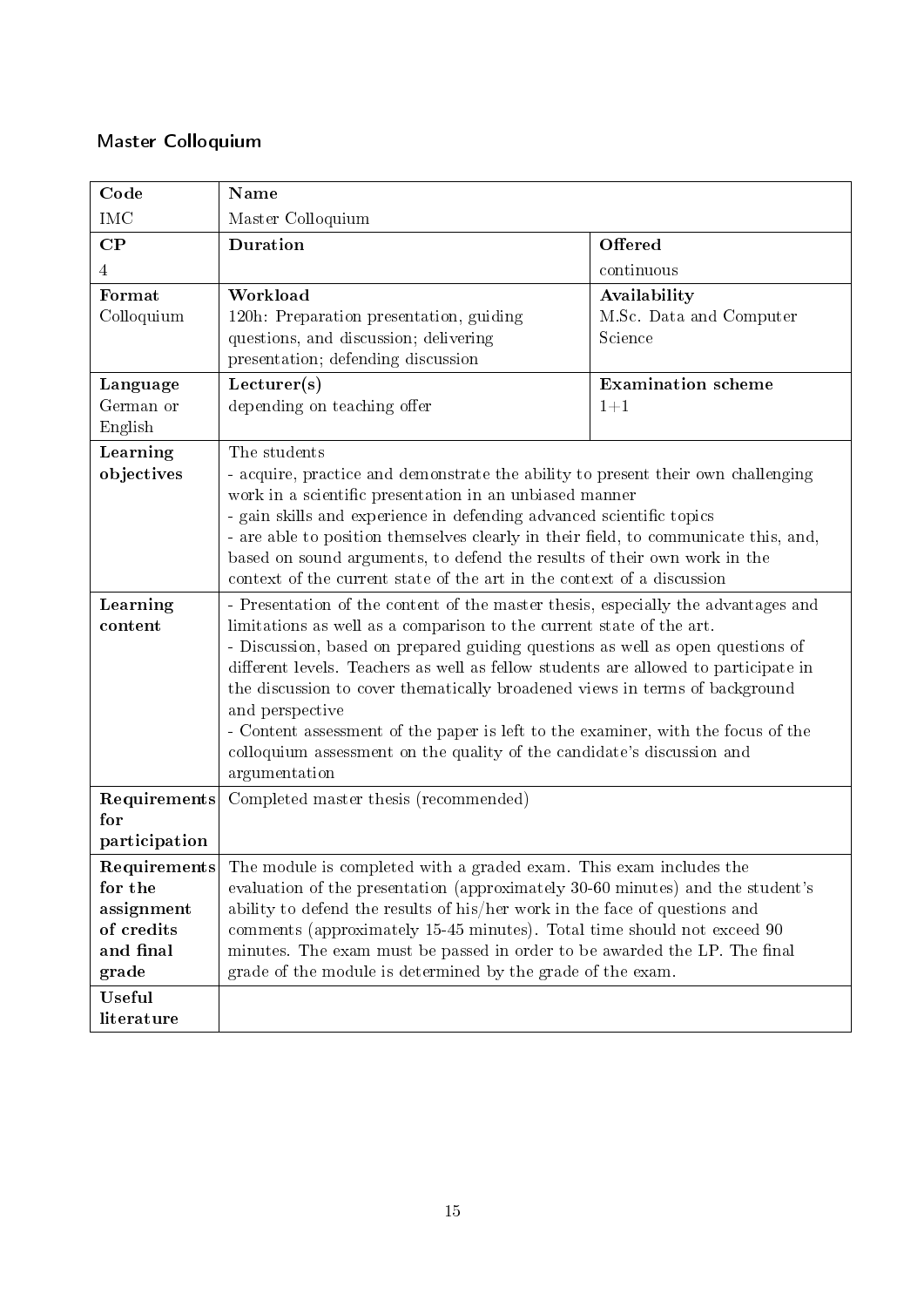## Master Colloquium

| **Code** | **Name** | |
|---|---|---|
| IMC | Master Colloquium | |
| **CP** | **Duration** | **Offered** |
| 4 | | continuous |
| **Format**<br>Colloquium | **Workload**<br>120h: Preparation presentation, guiding questions, and discussion; delivering presentation; defending discussion | **Availability**<br>M.Sc. Data and Computer Science |
| **Language**<br>German or English | **Lecturer(s)**<br>depending on teaching offer | **Examination scheme**<br>1+1 |
| **Learning objectives** | The students<br>- acquire, practice and demonstrate the ability to present their own challenging work in a scientific presentation in an unbiased manner<br>- gain skills and experience in defending advanced scientific topics<br>- are able to position themselves clearly in their field, to communicate this, and, based on sound arguments, to defend the results of their own work in the context of the current state of the art in the context of a discussion | |
| **Learning content** | - Presentation of the content of the master thesis, especially the advantages and limitations as well as a comparison to the current state of the art.<br>- Discussion, based on prepared guiding questions as well as open questions of different levels. Teachers as well as fellow students are allowed to participate in the discussion to cover thematically broadened views in terms of background and perspective<br>- Content assessment of the paper is left to the examiner, with the focus of the colloquium assessment on the quality of the candidate's discussion and argumentation | |
| **Requirements for participation** | Completed master thesis (recommended) | |
| **Requirements for the assignment of credits and final grade** | The module is completed with a graded exam. This exam includes the evaluation of the presentation (approximately 30-60 minutes) and the student's ability to defend the results of his/her work in the face of questions and comments (approximately 15-45 minutes). Total time should not exceed 90 minutes. The exam must be passed in order to be awarded the LP. The final grade of the module is determined by the grade of the exam. | |
| **Useful literature** | | |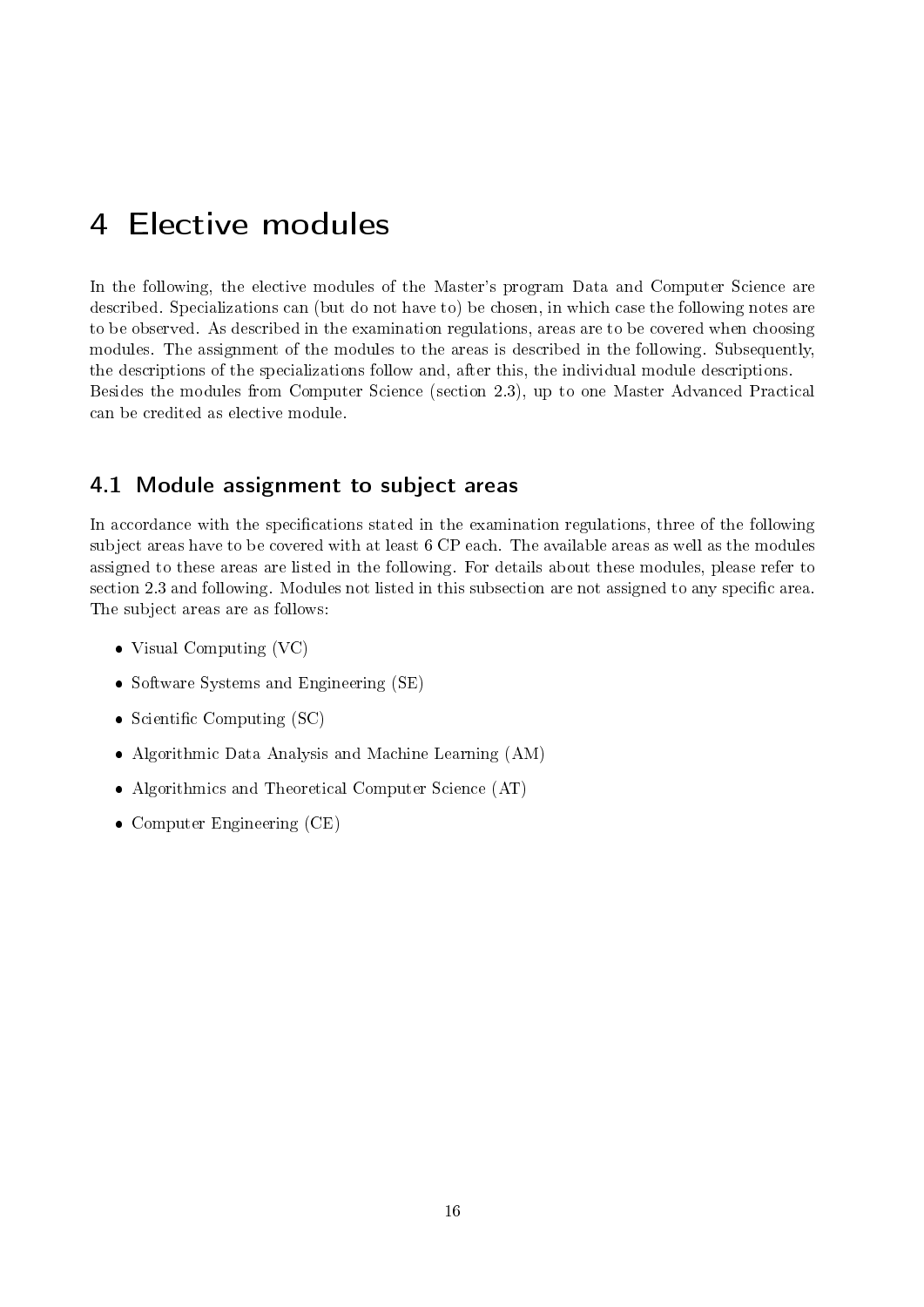# 4 Elective modules

In the following, the elective modules of the Master's program Data and Computer Science are described. Specializations can (but do not have to) be chosen, in which case the following notes are to be observed. As described in the examination regulations, areas are to be covered when choosing modules. The assignment of the modules to the areas is described in the following. Subsequently, the descriptions of the specializations follow and, after this, the individual module descriptions. Besides the modules from Computer Science (section 2.3), up to one Master Advanced Practical can be credited as elective module.

## 4.1 Module assignment to subject areas

In accordance with the specifications stated in the examination regulations, three of the following subject areas have to be covered with at least 6 CP each. The available areas as well as the modules assigned to these areas are listed in the following. For details about these modules, please refer to section 2.3 and following. Modules not listed in this subsection are not assigned to any specific area. The subject areas are as follows:

- Visual Computing (VC)
- Software Systems and Engineering (SE)
- Scientific Computing (SC)
- Algorithmic Data Analysis and Machine Learning (AM)
- Algorithmics and Theoretical Computer Science (AT)
- Computer Engineering (CE)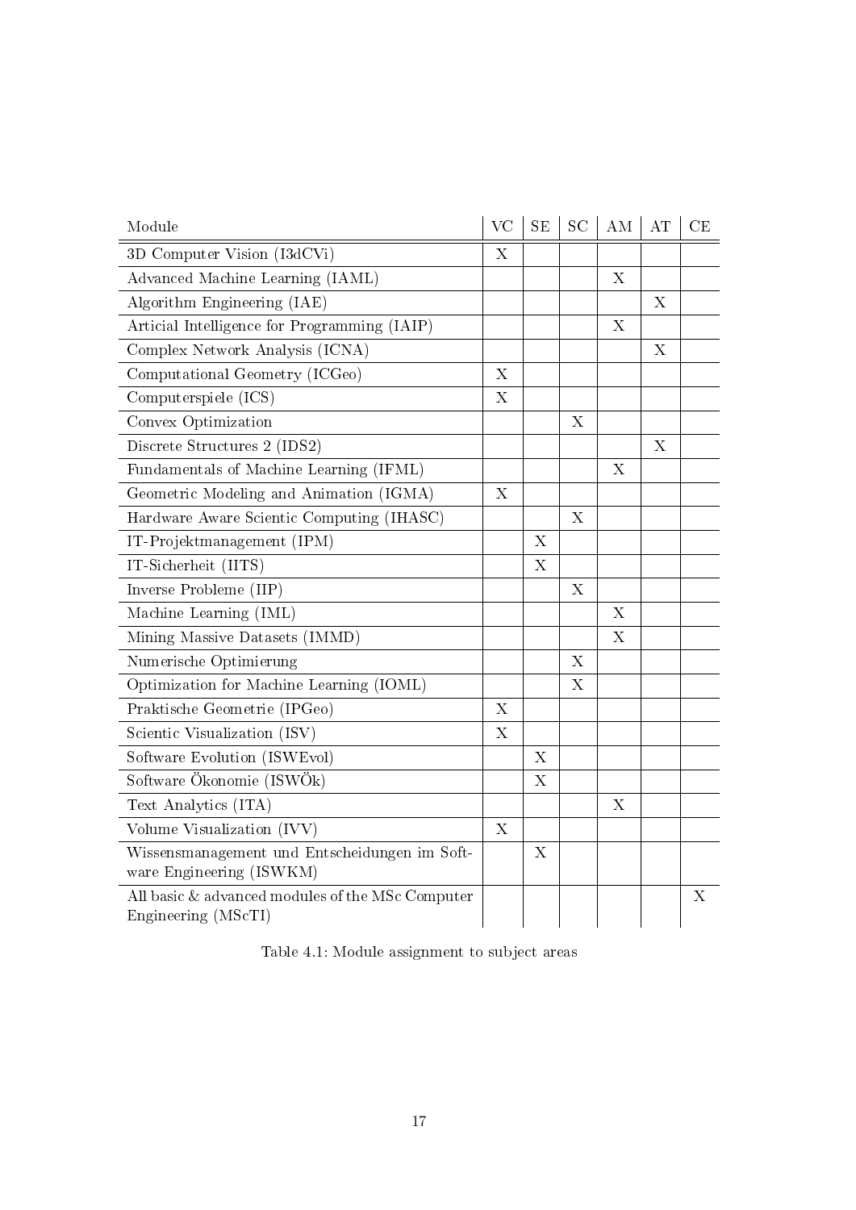| Module | VC | SE | SC | AM | AT | CE |
|---|---|---|---|---|---|---|
| 3D Computer Vision (I3dCVi) | X | | | | | |
| Advanced Machine Learning (IAML) | | | | X | | |
| Algorithm Engineering (IAE) | | | | | X | |
| Articial Intelligence for Programming (IAIP) | | | | X | | |
| Complex Network Analysis (ICNA) | | | | | X | |
| Computational Geometry (ICGeo) | X | | | | | |
| Computerspiele (ICS) | X | | | | | |
| Convex Optimization | | | X | | | |
| Discrete Structures 2 (IDS2) | | | | | X | |
| Fundamentals of Machine Learning (IFML) | | | | X | | |
| Geometric Modeling and Animation (IGMA) | X | | | | | |
| Hardware Aware Scientic Computing (IHASC) | | | X | | | |
| IT-Projektmanagement (IPM) | | X | | | | |
| IT-Sicherheit (IITS) | | X | | | | |
| Inverse Probleme (IIP) | | | X | | | |
| Machine Learning (IML) | | | | X | | |
| Mining Massive Datasets (IMMD) | | | | X | | |
| Numerische Optimierung | | | X | | | |
| Optimization for Machine Learning (IOML) | | | X | | | |
| Praktische Geometrie (IPGeo) | X | | | | | |
| Scientic Visualization (ISV) | X | | | | | |
| Software Evolution (ISWEvol) | | X | | | | |
| Software Ökonomie (ISWÖk) | | X | | | | |
| Text Analytics (ITA) | | | | X | | |
| Volume Visualization (IVV) | X | | | | | |
| Wissensmanagement und Entscheidungen im Software Engineering (ISWKM) | | X | | | | |
| All basic & advanced modules of the MSc Computer Engineering (MScTI) | | | | | | X |

Table 4.1: Module assignment to subject areas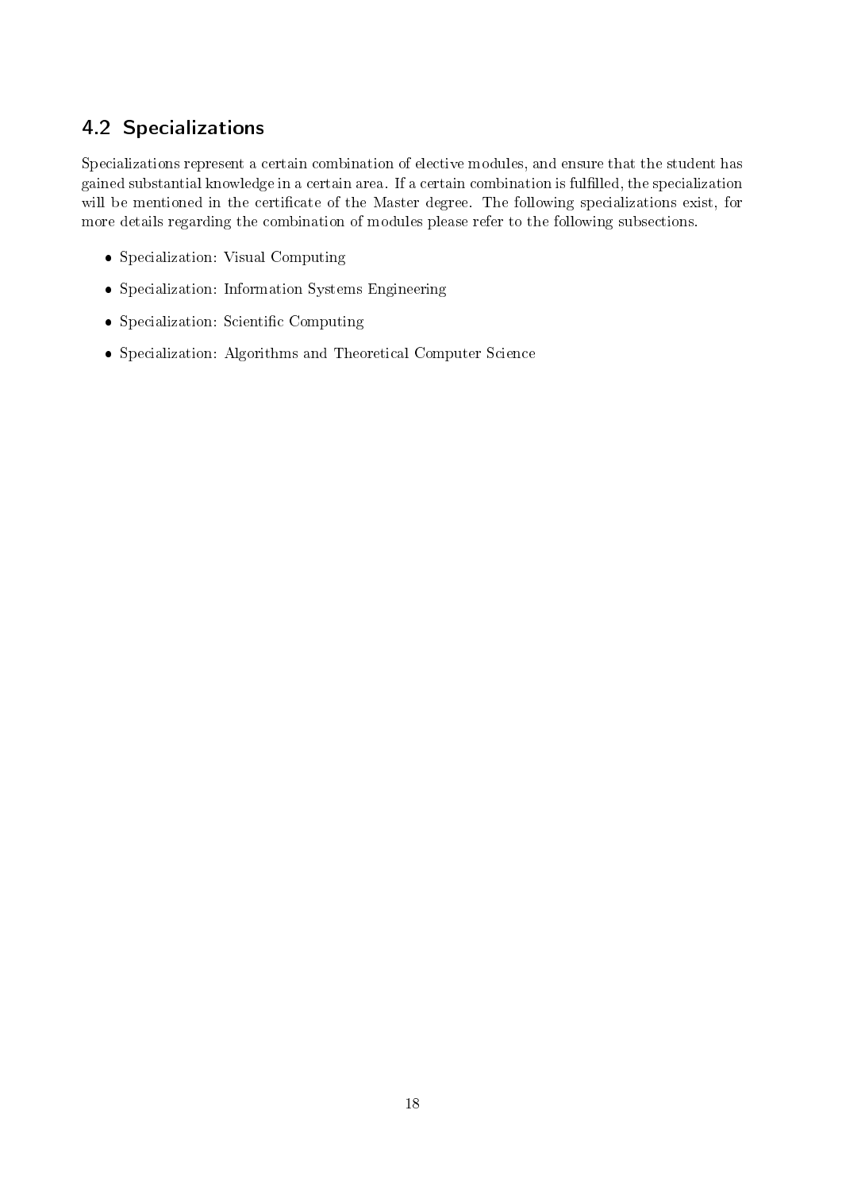## 4.2 Specializations

Specializations represent a certain combination of elective modules, and ensure that the student has gained substantial knowledge in a certain area. If a certain combination is fulfilled, the specialization will be mentioned in the certificate of the Master degree. The following specializations exist, for more details regarding the combination of modules please refer to the following subsections.

- Specialization: Visual Computing
- Specialization: Information Systems Engineering
- Specialization: Scientific Computing
- Specialization: Algorithms and Theoretical Computer Science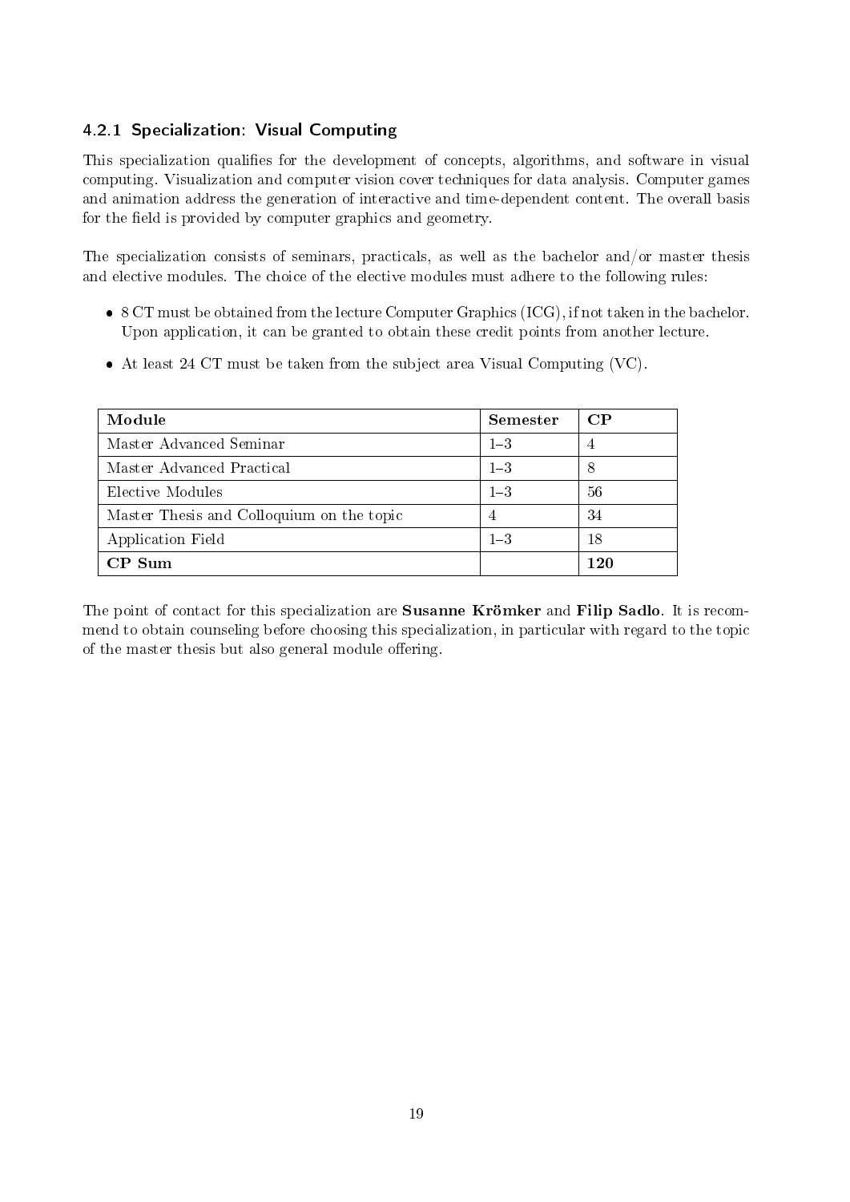### 4.2.1 Specialization: Visual Computing

This specialization qualifies for the development of concepts, algorithms, and software in visual computing. Visualization and computer vision cover techniques for data analysis. Computer games and animation address the generation of interactive and time-dependent content. The overall basis for the field is provided by computer graphics and geometry.

The specialization consists of seminars, practicals, as well as the bachelor and/or master thesis and elective modules. The choice of the elective modules must adhere to the following rules:

- 8 CT must be obtained from the lecture Computer Graphics (ICG), if not taken in the bachelor. Upon application, it can be granted to obtain these credit points from another lecture.
- At least 24 CT must be taken from the subject area Visual Computing (VC).

| Module | Semester | CP |
|---|---|---|
| Master Advanced Seminar | 1–3 | 4 |
| Master Advanced Practical | 1–3 | 8 |
| Elective Modules | 1–3 | 56 |
| Master Thesis and Colloquium on the topic | 4 | 34 |
| Application Field | 1–3 | 18 |
| **CP Sum** | | **120** |

The point of contact for this specialization are **Susanne Krömker** and **Filip Sadlo**. It is recommend to obtain counseling before choosing this specialization, in particular with regard to the topic of the master thesis but also general module offering.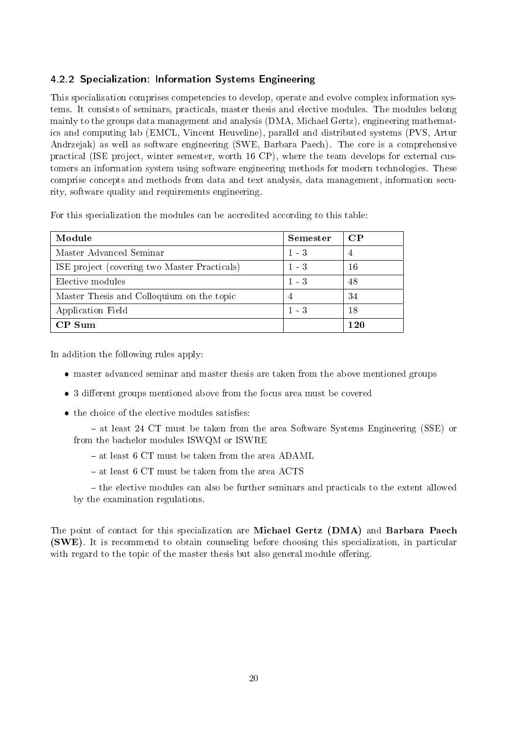### 4.2.2 Specialization: Information Systems Engineering

This specialization comprises competencies to develop, operate and evolve complex information systems. It consists of seminars, practicals, master thesis and elective modules. The modules belong mainly to the groups data management and analysis (DMA, Michael Gertz), engineering mathematics and computing lab (EMCL, Vincent Heuveline), parallel and distributed systems (PVS, Artur Andrzejak) as well as software engineering (SWE, Barbara Paech). The core is a comprehensive practical (ISE project, winter semester, worth 16 CP), where the team develops for external customers an information system using software engineering methods for modern technologies. These comprise concepts and methods from data and text analysis, data management, information security, software quality and requirements engineering.

For this specialization the modules can be accredited according to this table:

| Module | Semester | CP |
|---|---|---|
| Master Advanced Seminar | 1 - 3 | 4 |
| ISE project (covering two Master Practicals) | 1 - 3 | 16 |
| Elective modules | 1 - 3 | 48 |
| Master Thesis and Colloquium on the topic | 4 | 34 |
| Application Field | 1 - 3 | 18 |
| **CP Sum** | | **120** |

In addition the following rules apply:

- master advanced seminar and master thesis are taken from the above mentioned groups
- 3 different groups mentioned above from the focus area must be covered
- the choice of the elective modules satisfies:
  - at least 24 CT must be taken from the area Software Systems Engineering (SSE) or from the bachelor modules ISWQM or ISWRE
  - at least 6 CT must be taken from the area ADAML
  - at least 6 CT must be taken from the area ACTS
  - the elective modules can also be further seminars and practicals to the extent allowed by the examination regulations.

The point of contact for this specialization are **Michael Gertz (DMA)** and **Barbara Paech (SWE)**. It is recommend to obtain counseling before choosing this specialization, in particular with regard to the topic of the master thesis but also general module offering.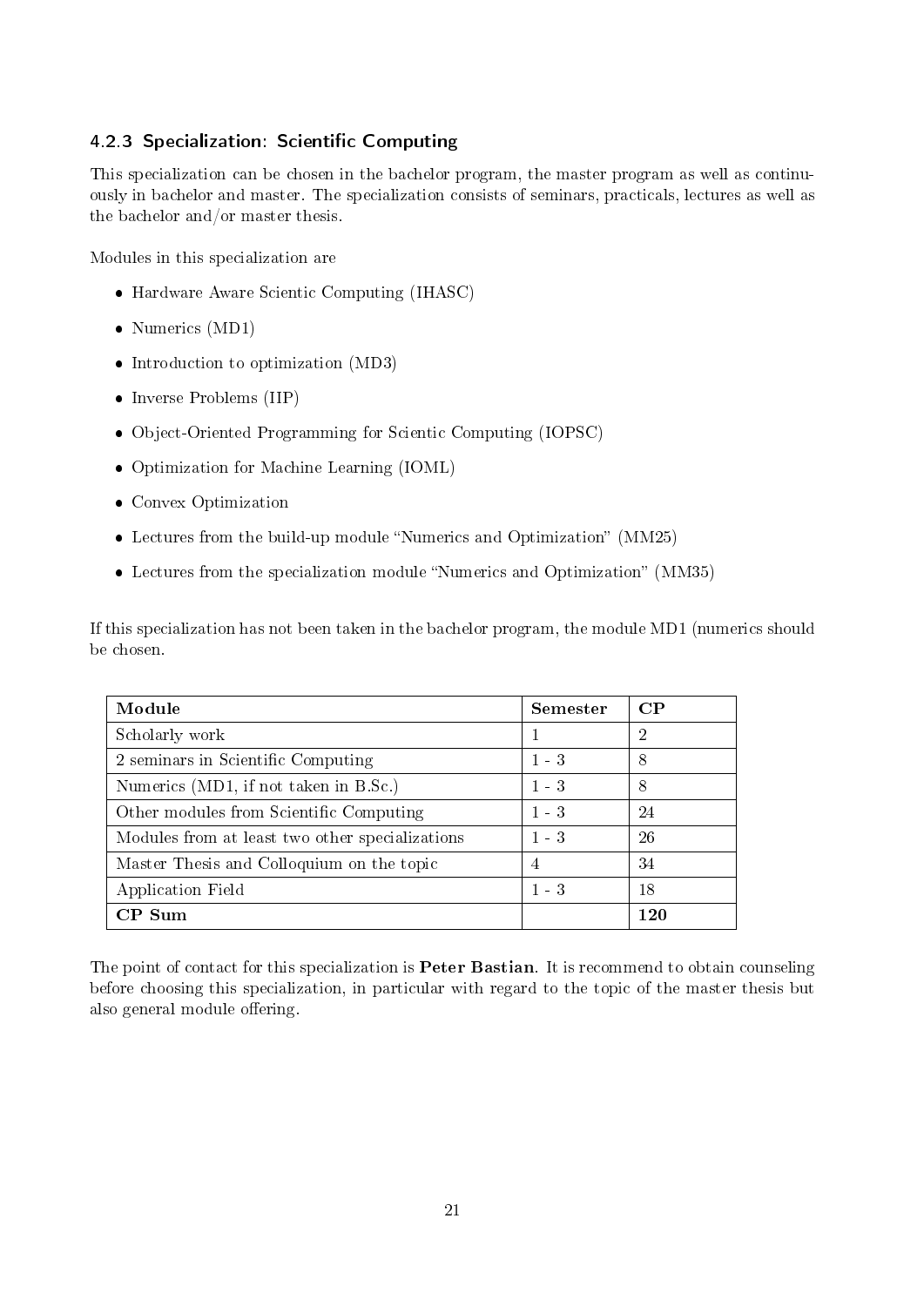### 4.2.3 Specialization: Scientific Computing

This specialization can be chosen in the bachelor program, the master program as well as continuously in bachelor and master. The specialization consists of seminars, practicals, lectures as well as the bachelor and/or master thesis.

Modules in this specialization are

- Hardware Aware Scientic Computing (IHASC)
- Numerics (MD1)
- Introduction to optimization (MD3)
- Inverse Problems (IIP)
- Object-Oriented Programming for Scientic Computing (IOPSC)
- Optimization for Machine Learning (IOML)
- Convex Optimization
- Lectures from the build-up module "Numerics and Optimization" (MM25)
- Lectures from the specialization module "Numerics and Optimization" (MM35)

If this specialization has not been taken in the bachelor program, the module MD1 (numerics should be chosen.

| Module | Semester | CP |
|---|---|---|
| Scholarly work | 1 | 2 |
| 2 seminars in Scientific Computing | 1 - 3 | 8 |
| Numerics (MD1, if not taken in B.Sc.) | 1 - 3 | 8 |
| Other modules from Scientific Computing | 1 - 3 | 24 |
| Modules from at least two other specializations | 1 - 3 | 26 |
| Master Thesis and Colloquium on the topic | 4 | 34 |
| Application Field | 1 - 3 | 18 |
| **CP Sum** | | **120** |

The point of contact for this specialization is **Peter Bastian**. It is recommend to obtain counseling before choosing this specialization, in particular with regard to the topic of the master thesis but also general module offering.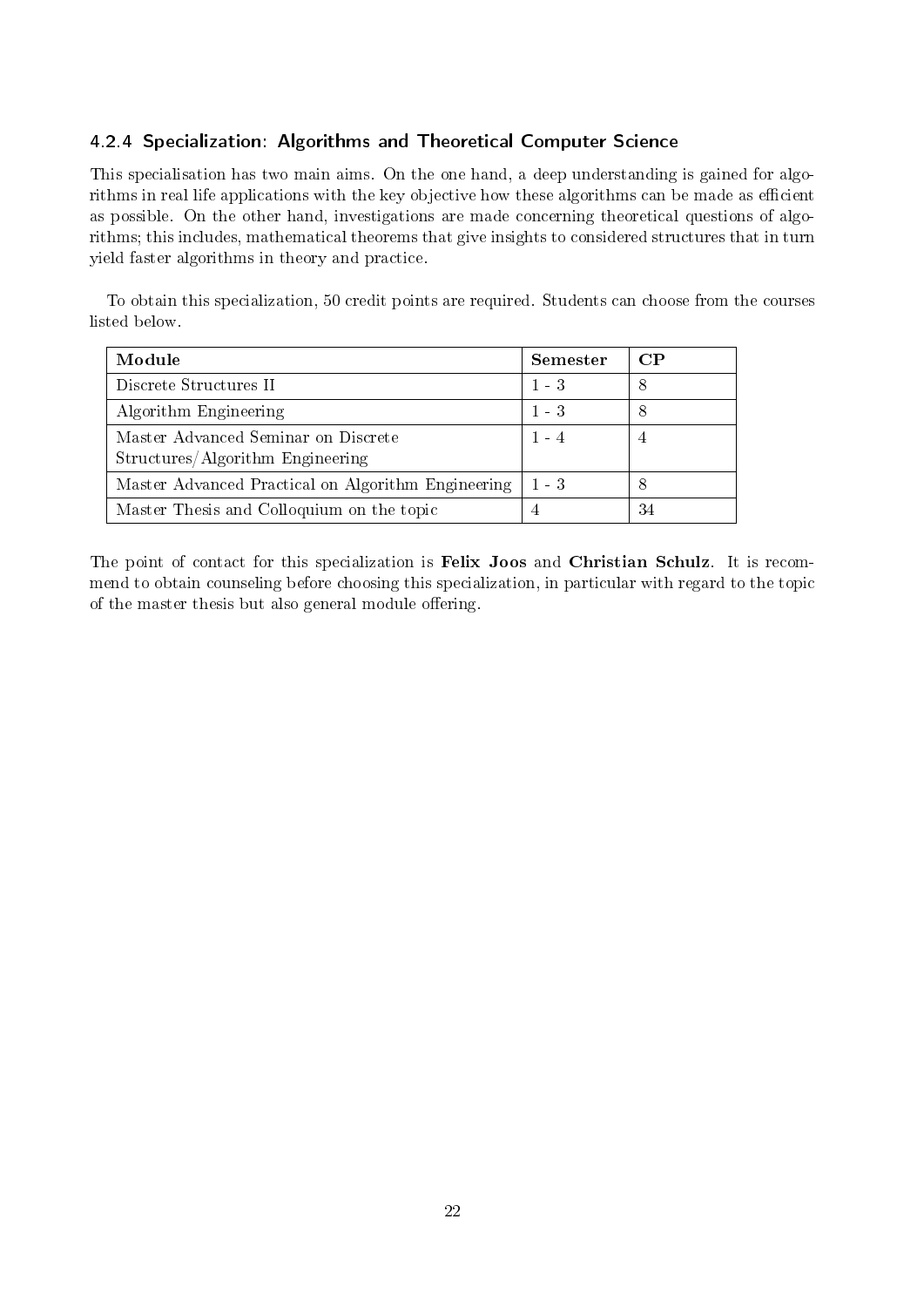### 4.2.4 Specialization: Algorithms and Theoretical Computer Science

This specialisation has two main aims. On the one hand, a deep understanding is gained for algorithms in real life applications with the key objective how these algorithms can be made as efficient as possible. On the other hand, investigations are made concerning theoretical questions of algorithms; this includes, mathematical theorems that give insights to considered structures that in turn yield faster algorithms in theory and practice.

To obtain this specialization, 50 credit points are required. Students can choose from the courses listed below.

| Module | Semester | CP |
|---|---|---|
| Discrete Structures II | 1 - 3 | 8 |
| Algorithm Engineering | 1 - 3 | 8 |
| Master Advanced Seminar on Discrete Structures/Algorithm Engineering | 1 - 4 | 4 |
| Master Advanced Practical on Algorithm Engineering | 1 - 3 | 8 |
| Master Thesis and Colloquium on the topic | 4 | 34 |

The point of contact for this specialization is **Felix Joos** and **Christian Schulz**. It is recommend to obtain counseling before choosing this specialization, in particular with regard to the topic of the master thesis but also general module offering.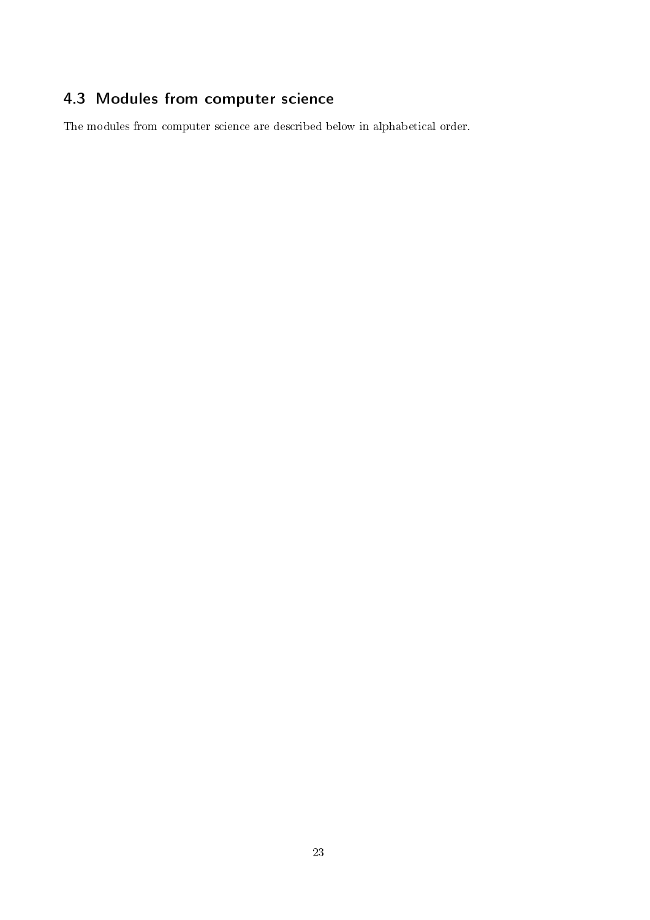## 4.3 Modules from computer science

The modules from computer science are described below in alphabetical order.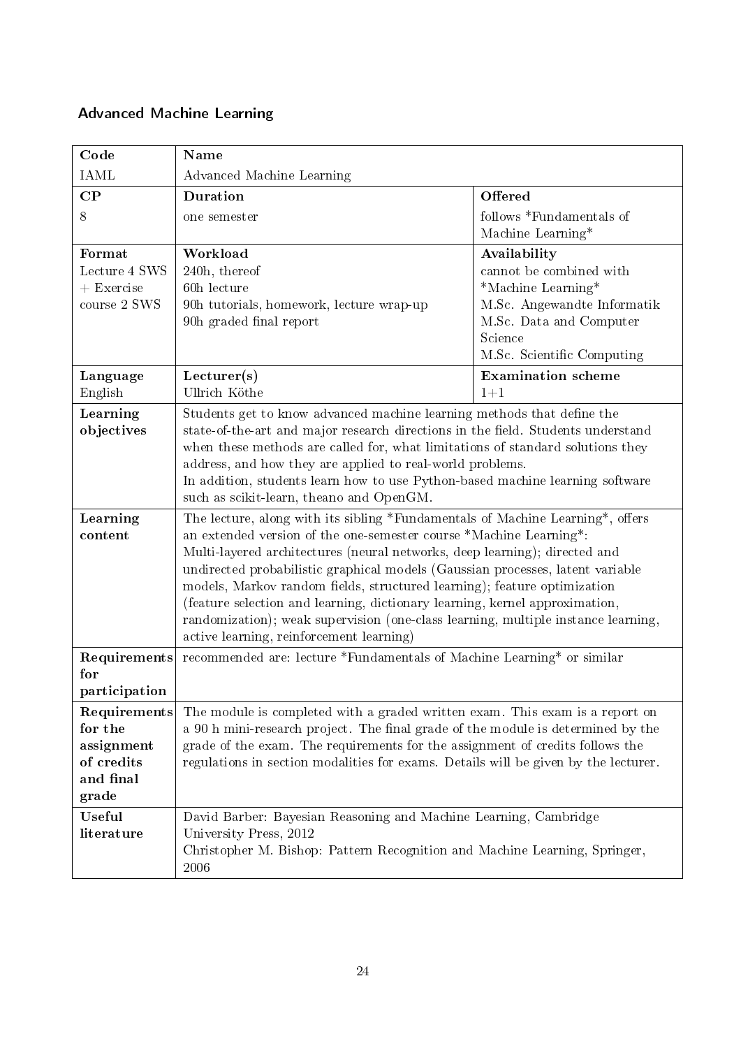## Advanced Machine Learning

| **Code** | **Name** | |
|---|---|---|
| IAML | Advanced Machine Learning | |
| **CP** | **Duration** | **Offered** |
| 8 | one semester | follows *Fundamentals of Machine Learning* |
| **Format** | **Workload** | **Availability** |
| Lecture 4 SWS + Exercise course 2 SWS | 240h, thereof<br>60h lecture<br>90h tutorials, homework, lecture wrap-up<br>90h graded final report | cannot be combined with *Machine Learning*<br>M.Sc. Angewandte Informatik<br>M.Sc. Data and Computer Science<br>M.Sc. Scientific Computing |
| **Language** | **Lecturer(s)** | **Examination scheme** |
| English | Ullrich Köthe | 1+1 |
| **Learning objectives** | Students get to know advanced machine learning methods that define the state-of-the-art and major research directions in the field. Students understand when these methods are called for, what limitations of standard solutions they address, and how they are applied to real-world problems.<br>In addition, students learn how to use Python-based machine learning software such as scikit-learn, theano and OpenGM. | |
| **Learning content** | The lecture, along with its sibling *Fundamentals of Machine Learning*, offers an extended version of the one-semester course *Machine Learning*:<br>Multi-layered architectures (neural networks, deep learning); directed and undirected probabilistic graphical models (Gaussian processes, latent variable models, Markov random fields, structured learning); feature optimization (feature selection and learning, dictionary learning, kernel approximation, randomization); weak supervision (one-class learning, multiple instance learning, active learning, reinforcement learning) | |
| **Requirements for participation** | recommended are: lecture *Fundamentals of Machine Learning* or similar | |
| **Requirements for the assignment of credits and final grade** | The module is completed with a graded written exam. This exam is a report on a 90 h mini-research project. The final grade of the module is determined by the grade of the exam. The requirements for the assignment of credits follows the regulations in section modalities for exams. Details will be given by the lecturer. | |
| **Useful literature** | David Barber: Bayesian Reasoning and Machine Learning, Cambridge University Press, 2012<br>Christopher M. Bishop: Pattern Recognition and Machine Learning, Springer, 2006 | |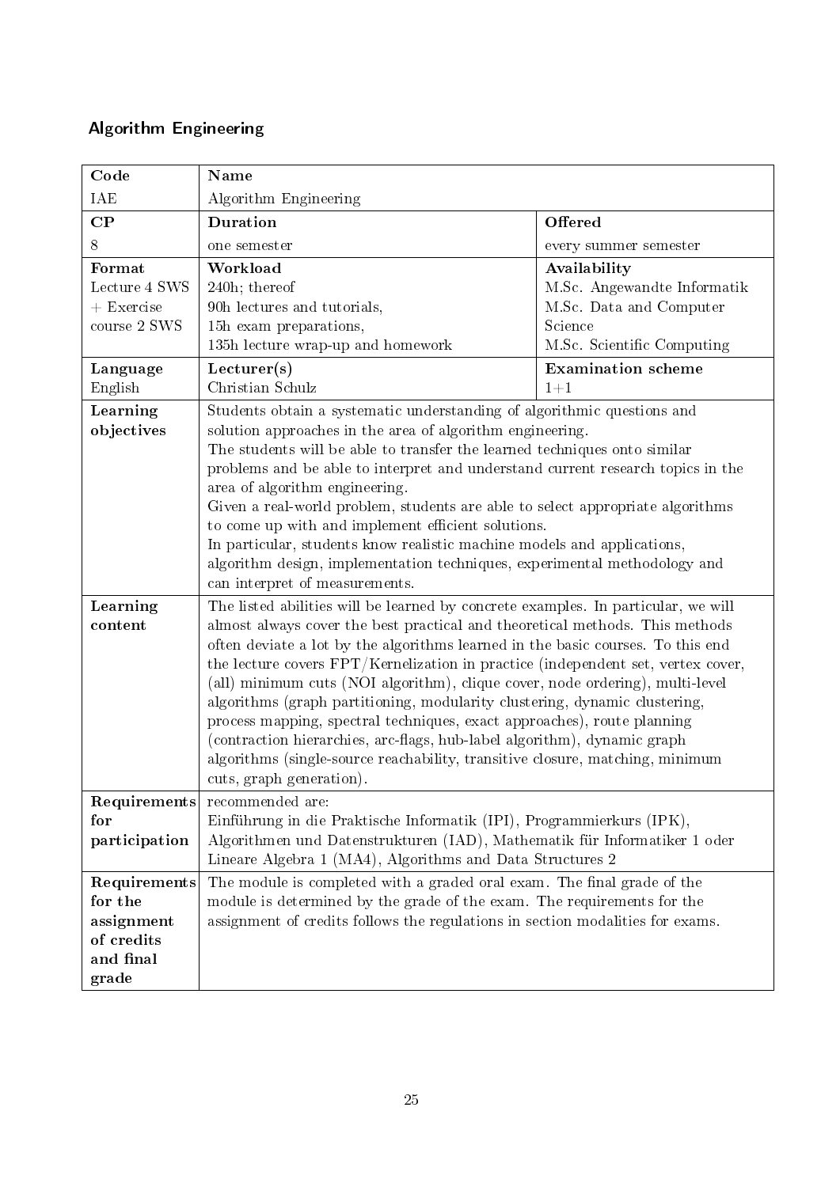## Algorithm Engineering

| Code | Name | |
|---|---|---|
| IAE | Algorithm Engineering | |
| **CP** | **Duration** | **Offered** |
| 8 | one semester | every summer semester |
| **Format**<br>Lecture 4 SWS + Exercise course 2 SWS | **Workload**<br>240h; thereof<br>90h lectures and tutorials,<br>15h exam preparations,<br>135h lecture wrap-up and homework | **Availability**<br>M.Sc. Angewandte Informatik<br>M.Sc. Data and Computer Science<br>M.Sc. Scientific Computing |
| **Language**<br>English | **Lecturer(s)**<br>Christian Schulz | **Examination scheme**<br>1+1 |
| **Learning objectives** | Students obtain a systematic understanding of algorithmic questions and solution approaches in the area of algorithm engineering.<br>The students will be able to transfer the learned techniques onto similar problems and be able to interpret and understand current research topics in the area of algorithm engineering.<br>Given a real-world problem, students are able to select appropriate algorithms to come up with and implement efficient solutions.<br>In particular, students know realistic machine models and applications, algorithm design, implementation techniques, experimental methodology and can interpret of measurements. | |
| **Learning content** | The listed abilities will be learned by concrete examples. In particular, we will almost always cover the best practical and theoretical methods. This methods often deviate a lot by the algorithms learned in the basic courses. To this end the lecture covers FPT/Kernelization in practice (independent set, vertex cover, (all) minimum cuts (NOI algorithm), clique cover, node ordering), multi-level algorithms (graph partitioning, modularity clustering, dynamic clustering, process mapping, spectral techniques, exact approaches), route planning (contraction hierarchies, arc-flags, hub-label algorithm), dynamic graph algorithms (single-source reachability, transitive closure, matching, minimum cuts, graph generation). | |
| **Requirements for participation** | recommended are:<br>Einführung in die Praktische Informatik (IPI), Programmierkurs (IPK), Algorithmen und Datenstrukturen (IAD), Mathematik für Informatiker 1 oder Lineare Algebra 1 (MA4), Algorithms and Data Structures 2 | |
| **Requirements for the assignment of credits and final grade** | The module is completed with a graded oral exam. The final grade of the module is determined by the grade of the exam. The requirements for the assignment of credits follows the regulations in section modalities for exams. | |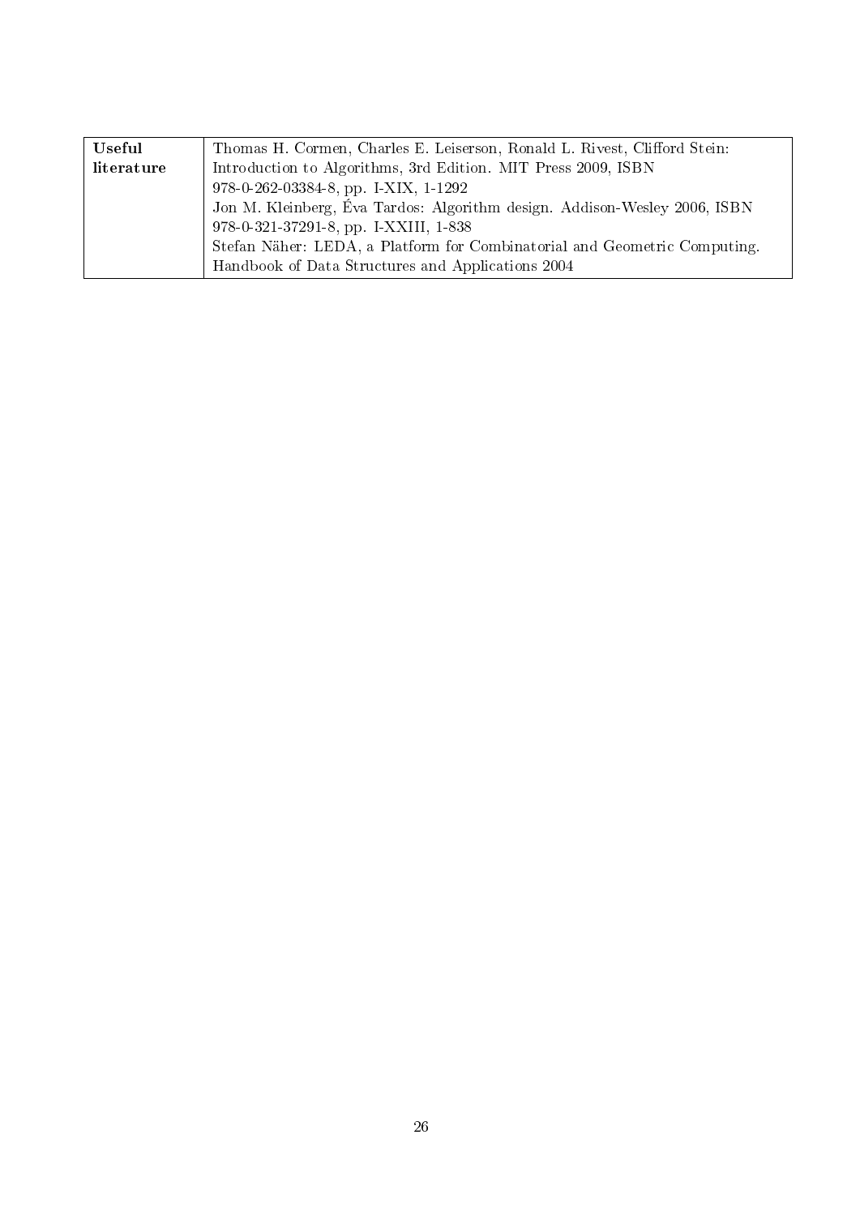| **Useful literature** | Thomas H. Cormen, Charles E. Leiserson, Ronald L. Rivest, Clifford Stein: Introduction to Algorithms, 3rd Edition. MIT Press 2009, ISBN 978-0-262-03384-8, pp. I-XIX, 1-1292<br>Jon M. Kleinberg, Éva Tardos: Algorithm design. Addison-Wesley 2006, ISBN 978-0-321-37291-8, pp. I-XXIII, 1-838<br>Stefan Näher: LEDA, a Platform for Combinatorial and Geometric Computing. Handbook of Data Structures and Applications 2004 |
| --- | --- |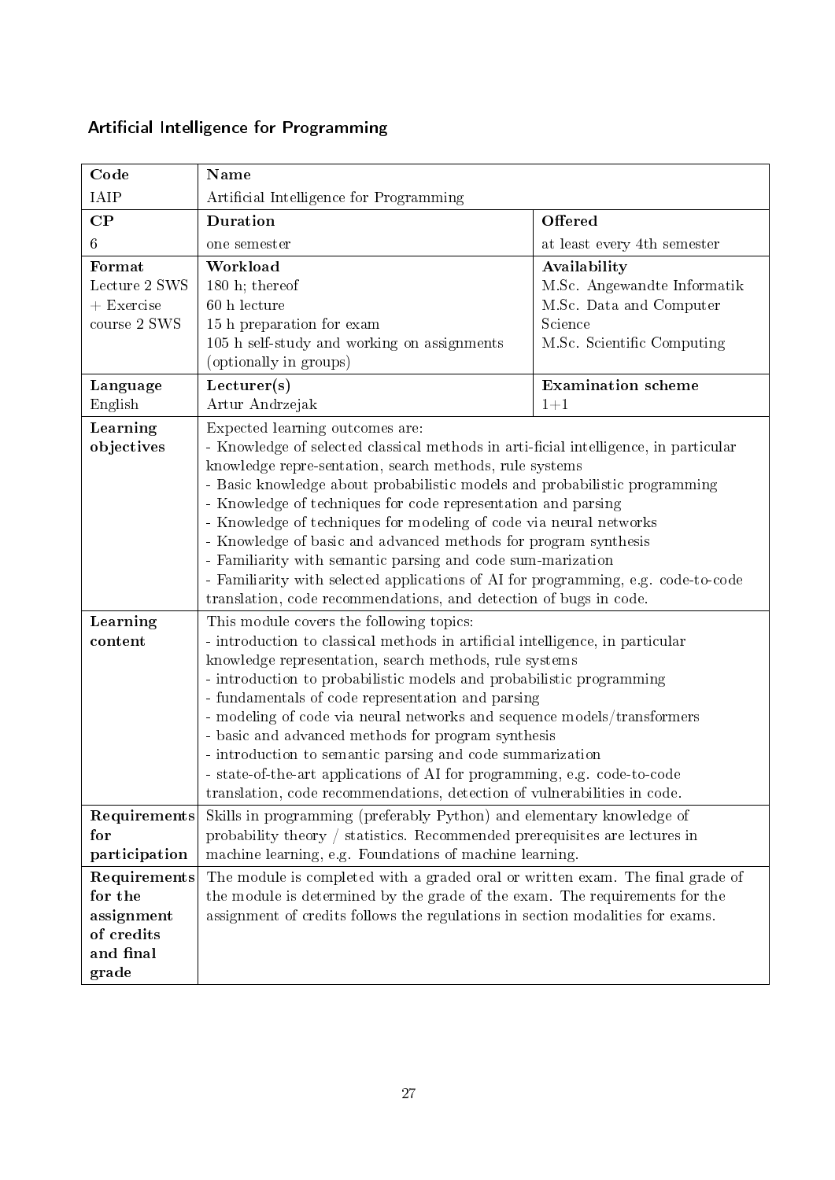## Artificial Intelligence for Programming

| Code | Name | |
|---|---|---|
| IAIP | Artificial Intelligence for Programming | |
| **CP** | **Duration** | **Offered** |
| 6 | one semester | at least every 4th semester |
| **Format**<br>Lecture 2 SWS + Exercise course 2 SWS | **Workload**<br>180 h; thereof<br>60 h lecture<br>15 h preparation for exam<br>105 h self-study and working on assignments (optionally in groups) | **Availability**<br>M.Sc. Angewandte Informatik<br>M.Sc. Data and Computer Science<br>M.Sc. Scientific Computing |
| **Language**<br>English | **Lecturer(s)**<br>Artur Andrzejak | **Examination scheme**<br>1+1 |
| **Learning objectives** | Expected learning outcomes are:<br>- Knowledge of selected classical methods in arti-ficial intelligence, in particular knowledge repre-sentation, search methods, rule systems<br>- Basic knowledge about probabilistic models and probabilistic programming<br>- Knowledge of techniques for code representation and parsing<br>- Knowledge of techniques for modeling of code via neural networks<br>- Knowledge of basic and advanced methods for program synthesis<br>- Familiarity with semantic parsing and code sum-marization<br>- Familiarity with selected applications of AI for programming, e.g. code-to-code translation, code recommendations, and detection of bugs in code. | |
| **Learning content** | This module covers the following topics:<br>- introduction to classical methods in artificial intelligence, in particular knowledge representation, search methods, rule systems<br>- introduction to probabilistic models and probabilistic programming<br>- fundamentals of code representation and parsing<br>- modeling of code via neural networks and sequence models/transformers<br>- basic and advanced methods for program synthesis<br>- introduction to semantic parsing and code summarization<br>- state-of-the-art applications of AI for programming, e.g. code-to-code translation, code recommendations, detection of vulnerabilities in code. | |
| **Requirements for participation** | Skills in programming (preferably Python) and elementary knowledge of probability theory / statistics. Recommended prerequisites are lectures in machine learning, e.g. Foundations of machine learning. | |
| **Requirements for the assignment of credits and final grade** | The module is completed with a graded oral or written exam. The final grade of the module is determined by the grade of the exam. The requirements for the assignment of credits follows the regulations in section modalities for exams. | |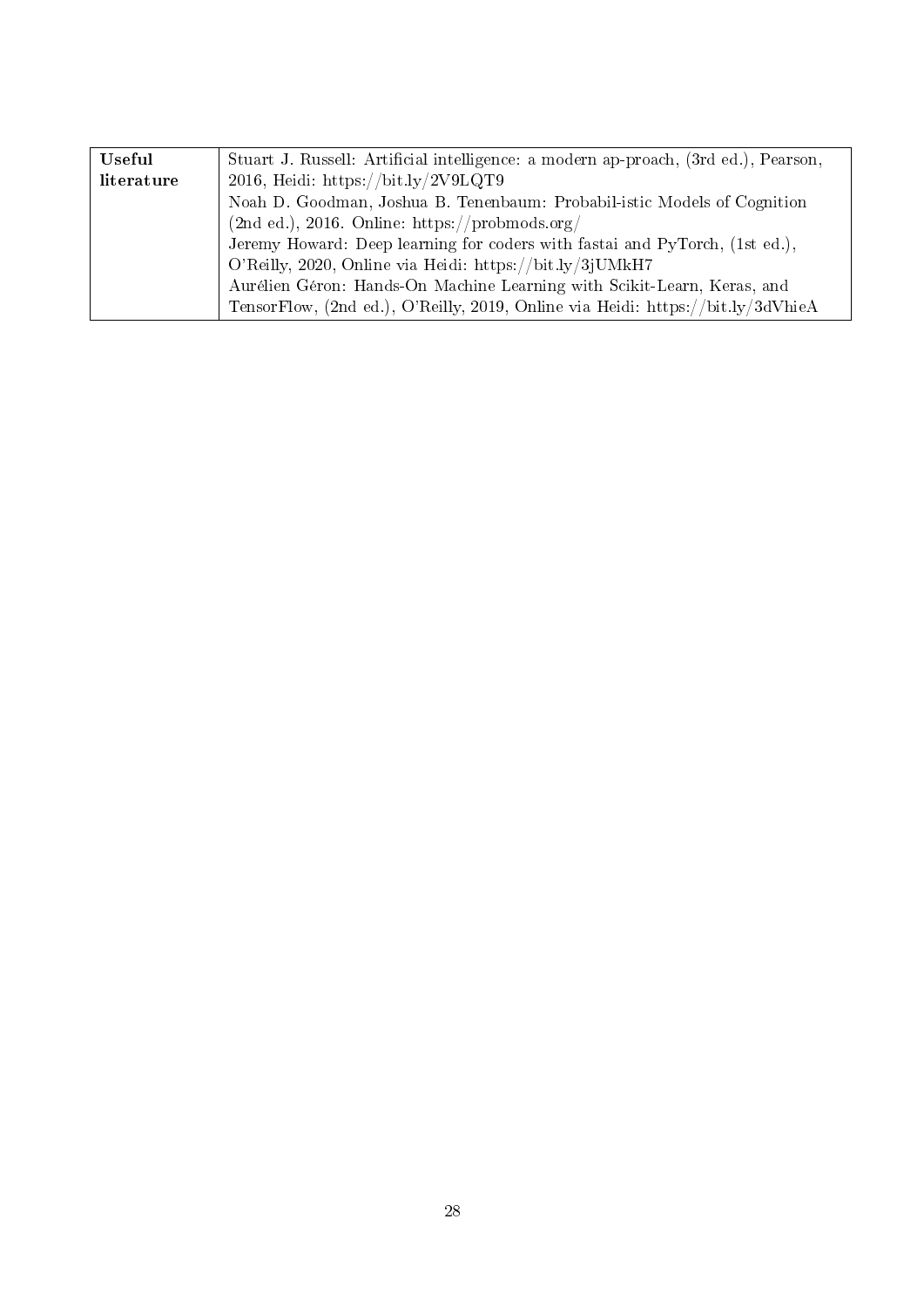| **Useful literature** | Stuart J. Russell: Artificial intelligence: a modern ap-proach, (3rd ed.), Pearson, 2016, Heidi: https://bit.ly/2V9LQT9<br>Noah D. Goodman, Joshua B. Tenenbaum: Probabil-istic Models of Cognition (2nd ed.), 2016. Online: https://probmods.org/<br>Jeremy Howard: Deep learning for coders with fastai and PyTorch, (1st ed.), O'Reilly, 2020, Online via Heidi: https://bit.ly/3jUMkH7<br>Aurélien Géron: Hands-On Machine Learning with Scikit-Learn, Keras, and TensorFlow, (2nd ed.), O'Reilly, 2019, Online via Heidi: https://bit.ly/3dVhieA |
| --- | --- |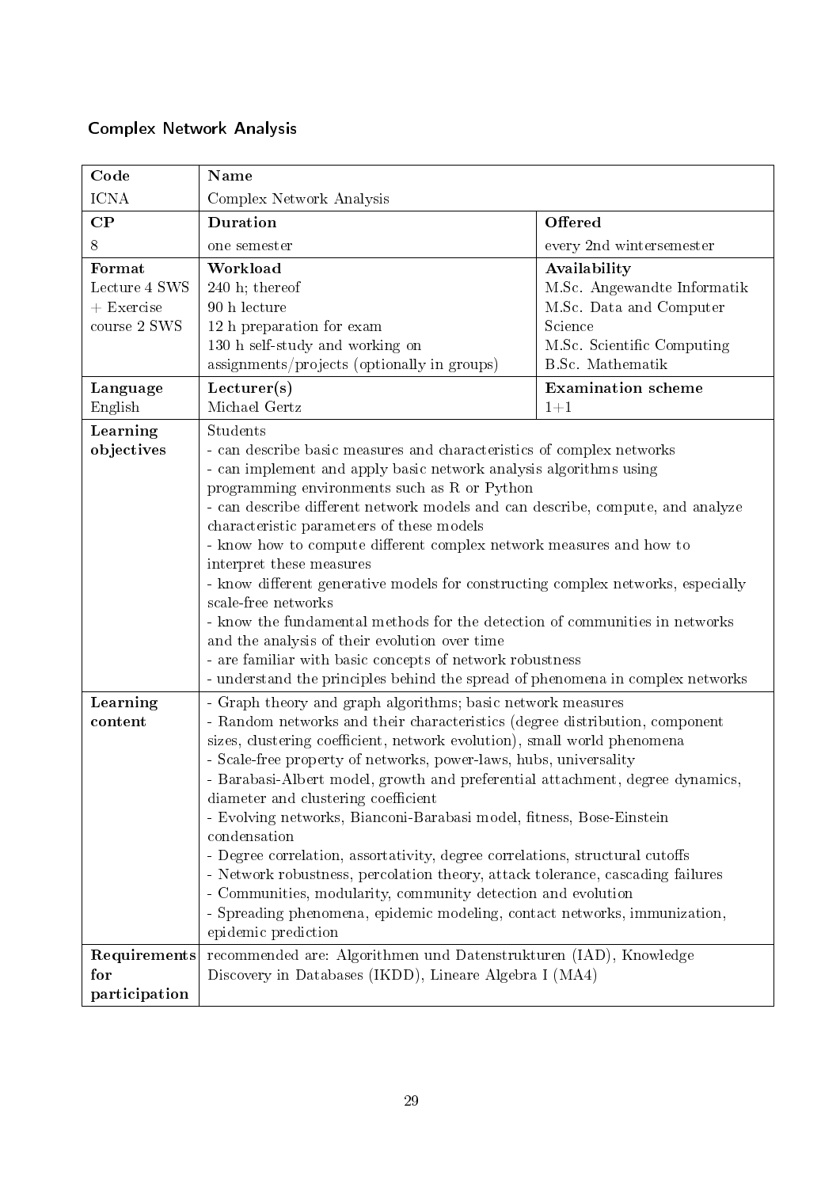## Complex Network Analysis

| Code | Name | |
|---|---|---|
| ICNA | Complex Network Analysis | |
| **CP** | **Duration** | **Offered** |
| 8 | one semester | every 2nd wintersemester |
| **Format**<br>Lecture 4 SWS<br>+ Exercise course 2 SWS | **Workload**<br>240 h; thereof<br>90 h lecture<br>12 h preparation for exam<br>130 h self-study and working on assignments/projects (optionally in groups) | **Availability**<br>M.Sc. Angewandte Informatik<br>M.Sc. Data and Computer Science<br>M.Sc. Scientific Computing<br>B.Sc. Mathematik |
| **Language**<br>English | **Lecturer(s)**<br>Michael Gertz | **Examination scheme**<br>1+1 |
| **Learning objectives** | Students<br>- can describe basic measures and characteristics of complex networks<br>- can implement and apply basic network analysis algorithms using programming environments such as R or Python<br>- can describe different network models and can describe, compute, and analyze characteristic parameters of these models<br>- know how to compute different complex network measures and how to interpret these measures<br>- know different generative models for constructing complex networks, especially scale-free networks<br>- know the fundamental methods for the detection of communities in networks and the analysis of their evolution over time<br>- are familiar with basic concepts of network robustness<br>- understand the principles behind the spread of phenomena in complex networks | |
| **Learning content** | - Graph theory and graph algorithms; basic network measures<br>- Random networks and their characteristics (degree distribution, component sizes, clustering coefficient, network evolution), small world phenomena<br>- Scale-free property of networks, power-laws, hubs, universality<br>- Barabasi-Albert model, growth and preferential attachment, degree dynamics, diameter and clustering coefficient<br>- Evolving networks, Bianconi-Barabasi model, fitness, Bose-Einstein condensation<br>- Degree correlation, assortativity, degree correlations, structural cutoffs<br>- Network robustness, percolation theory, attack tolerance, cascading failures<br>- Communities, modularity, community detection and evolution<br>- Spreading phenomena, epidemic modeling, contact networks, immunization, epidemic prediction | |
| **Requirements for participation** | recommended are: Algorithmen und Datenstrukturen (IAD), Knowledge Discovery in Databases (IKDD), Lineare Algebra I (MA4) | |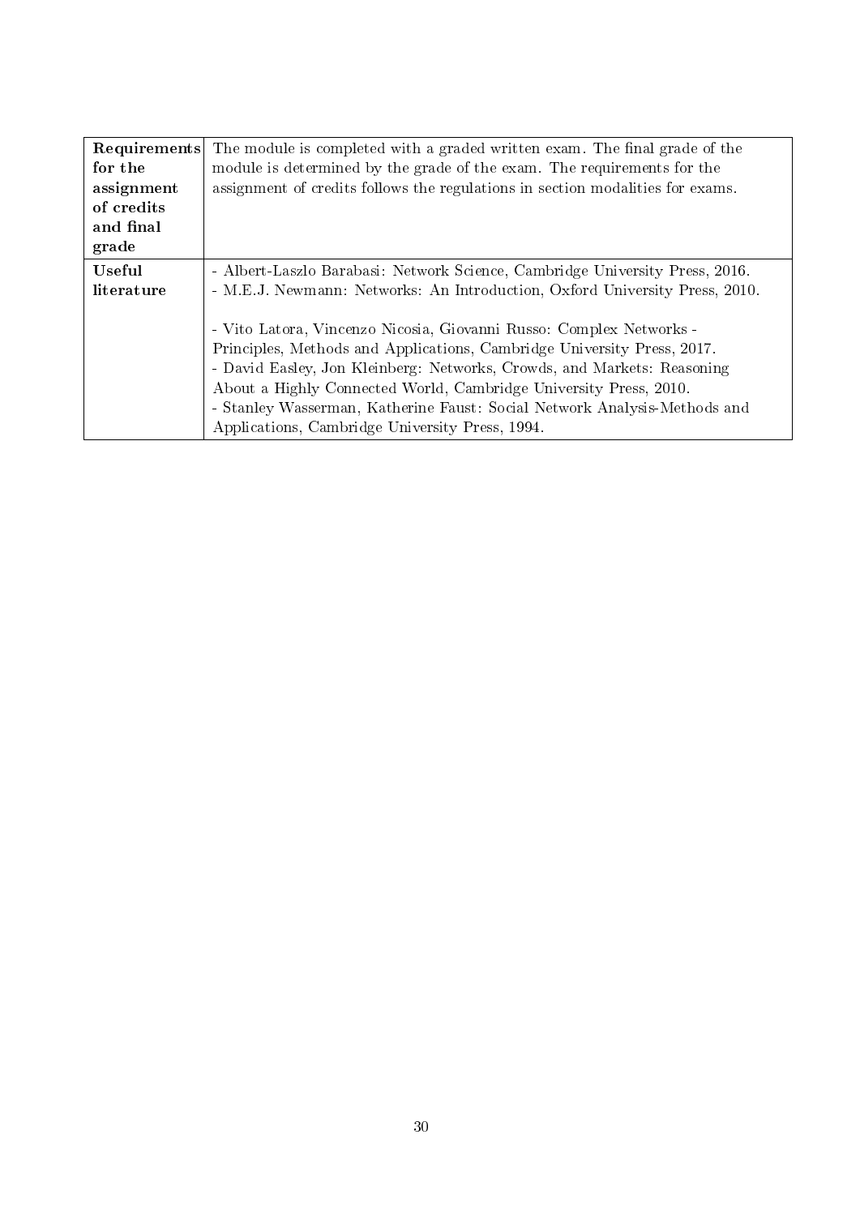| | |
|---|---|
| **Requirements for the assignment of credits and final grade** | The module is completed with a graded written exam. The final grade of the module is determined by the grade of the exam. The requirements for the assignment of credits follows the regulations in section modalities for exams. |
| **Useful literature** | - Albert-Laszlo Barabasi: Network Science, Cambridge University Press, 2016.<br>- M.E.J. Newmann: Networks: An Introduction, Oxford University Press, 2010.<br><br>- Vito Latora, Vincenzo Nicosia, Giovanni Russo: Complex Networks - Principles, Methods and Applications, Cambridge University Press, 2017.<br>- David Easley, Jon Kleinberg: Networks, Crowds, and Markets: Reasoning About a Highly Connected World, Cambridge University Press, 2010.<br>- Stanley Wasserman, Katherine Faust: Social Network Analysis-Methods and Applications, Cambridge University Press, 1994. |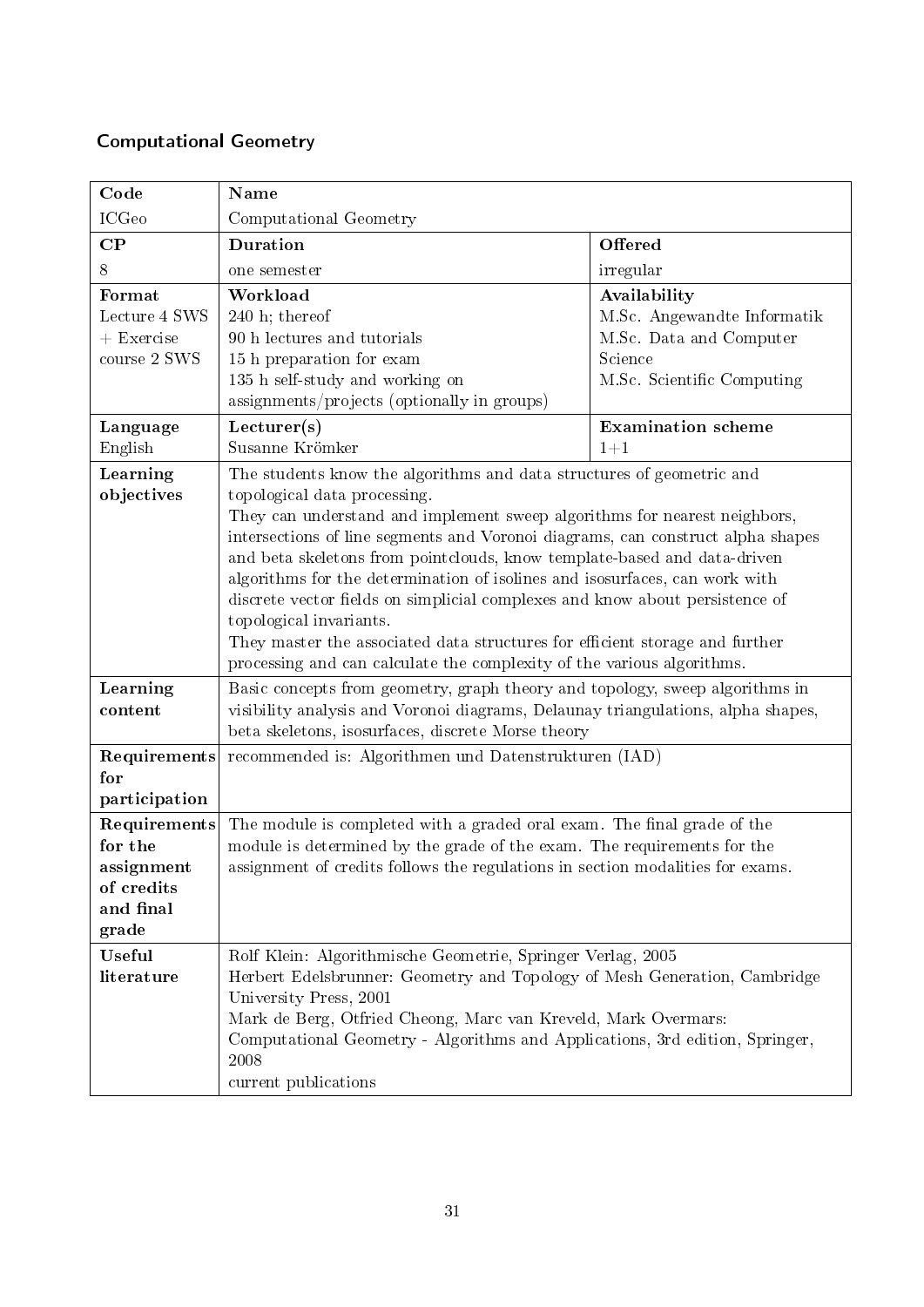## Computational Geometry

| Code | Name | |
|---|---|---|
| ICGeo | Computational Geometry | |
| **CP** | **Duration** | **Offered** |
| 8 | one semester | irregular |
| **Format**<br>Lecture 4 SWS + Exercise course 2 SWS | **Workload**<br>240 h; thereof<br>90 h lectures and tutorials<br>15 h preparation for exam<br>135 h self-study and working on assignments/projects (optionally in groups) | **Availability**<br>M.Sc. Angewandte Informatik<br>M.Sc. Data and Computer Science<br>M.Sc. Scientific Computing |
| **Language**<br>English | **Lecturer(s)**<br>Susanne Krömker | **Examination scheme**<br>1+1 |
| **Learning objectives** | The students know the algorithms and data structures of geometric and topological data processing.<br>They can understand and implement sweep algorithms for nearest neighbors, intersections of line segments and Voronoi diagrams, can construct alpha shapes and beta skeletons from pointclouds, know template-based and data-driven algorithms for the determination of isolines and isosurfaces, can work with discrete vector fields on simplicial complexes and know about persistence of topological invariants.<br>They master the associated data structures for efficient storage and further processing and can calculate the complexity of the various algorithms. | |
| **Learning content** | Basic concepts from geometry, graph theory and topology, sweep algorithms in visibility analysis and Voronoi diagrams, Delaunay triangulations, alpha shapes, beta skeletons, isosurfaces, discrete Morse theory | |
| **Requirements for participation** | recommended is: Algorithmen und Datenstrukturen (IAD) | |
| **Requirements for the assignment of credits and final grade** | The module is completed with a graded oral exam. The final grade of the module is determined by the grade of the exam. The requirements for the assignment of credits follows the regulations in section modalities for exams. | |
| **Useful literature** | Rolf Klein: Algorithmische Geometrie, Springer Verlag, 2005<br>Herbert Edelsbrunner: Geometry and Topology of Mesh Generation, Cambridge University Press, 2001<br>Mark de Berg, Otfried Cheong, Marc van Kreveld, Mark Overmars: Computational Geometry - Algorithms and Applications, 3rd edition, Springer, 2008<br>current publications | |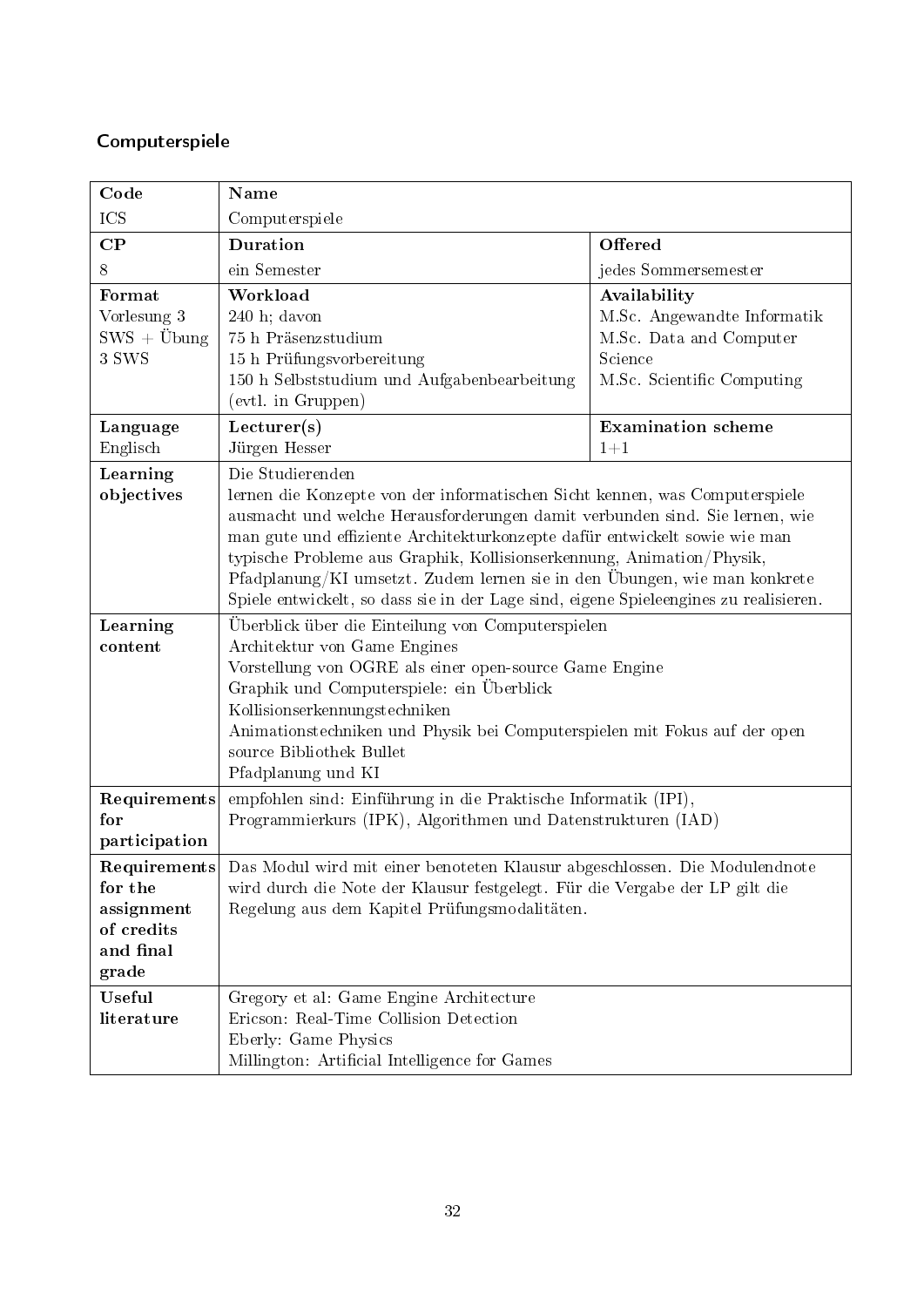## Computerspiele

| Code | Name | |
|---|---|---|
| ICS | Computerspiele | |
| **CP** | **Duration** | **Offered** |
| 8 | ein Semester | jedes Sommersemester |
| **Format**<br>Vorlesung 3 SWS + Übung 3 SWS | **Workload**<br>240 h; davon<br>75 h Präsenzstudium<br>15 h Prüfungsvorbereitung<br>150 h Selbststudium und Aufgabenbearbeitung (evtl. in Gruppen) | **Availability**<br>M.Sc. Angewandte Informatik<br>M.Sc. Data and Computer Science<br>M.Sc. Scientific Computing |
| **Language**<br>Englisch | **Lecturer(s)**<br>Jürgen Hesser | **Examination scheme**<br>1+1 |
| **Learning objectives** | Die Studierenden<br>lernen die Konzepte von der informatischen Sicht kennen, was Computerspiele ausmacht und welche Herausforderungen damit verbunden sind. Sie lernen, wie man gute und effiziente Architekturkonzepte dafür entwickelt sowie wie man typische Probleme aus Graphik, Kollisionserkennung, Animation/Physik, Pfadplanung/KI umsetzt. Zudem lernen sie in den Übungen, wie man konkrete Spiele entwickelt, so dass sie in der Lage sind, eigene Spieleengines zu realisieren. | |
| **Learning content** | Überblick über die Einteilung von Computerspielen<br>Architektur von Game Engines<br>Vorstellung von OGRE als einer open-source Game Engine<br>Graphik und Computerspiele: ein Überblick<br>Kollisionserkennungstechniken<br>Animationstechniken und Physik bei Computerspielen mit Fokus auf der open source Bibliothek Bullet<br>Pfadplanung und KI | |
| **Requirements for participation** | empfohlen sind: Einführung in die Praktische Informatik (IPI), Programmierkurs (IPK), Algorithmen und Datenstrukturen (IAD) | |
| **Requirements for the assignment of credits and final grade** | Das Modul wird mit einer benoteten Klausur abgeschlossen. Die Modulendnote wird durch die Note der Klausur festgelegt. Für die Vergabe der LP gilt die Regelung aus dem Kapitel Prüfungsmodalitäten. | |
| **Useful literature** | Gregory et al: Game Engine Architecture<br>Ericson: Real-Time Collision Detection<br>Eberly: Game Physics<br>Millington: Artificial Intelligence for Games | |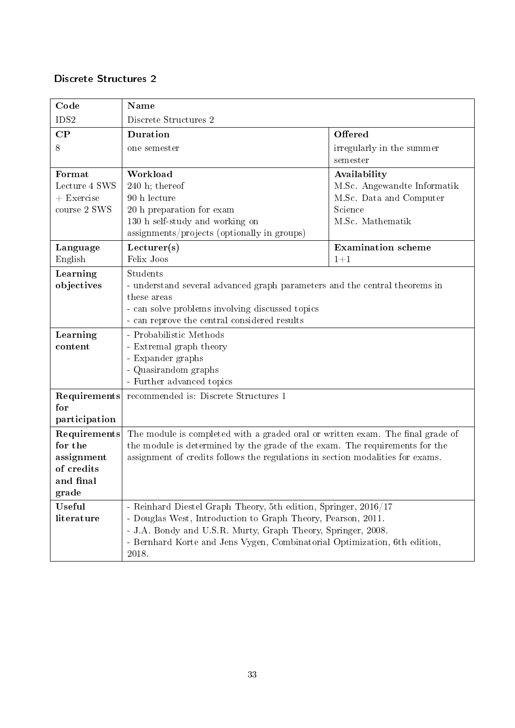## Discrete Structures 2

| **Code** | **Name** | |
|---|---|---|
| IDS2 | Discrete Structures 2 | |
| **CP** | **Duration** | **Offered** |
| 8 | one semester | irregularly in the summer semester |
| **Format** | **Workload** | **Availability** |
| Lecture 4 SWS + Exercise course 2 SWS | 240 h; thereof<br>90 h lecture<br>20 h preparation for exam<br>130 h self-study and working on assignments/projects (optionally in groups) | M.Sc. Angewandte Informatik<br>M.Sc. Data and Computer Science<br>M.Sc. Mathematik |
| **Language** | **Lecturer(s)** | **Examination scheme** |
| English | Felix Joos | 1+1 |
| **Learning objectives** | Students<br>- understand several advanced graph parameters and the central theorems in these areas<br>- can solve problems involving discussed topics<br>- can reprove the central considered results | |
| **Learning content** | - Probabilistic Methods<br>- Extremal graph theory<br>- Expander graphs<br>- Quasirandom graphs<br>- Further advanced topics | |
| **Requirements for participation** | recommended is: Discrete Structures 1 | |
| **Requirements for the assignment of credits and final grade** | The module is completed with a graded oral or written exam. The final grade of the module is determined by the grade of the exam. The requirements for the assignment of credits follows the regulations in section modalities for exams. | |
| **Useful literature** | - Reinhard Diestel Graph Theory, 5th edition, Springer, 2016/17<br>- Douglas West, Introduction to Graph Theory, Pearson, 2011.<br>- J.A. Bondy and U.S.R. Murty, Graph Theory, Springer, 2008.<br>- Bernhard Korte and Jens Vygen, Combinatorial Optimization, 6th edition, 2018. | |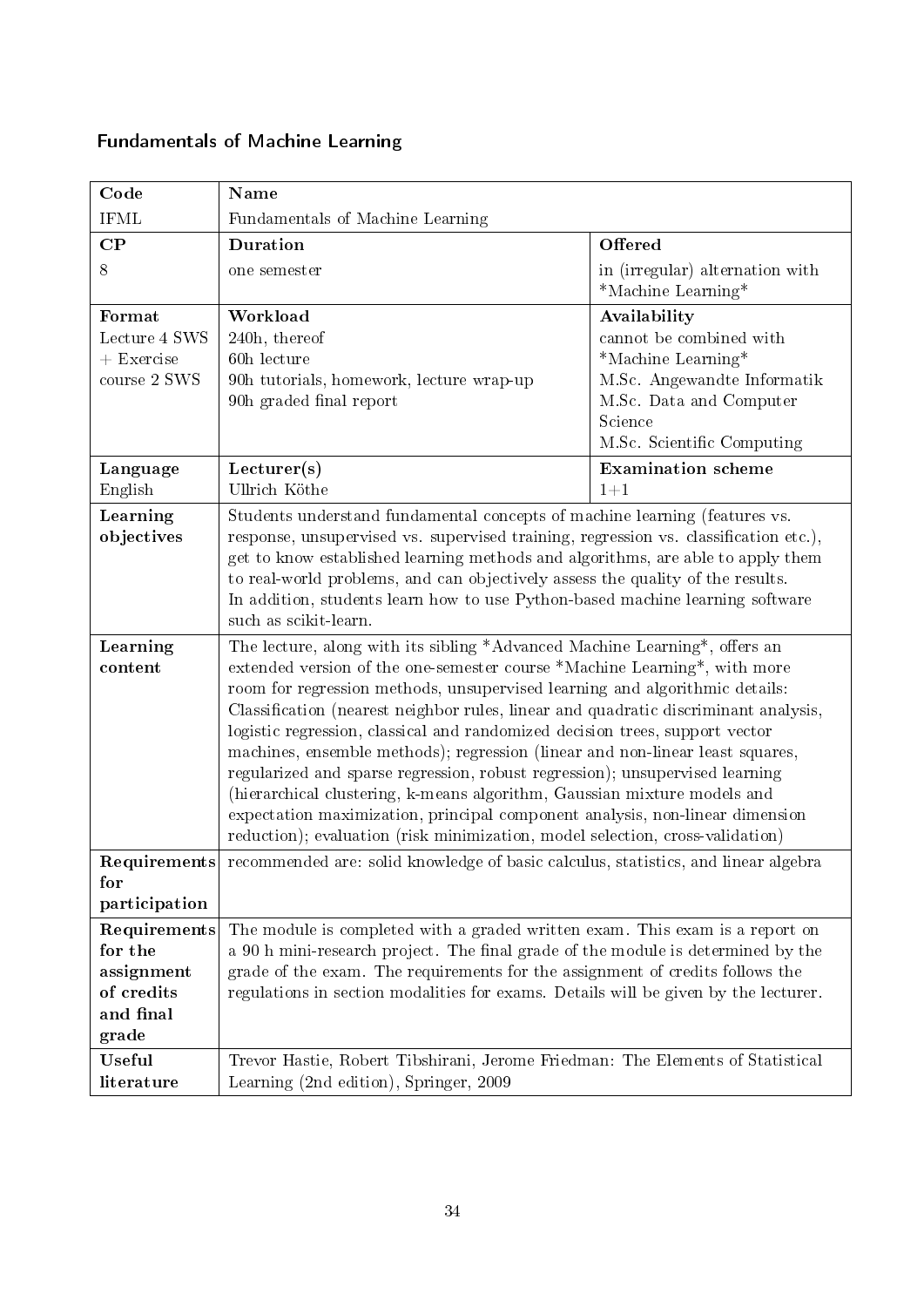## Fundamentals of Machine Learning

| Code | Name | |
|---|---|---|
| IFML | Fundamentals of Machine Learning | |
| **CP** | **Duration** | **Offered** |
| 8 | one semester | in (irregular) alternation with *Machine Learning* |
| **Format** | **Workload** | **Availability** |
| Lecture 4 SWS + Exercise course 2 SWS | 240h, thereof<br>60h lecture<br>90h tutorials, homework, lecture wrap-up<br>90h graded final report | cannot be combined with *Machine Learning*<br>M.Sc. Angewandte Informatik<br>M.Sc. Data and Computer Science<br>M.Sc. Scientific Computing |
| **Language** | **Lecturer(s)** | **Examination scheme** |
| English | Ullrich Köthe | 1+1 |
| **Learning objectives** | Students understand fundamental concepts of machine learning (features vs. response, unsupervised vs. supervised training, regression vs. classification etc.), get to know established learning methods and algorithms, are able to apply them to real-world problems, and can objectively assess the quality of the results.<br>In addition, students learn how to use Python-based machine learning software such as scikit-learn. | |
| **Learning content** | The lecture, along with its sibling *Advanced Machine Learning*, offers an extended version of the one-semester course *Machine Learning*, with more room for regression methods, unsupervised learning and algorithmic details: Classification (nearest neighbor rules, linear and quadratic discriminant analysis, logistic regression, classical and randomized decision trees, support vector machines, ensemble methods); regression (linear and non-linear least squares, regularized and sparse regression, robust regression); unsupervised learning (hierarchical clustering, k-means algorithm, Gaussian mixture models and expectation maximization, principal component analysis, non-linear dimension reduction); evaluation (risk minimization, model selection, cross-validation) | |
| **Requirements for participation** | recommended are: solid knowledge of basic calculus, statistics, and linear algebra | |
| **Requirements for the assignment of credits and final grade** | The module is completed with a graded written exam. This exam is a report on a 90 h mini-research project. The final grade of the module is determined by the grade of the exam. The requirements for the assignment of credits follows the regulations in section modalities for exams. Details will be given by the lecturer. | |
| **Useful literature** | Trevor Hastie, Robert Tibshirani, Jerome Friedman: The Elements of Statistical Learning (2nd edition), Springer, 2009 | |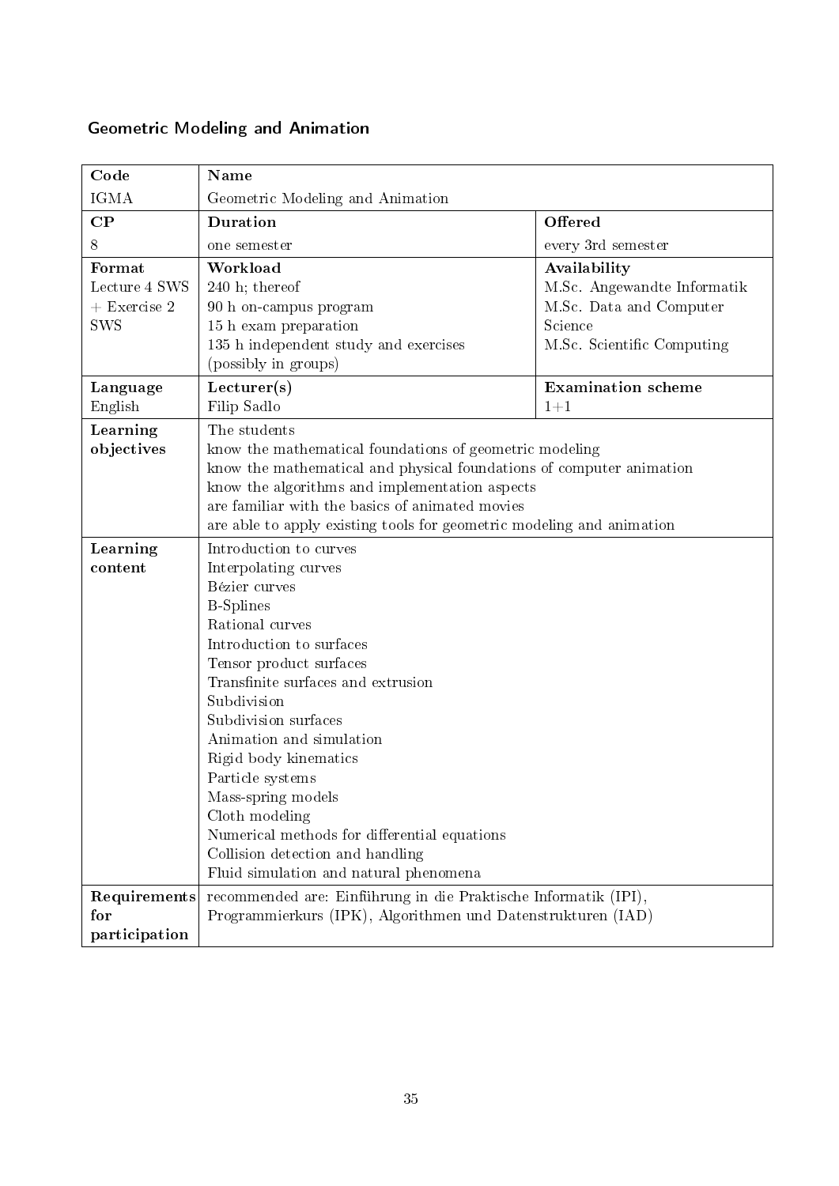## Geometric Modeling and Animation

| **Code** | **Name** | |
|---|---|---|
| IGMA | Geometric Modeling and Animation | |
| **CP** | **Duration** | **Offered** |
| 8 | one semester | every 3rd semester |
| **Format**<br>Lecture 4 SWS + Exercise 2 SWS | **Workload**<br>240 h; thereof<br>90 h on-campus program<br>15 h exam preparation<br>135 h independent study and exercises (possibly in groups) | **Availability**<br>M.Sc. Angewandte Informatik<br>M.Sc. Data and Computer Science<br>M.Sc. Scientific Computing |
| **Language**<br>English | **Lecturer(s)**<br>Filip Sadlo | **Examination scheme**<br>1+1 |
| **Learning objectives** | The students<br>know the mathematical foundations of geometric modeling<br>know the mathematical and physical foundations of computer animation<br>know the algorithms and implementation aspects<br>are familiar with the basics of animated movies<br>are able to apply existing tools for geometric modeling and animation | |
| **Learning content** | Introduction to curves<br>Interpolating curves<br>Bézier curves<br>B-Splines<br>Rational curves<br>Introduction to surfaces<br>Tensor product surfaces<br>Transfinite surfaces and extrusion<br>Subdivision<br>Subdivision surfaces<br>Animation and simulation<br>Rigid body kinematics<br>Particle systems<br>Mass-spring models<br>Cloth modeling<br>Numerical methods for differential equations<br>Collision detection and handling<br>Fluid simulation and natural phenomena | |
| **Requirements for participation** | recommended are: Einführung in die Praktische Informatik (IPI), Programmierkurs (IPK), Algorithmen und Datenstrukturen (IAD) | |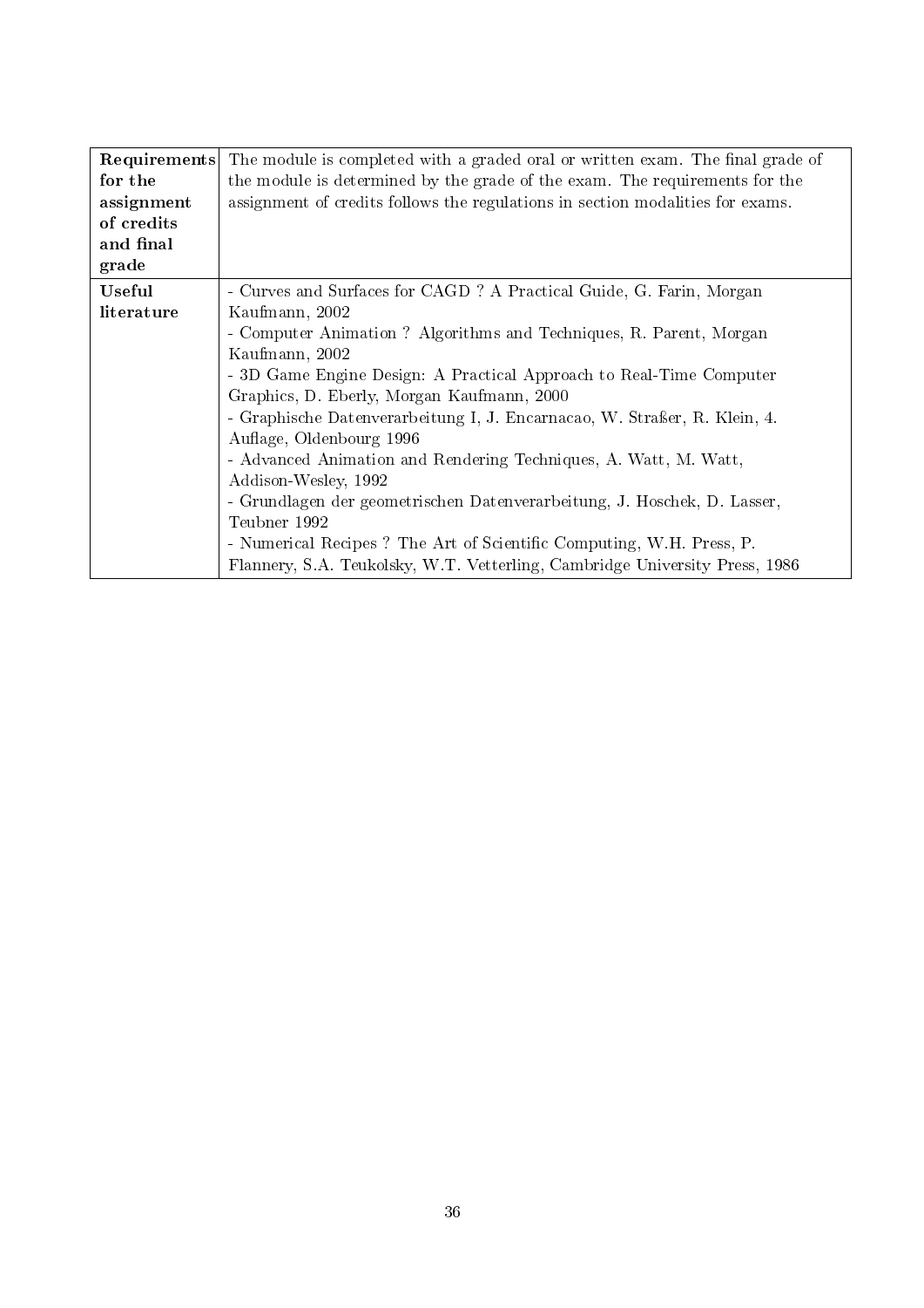| | |
|---|---|
| **Requirements for the assignment of credits and final grade** | The module is completed with a graded oral or written exam. The final grade of the module is determined by the grade of the exam. The requirements for the assignment of credits follows the regulations in section modalities for exams. |
| **Useful literature** | - Curves and Surfaces for CAGD ? A Practical Guide, G. Farin, Morgan Kaufmann, 2002<br>- Computer Animation ? Algorithms and Techniques, R. Parent, Morgan Kaufmann, 2002<br>- 3D Game Engine Design: A Practical Approach to Real-Time Computer Graphics, D. Eberly, Morgan Kaufmann, 2000<br>- Graphische Datenverarbeitung I, J. Encarnacao, W. Straßer, R. Klein, 4. Auflage, Oldenbourg 1996<br>- Advanced Animation and Rendering Techniques, A. Watt, M. Watt, Addison-Wesley, 1992<br>- Grundlagen der geometrischen Datenverarbeitung, J. Hoschek, D. Lasser, Teubner 1992<br>- Numerical Recipes ? The Art of Scientific Computing, W.H. Press, P. Flannery, S.A. Teukolsky, W.T. Vetterling, Cambridge University Press, 1986 |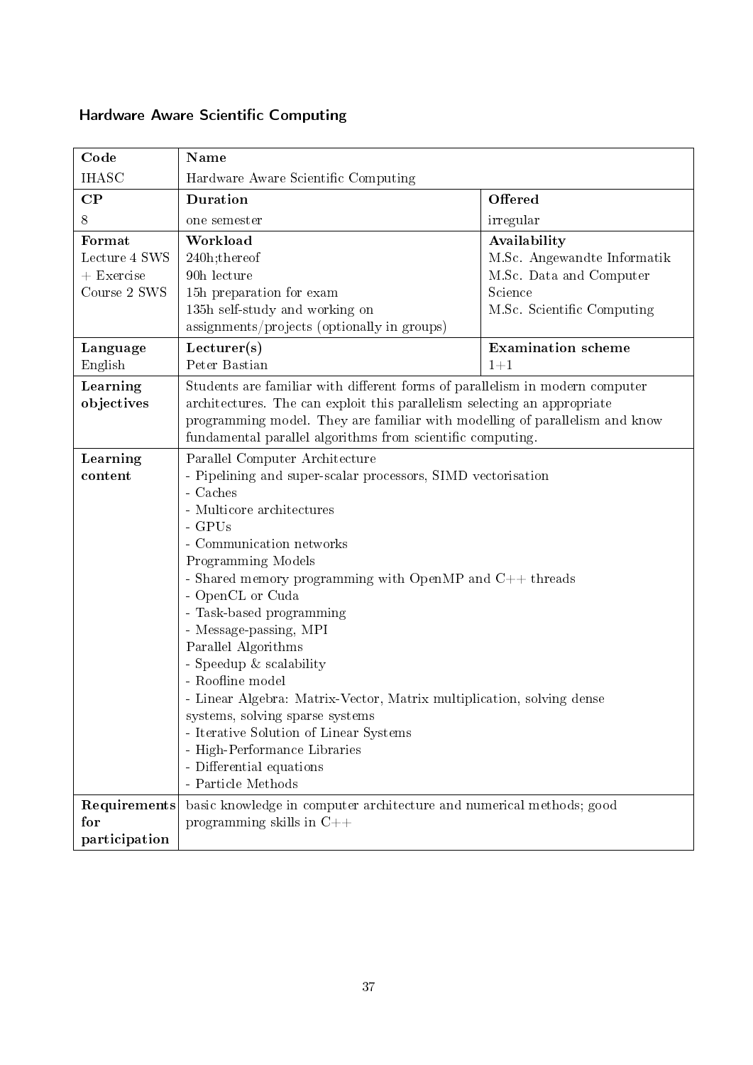## Hardware Aware Scientific Computing

| **Code** | **Name** | |
|---|---|---|
| IHASC | Hardware Aware Scientific Computing | |
| **CP** | **Duration** | **Offered** |
| 8 | one semester | irregular |
| **Format**<br>Lecture 4 SWS + Exercise Course 2 SWS | **Workload**<br>240h;thereof<br>90h lecture<br>15h preparation for exam<br>135h self-study and working on assignments/projects (optionally in groups) | **Availability**<br>M.Sc. Angewandte Informatik<br>M.Sc. Data and Computer Science<br>M.Sc. Scientific Computing |
| **Language**<br>English | **Lecturer(s)**<br>Peter Bastian | **Examination scheme**<br>1+1 |
| **Learning objectives** | Students are familiar with different forms of parallelism in modern computer architectures. The can exploit this parallelism selecting an appropriate programming model. They are familiar with modelling of parallelism and know fundamental parallel algorithms from scientific computing. | |
| **Learning content** | Parallel Computer Architecture<br>- Pipelining and super-scalar processors, SIMD vectorisation<br>- Caches<br>- Multicore architectures<br>- GPUs<br>- Communication networks<br>Programming Models<br>- Shared memory programming with OpenMP and C++ threads<br>- OpenCL or Cuda<br>- Task-based programming<br>- Message-passing, MPI<br>Parallel Algorithms<br>- Speedup & scalability<br>- Roofline model<br>- Linear Algebra: Matrix-Vector, Matrix multiplication, solving dense systems, solving sparse systems<br>- Iterative Solution of Linear Systems<br>- High-Performance Libraries<br>- Differential equations<br>- Particle Methods | |
| **Requirements for participation** | basic knowledge in computer architecture and numerical methods; good programming skills in C++ | |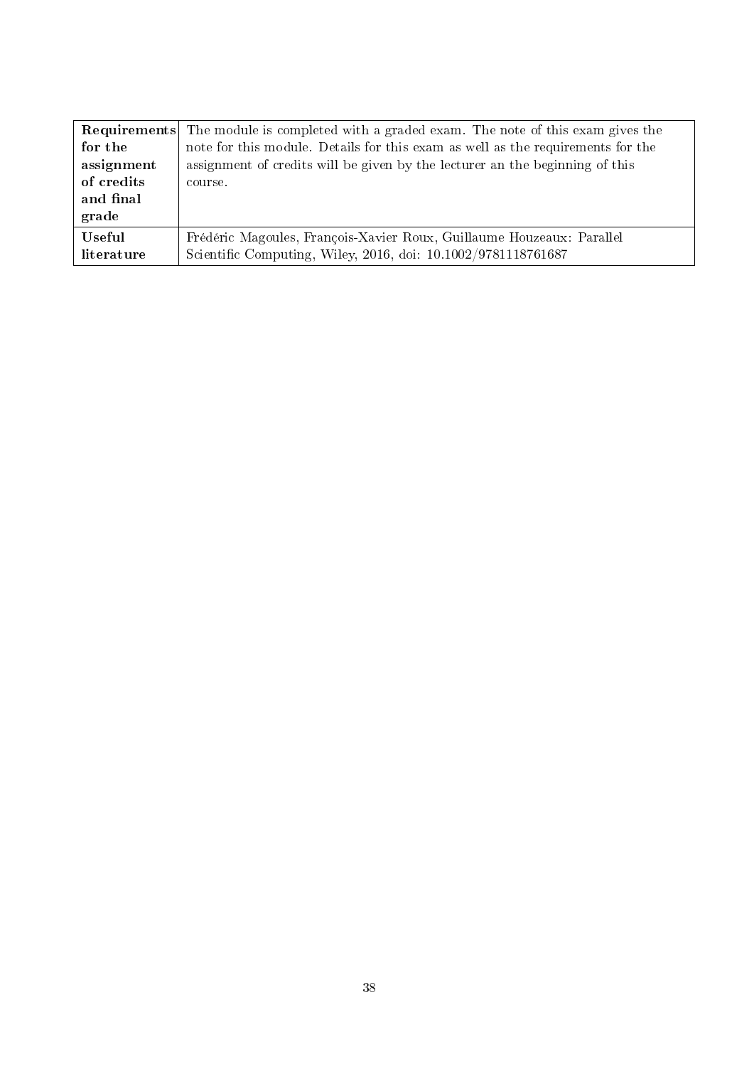| | |
|---|---|
| **Requirements for the assignment of credits and final grade** | The module is completed with a graded exam. The note of this exam gives the note for this module. Details for this exam as well as the requirements for the assignment of credits will be given by the lecturer an the beginning of this course. |
| **Useful literature** | Frédéric Magoules, François-Xavier Roux, Guillaume Houzeaux: Parallel Scientific Computing, Wiley, 2016, doi: 10.1002/9781118761687 |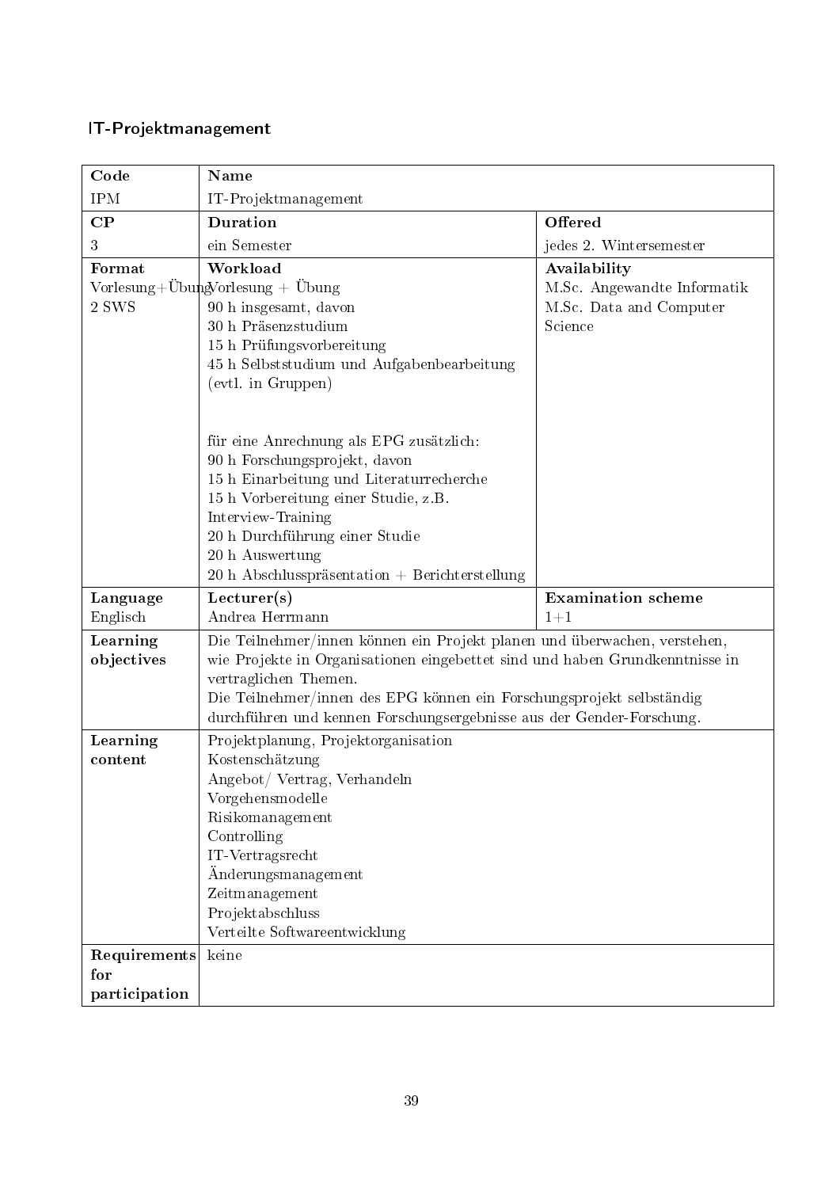## IT-Projektmanagement

| Code | Name | |
|---|---|---|
| IPM | IT-Projektmanagement | |
| **CP** | **Duration** | **Offered** |
| 3 | ein Semester | jedes 2. Wintersemester |
| **Format** | **Workload** | **Availability** |
| Vorlesung+Übung<br>2 SWS | Vorlesung + Übung<br>90 h insgesamt, davon<br>30 h Präsenzstudium<br>15 h Prüfungsvorbereitung<br>45 h Selbststudium und Aufgabenbearbeitung (evtl. in Gruppen)<br><br>für eine Anrechnung als EPG zusätzlich:<br>90 h Forschungsprojekt, davon<br>15 h Einarbeitung und Literaturrecherche<br>15 h Vorbereitung einer Studie, z.B. Interview-Training<br>20 h Durchführung einer Studie<br>20 h Auswertung<br>20 h Abschlusspräsentation + Berichterstellung | M.Sc. Angewandte Informatik<br>M.Sc. Data and Computer Science |
| **Language** | **Lecturer(s)** | **Examination scheme** |
| Englisch | Andrea Herrmann | 1+1 |
| **Learning objectives** | Die Teilnehmer/innen können ein Projekt planen und überwachen, verstehen, wie Projekte in Organisationen eingebettet sind und haben Grundkenntnisse in vertraglichen Themen.<br>Die Teilnehmer/innen des EPG können ein Forschungsprojekt selbständig durchführen und kennen Forschungsergebnisse aus der Gender-Forschung. | |
| **Learning content** | Projektplanung, Projektorganisation<br>Kostenschätzung<br>Angebot/ Vertrag, Verhandeln<br>Vorgehensmodelle<br>Risikomanagement<br>Controlling<br>IT-Vertragsrecht<br>Änderungsmanagement<br>Zeitmanagement<br>Projektabschluss<br>Verteilte Softwareentwicklung | |
| **Requirements for participation** | keine | |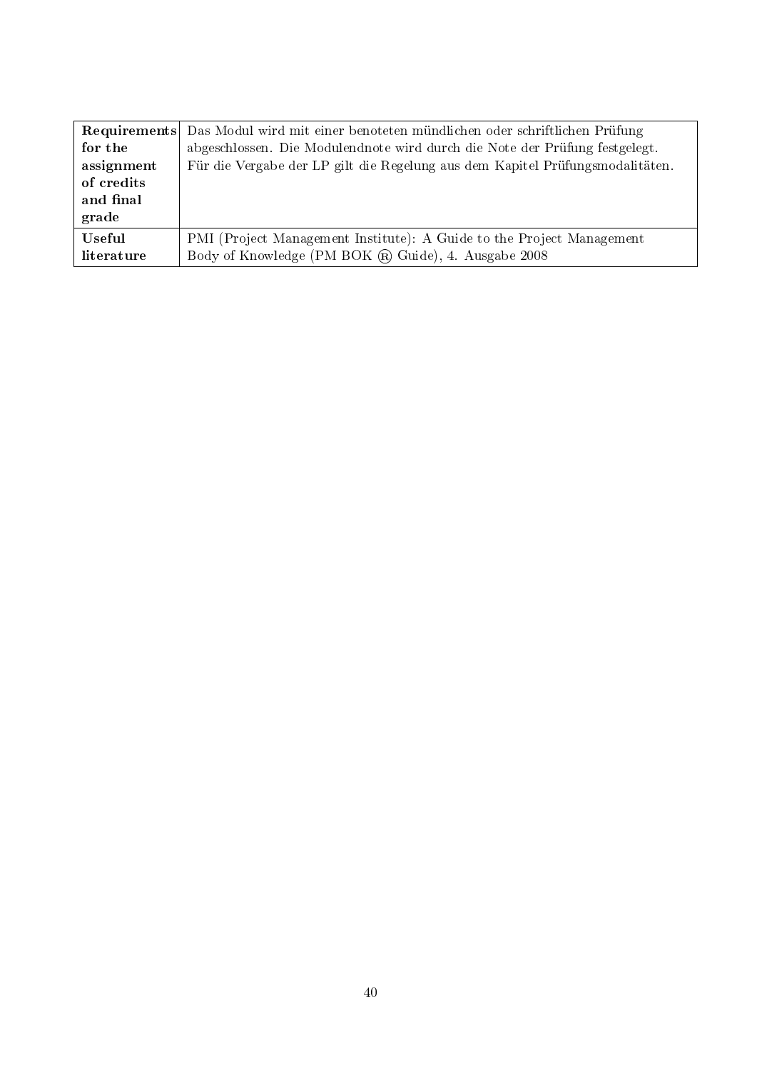| | |
|---|---|
| **Requirements for the assignment of credits and final grade** | Das Modul wird mit einer benoteten mündlichen oder schriftlichen Prüfung abgeschlossen. Die Modulendnote wird durch die Note der Prüfung festgelegt. Für die Vergabe der LP gilt die Regelung aus dem Kapitel Prüfungsmodalitäten. |
| **Useful literature** | PMI (Project Management Institute): A Guide to the Project Management Body of Knowledge (PM BOK ® Guide), 4. Ausgabe 2008 |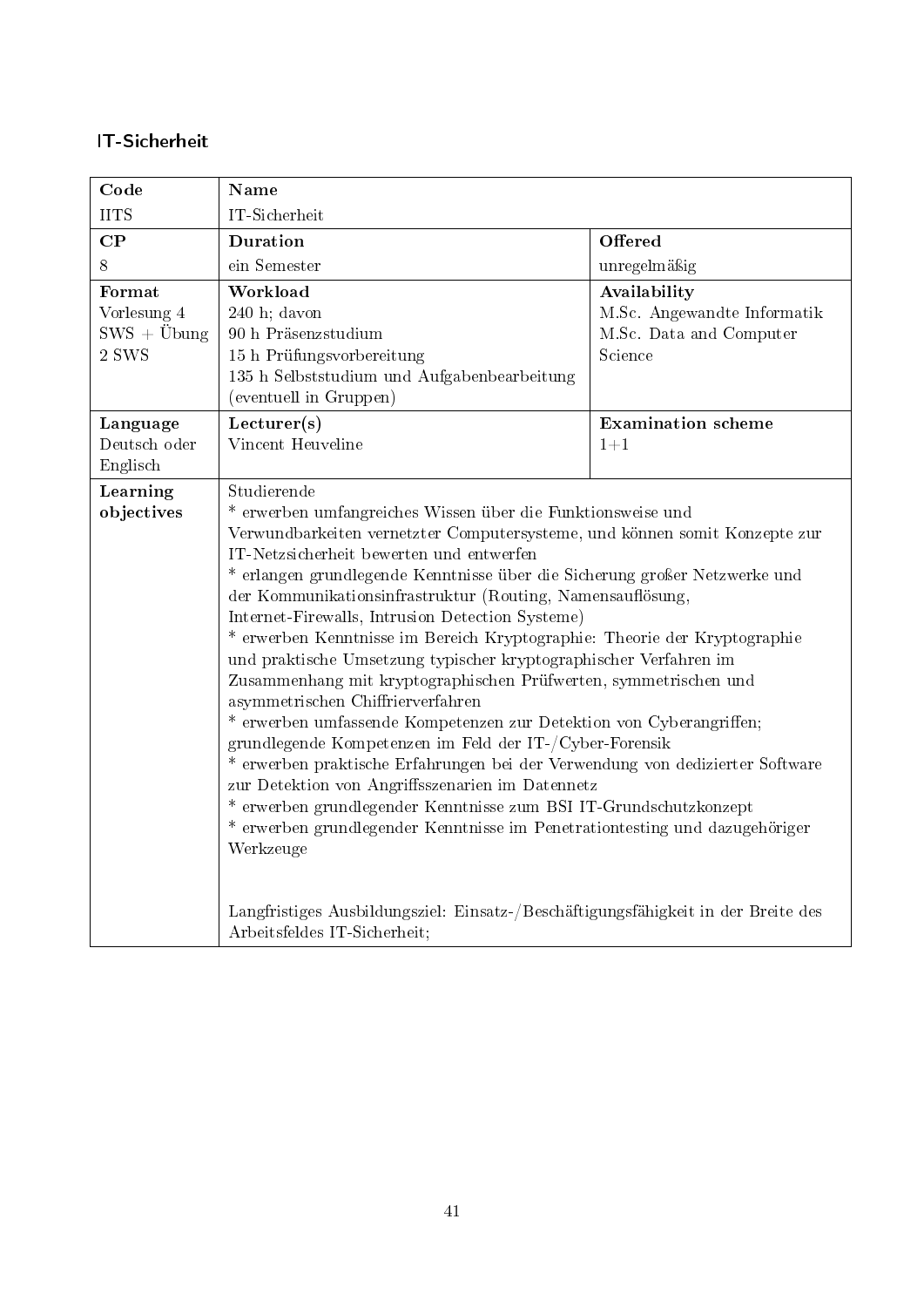## IT-Sicherheit

| Code | Name | |
|---|---|---|
| IITS | IT-Sicherheit | |
| **CP** | **Duration** | **Offered** |
| 8 | ein Semester | unregelmäßig |
| **Format** | **Workload** | **Availability** |
| Vorlesung 4 SWS + Übung 2 SWS | 240 h; davon<br>90 h Präsenzstudium<br>15 h Prüfungsvorbereitung<br>135 h Selbststudium und Aufgabenbearbeitung (eventuell in Gruppen) | M.Sc. Angewandte Informatik<br>M.Sc. Data and Computer Science |
| **Language** | **Lecturer(s)** | **Examination scheme** |
| Deutsch oder Englisch | Vincent Heuveline | 1+1 |
| **Learning objectives** | Studierende<br>* erwerben umfangreiches Wissen über die Funktionsweise und Verwundbarkeiten vernetzter Computersysteme, und können somit Konzepte zur IT-Netzsicherheit bewerten und entwerfen<br>* erlangen grundlegende Kenntnisse über die Sicherung großer Netzwerke und der Kommunikationsinfrastruktur (Routing, Namensauflösung, Internet-Firewalls, Intrusion Detection Systeme)<br>* erwerben Kenntnisse im Bereich Kryptographie: Theorie der Kryptographie und praktische Umsetzung typischer kryptographischer Verfahren im Zusammenhang mit kryptographischen Prüfwerten, symmetrischen und asymmetrischen Chiffrierverfahren<br>* erwerben umfassende Kompetenzen zur Detektion von Cyberangriffen; grundlegende Kompetenzen im Feld der IT-/Cyber-Forensik<br>* erwerben praktische Erfahrungen bei der Verwendung von dedizierter Software zur Detektion von Angriffsszenarien im Datennetz<br>* erwerben grundlegender Kenntnisse zum BSI IT-Grundschutzkonzept<br>* erwerben grundlegender Kenntnisse im Penetrationtesting und dazugehöriger Werkzeuge<br><br>Langfristiges Ausbildungsziel: Einsatz-/Beschäftigungsfähigkeit in der Breite des Arbeitsfeldes IT-Sicherheit; | |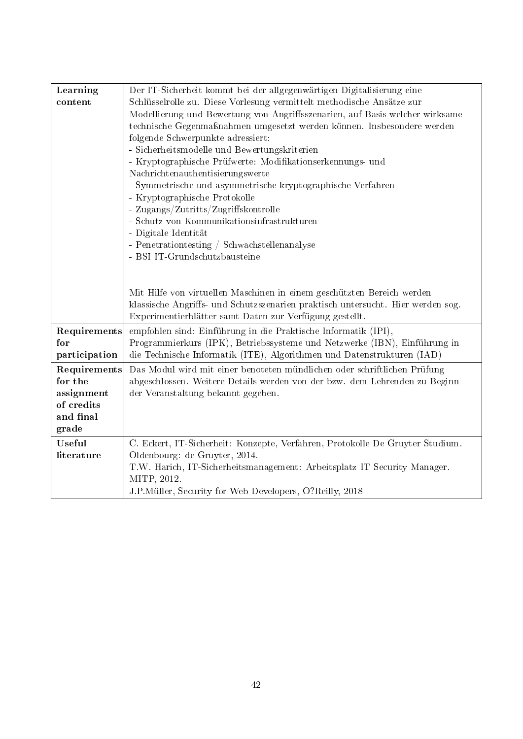| | |
|---|---|
| **Learning content** | Der IT-Sicherheit kommt bei der allgegenwärtigen Digitalisierung eine Schlüsselrolle zu. Diese Vorlesung vermittelt methodische Ansätze zur Modellierung und Bewertung von Angriffsszenarien, auf Basis welcher wirksame technische Gegenmaßnahmen umgesetzt werden können. Insbesondere werden folgende Schwerpunkte adressiert:<br>- Sicherheitsmodelle und Bewertungskriterien<br>- Kryptographische Prüfwerte: Modifikationserkennungs- und Nachrichtenauthentisierungswerte<br>- Symmetrische und asymmetrische kryptographische Verfahren<br>- Kryptographische Protokolle<br>- Zugangs/Zutritts/Zugriffskontrolle<br>- Schutz von Kommunikationsinfrastrukturen<br>- Digitale Identität<br>- Penetrationtesting / Schwachstellenanalyse<br>- BSI IT-Grundschutzbausteine<br><br>Mit Hilfe von virtuellen Maschinen in einem geschützten Bereich werden klassische Angriffs- und Schutzszenarien praktisch untersucht. Hier werden sog. Experimentierblätter samt Daten zur Verfügung gestellt. |
| **Requirements for participation** | empfohlen sind: Einführung in die Praktische Informatik (IPI), Programmierkurs (IPK), Betriebssysteme und Netzwerke (IBN), Einführung in die Technische Informatik (ITE), Algorithmen und Datenstrukturen (IAD) |
| **Requirements for the assignment of credits and final grade** | Das Modul wird mit einer benoteten mündlichen oder schriftlichen Prüfung abgeschlossen. Weitere Details werden von der bzw. dem Lehrenden zu Beginn der Veranstaltung bekannt gegeben. |
| **Useful literature** | C. Eckert, IT-Sicherheit: Konzepte, Verfahren, Protokolle De Gruyter Studium. Oldenbourg: de Gruyter, 2014.<br>T.W. Harich, IT-Sicherheitsmanagement: Arbeitsplatz IT Security Manager. MITP, 2012.<br>J.P.Müller, Security for Web Developers, O?Reilly, 2018 |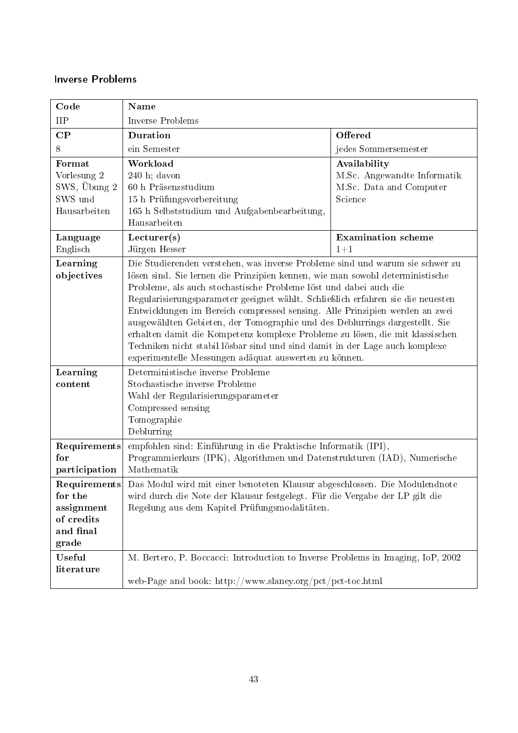## Inverse Problems

| **Code** | **Name** | |
|---|---|---|
| IIP | Inverse Problems | |
| **CP** | **Duration** | **Offered** |
| 8 | ein Semester | jedes Sommersemester |
| **Format**<br>Vorlesung 2 SWS, Übung 2 SWS und Hausarbeiten | **Workload**<br>240 h; davon<br>60 h Präsenzstudium<br>15 h Prüfungsvorbereitung<br>165 h Selbststudium und Aufgabenbearbeitung, Hausarbeiten | **Availability**<br>M.Sc. Angewandte Informatik<br>M.Sc. Data and Computer Science |
| **Language**<br>Englisch | **Lecturer(s)**<br>Jürgen Hesser | **Examination scheme**<br>1+1 |
| **Learning objectives** | Die Studierenden verstehen, was inverse Probleme sind und warum sie schwer zu lösen sind. Sie lernen die Prinzipien kennen, wie man sowohl deterministische Probleme, als auch stochastische Probleme löst und dabei auch die Regularisierungsparameter geeignet wählt. Schließlich erfahren sie die neuesten Entwicklungen im Bereich compressed sensing. Alle Prinzipien werden an zwei ausgewählten Gebieten, der Tomographie und des Deblurrings dargestellt. Sie erhalten damit die Kompetenz komplexe Probleme zu lösen, die mit klassischen Techniken nicht stabil lösbar sind und sind damit in der Lage auch komplexe experimentelle Messungen adäquat auswerten zu können. | |
| **Learning content** | Deterministische inverse Probleme<br>Stochastische inverse Probleme<br>Wahl der Regularisierungsparameter<br>Compressed sensing<br>Tomographie<br>Deblurring | |
| **Requirements for participation** | empfohlen sind: Einführung in die Praktische Informatik (IPI), Programmierkurs (IPK), Algorithmen und Datenstrukturen (IAD), Numerische Mathematik | |
| **Requirements for the assignment of credits and final grade** | Das Modul wird mit einer benoteten Klausur abgeschlossen. Die Modulendnote wird durch die Note der Klausur festgelegt. Für die Vergabe der LP gilt die Regelung aus dem Kapitel Prüfungsmodalitäten. | |
| **Useful literature** | M. Bertero, P. Boccacci: Introduction to Inverse Problems in Imaging, IoP, 2002<br><br>web-Page and book: http://www.slaney.org/pct/pct-toc.html | |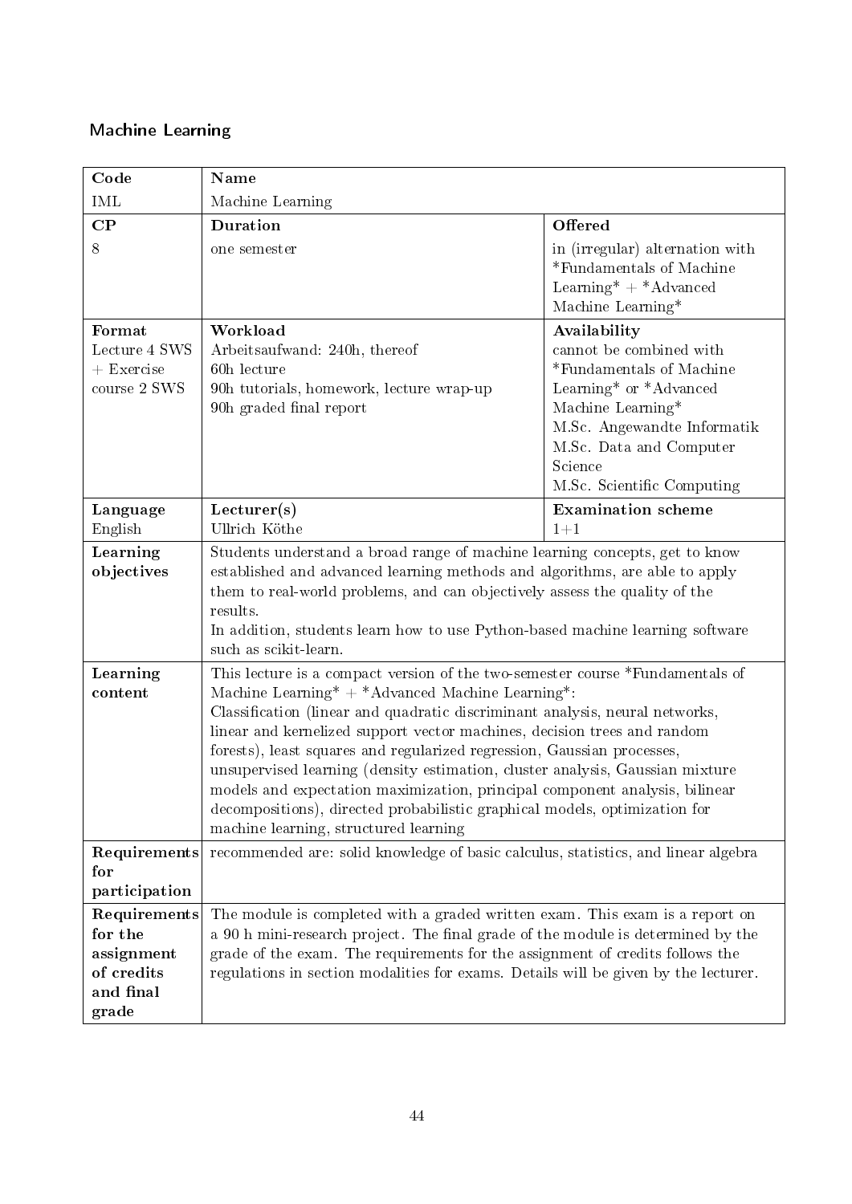## Machine Learning

| Code | Name | |
|---|---|---|
| IML | Machine Learning | |
| **CP** | **Duration** | **Offered** |
| 8 | one semester | in (irregular) alternation with *Fundamentals of Machine Learning* + *Advanced Machine Learning* |
| **Format** | **Workload** | **Availability** |
| Lecture 4 SWS + Exercise course 2 SWS | Arbeitsaufwand: 240h, thereof<br>60h lecture<br>90h tutorials, homework, lecture wrap-up<br>90h graded final report | cannot be combined with *Fundamentals of Machine Learning* or *Advanced Machine Learning*<br>M.Sc. Angewandte Informatik<br>M.Sc. Data and Computer Science<br>M.Sc. Scientific Computing |
| **Language** | **Lecturer(s)** | **Examination scheme** |
| English | Ullrich Köthe | 1+1 |
| **Learning objectives** | Students understand a broad range of machine learning concepts, get to know established and advanced learning methods and algorithms, are able to apply them to real-world problems, and can objectively assess the quality of the results.<br>In addition, students learn how to use Python-based machine learning software such as scikit-learn. | |
| **Learning content** | This lecture is a compact version of the two-semester course *Fundamentals of Machine Learning* + *Advanced Machine Learning*:<br>Classification (linear and quadratic discriminant analysis, neural networks, linear and kernelized support vector machines, decision trees and random forests), least squares and regularized regression, Gaussian processes, unsupervised learning (density estimation, cluster analysis, Gaussian mixture models and expectation maximization, principal component analysis, bilinear decompositions), directed probabilistic graphical models, optimization for machine learning, structured learning | |
| **Requirements for participation** | recommended are: solid knowledge of basic calculus, statistics, and linear algebra | |
| **Requirements for the assignment of credits and final grade** | The module is completed with a graded written exam. This exam is a report on a 90 h mini-research project. The final grade of the module is determined by the grade of the exam. The requirements for the assignment of credits follows the regulations in section modalities for exams. Details will be given by the lecturer. | |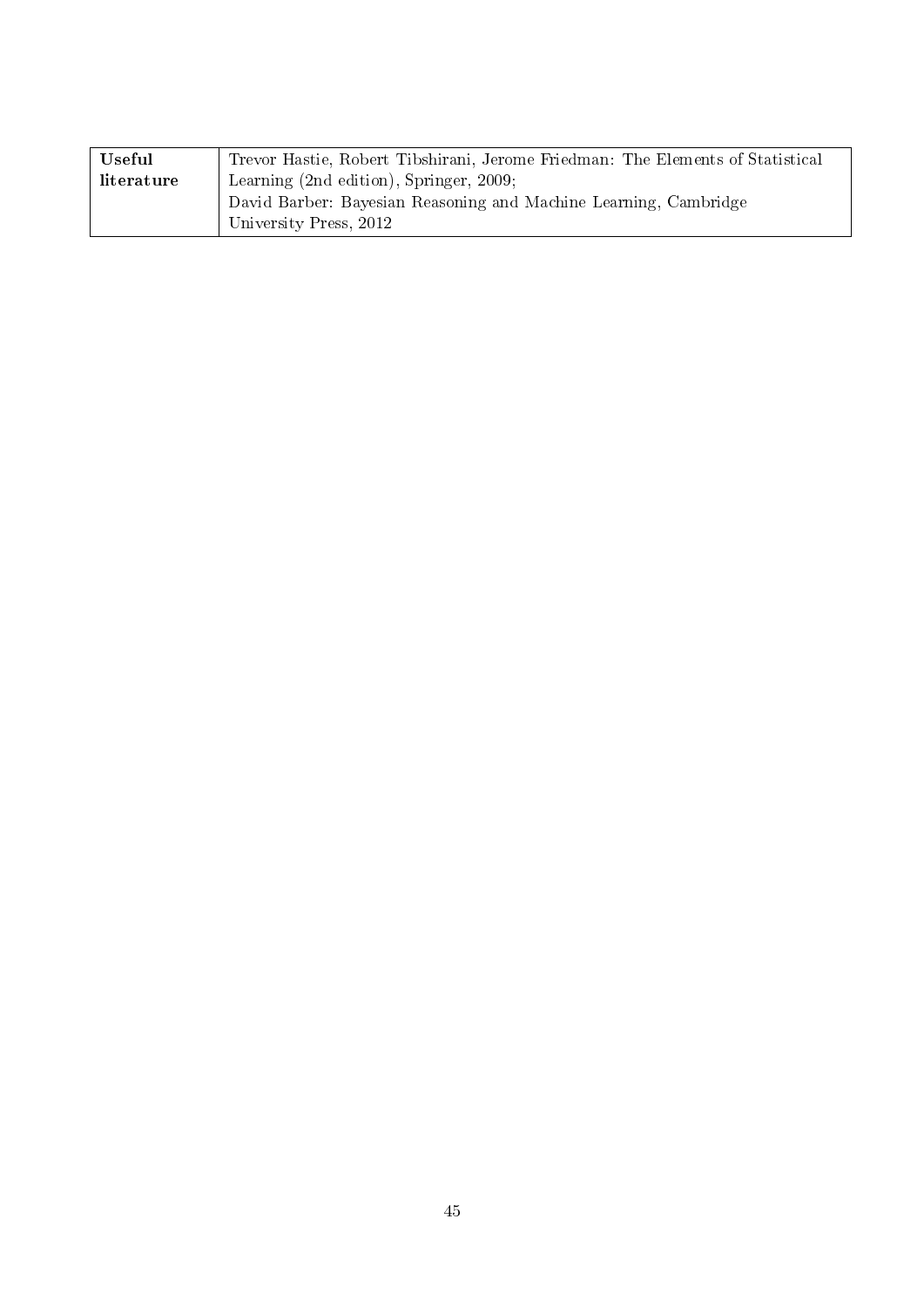| **Useful literature** | Trevor Hastie, Robert Tibshirani, Jerome Friedman: The Elements of Statistical Learning (2nd edition), Springer, 2009; David Barber: Bayesian Reasoning and Machine Learning, Cambridge University Press, 2012 |
|---|---|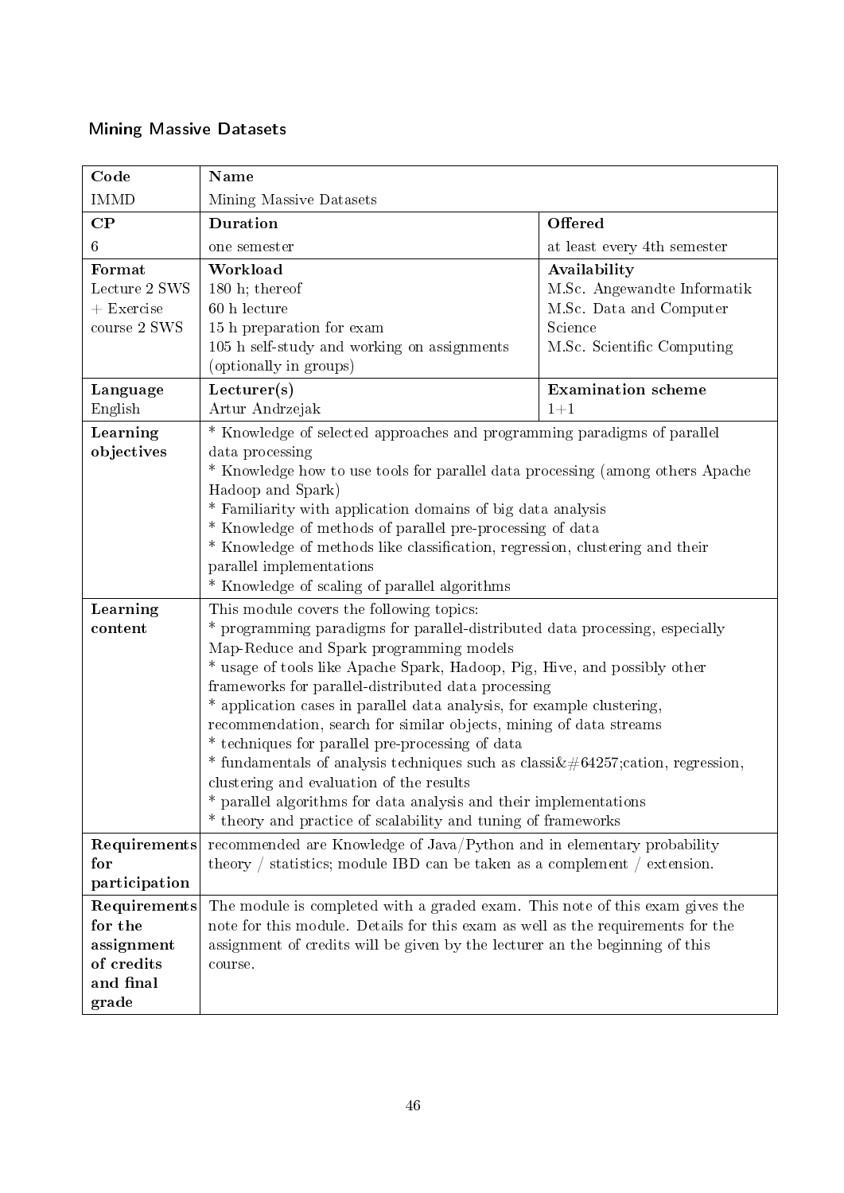## Mining Massive Datasets

| Code | Name | |
|---|---|---|
| IMMD | Mining Massive Datasets | |
| **CP** | **Duration** | **Offered** |
| 6 | one semester | at least every 4th semester |
| **Format**<br>Lecture 2 SWS + Exercise course 2 SWS | **Workload**<br>180 h; thereof<br>60 h lecture<br>15 h preparation for exam<br>105 h self-study and working on assignments (optionally in groups) | **Availability**<br>M.Sc. Angewandte Informatik<br>M.Sc. Data and Computer Science<br>M.Sc. Scientific Computing |
| **Language**<br>English | **Lecturer(s)**<br>Artur Andrzejak | **Examination scheme**<br>1+1 |
| **Learning objectives** | * Knowledge of selected approaches and programming paradigms of parallel data processing<br>* Knowledge how to use tools for parallel data processing (among others Apache Hadoop and Spark)<br>* Familiarity with application domains of big data analysis<br>* Knowledge of methods of parallel pre-processing of data<br>* Knowledge of methods like classification, regression, clustering and their parallel implementations<br>* Knowledge of scaling of parallel algorithms | |
| **Learning content** | This module covers the following topics:<br>* programming paradigms for parallel-distributed data processing, especially Map-Reduce and Spark programming models<br>* usage of tools like Apache Spark, Hadoop, Pig, Hive, and possibly other frameworks for parallel-distributed data processing<br>* application cases in parallel data analysis, for example clustering, recommendation, search for similar objects, mining of data streams<br>* techniques for parallel pre-processing of data<br>* fundamentals of analysis techniques such as classi&#64257;cation, regression, clustering and evaluation of the results<br>* parallel algorithms for data analysis and their implementations<br>* theory and practice of scalability and tuning of frameworks | |
| **Requirements for participation** | recommended are Knowledge of Java/Python and in elementary probability theory / statistics; module IBD can be taken as a complement / extension. | |
| **Requirements for the assignment of credits and final grade** | The module is completed with a graded exam. This note of this exam gives the note for this module. Details for this exam as well as the requirements for the assignment of credits will be given by the lecturer an the beginning of this course. | |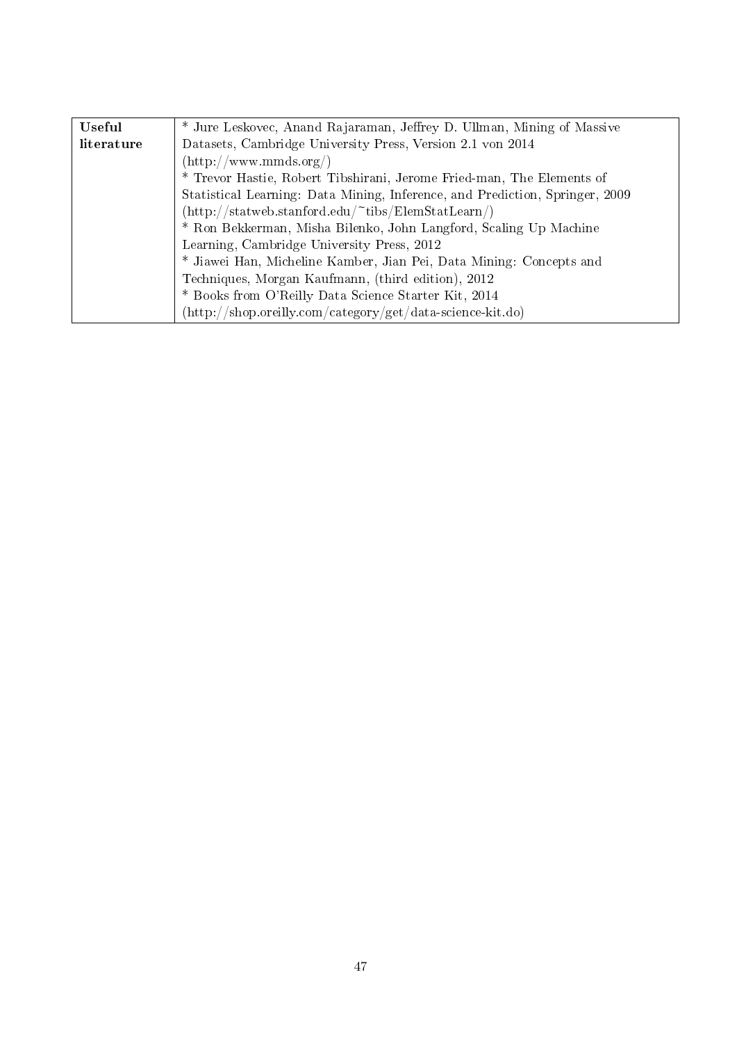| **Useful literature** | * Jure Leskovec, Anand Rajaraman, Jeffrey D. Ullman, Mining of Massive Datasets, Cambridge University Press, Version 2.1 von 2014 (http://www.mmds.org/)<br>* Trevor Hastie, Robert Tibshirani, Jerome Fried-man, The Elements of Statistical Learning: Data Mining, Inference, and Prediction, Springer, 2009 (http://statweb.stanford.edu/~tibs/ElemStatLearn/)<br>* Ron Bekkerman, Misha Bilenko, John Langford, Scaling Up Machine Learning, Cambridge University Press, 2012<br>* Jiawei Han, Micheline Kamber, Jian Pei, Data Mining: Concepts and Techniques, Morgan Kaufmann, (third edition), 2012<br>* Books from O'Reilly Data Science Starter Kit, 2014 (http://shop.oreilly.com/category/get/data-science-kit.do) |
|---|---|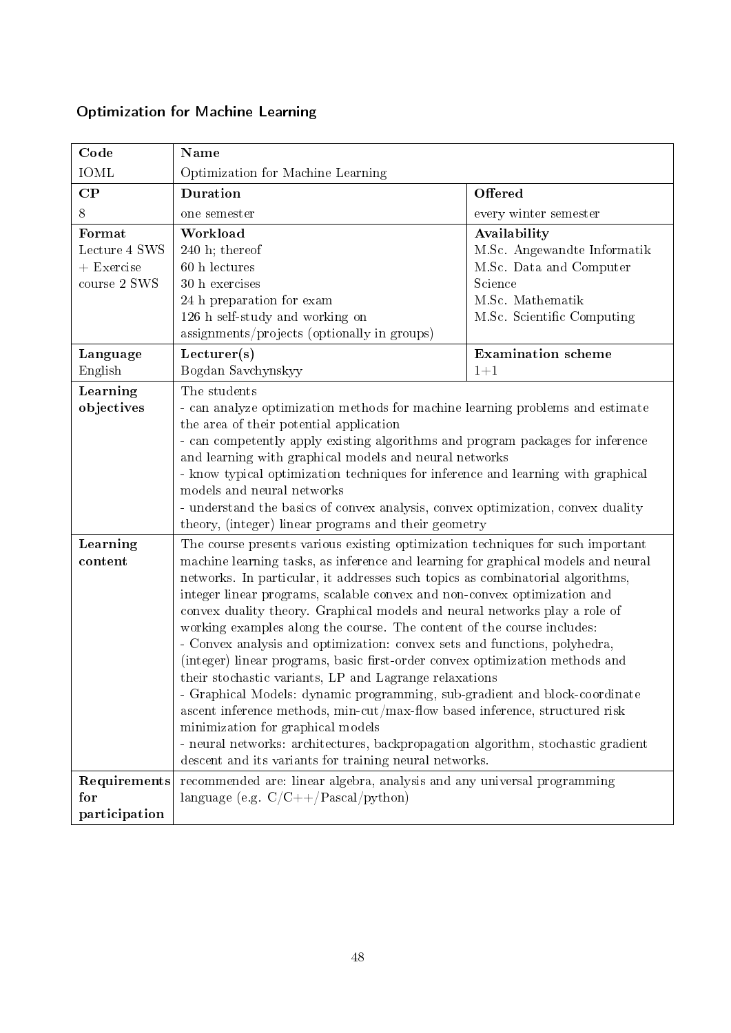## Optimization for Machine Learning

| **Code** | **Name** | |
|---|---|---|
| IOML | Optimization for Machine Learning | |
| **CP** | **Duration** | **Offered** |
| 8 | one semester | every winter semester |
| **Format**<br>Lecture 4 SWS + Exercise course 2 SWS | **Workload**<br>240 h; thereof<br>60 h lectures<br>30 h exercises<br>24 h preparation for exam<br>126 h self-study and working on assignments/projects (optionally in groups) | **Availability**<br>M.Sc. Angewandte Informatik<br>M.Sc. Data and Computer Science<br>M.Sc. Mathematik<br>M.Sc. Scientific Computing |
| **Language**<br>English | **Lecturer(s)**<br>Bogdan Savchynskyy | **Examination scheme**<br>1+1 |
| **Learning objectives** | The students<br>- can analyze optimization methods for machine learning problems and estimate the area of their potential application<br>- can competently apply existing algorithms and program packages for inference and learning with graphical models and neural networks<br>- know typical optimization techniques for inference and learning with graphical models and neural networks<br>- understand the basics of convex analysis, convex optimization, convex duality theory, (integer) linear programs and their geometry | |
| **Learning content** | The course presents various existing optimization techniques for such important machine learning tasks, as inference and learning for graphical models and neural networks. In particular, it addresses such topics as combinatorial algorithms, integer linear programs, scalable convex and non-convex optimization and convex duality theory. Graphical models and neural networks play a role of working examples along the course. The content of the course includes:<br>- Convex analysis and optimization: convex sets and functions, polyhedra, (integer) linear programs, basic first-order convex optimization methods and their stochastic variants, LP and Lagrange relaxations<br>- Graphical Models: dynamic programming, sub-gradient and block-coordinate ascent inference methods, min-cut/max-flow based inference, structured risk minimization for graphical models<br>- neural networks: architectures, backpropagation algorithm, stochastic gradient descent and its variants for training neural networks. | |
| **Requirements for participation** | recommended are: linear algebra, analysis and any universal programming language (e.g. C/C++/Pascal/python) | |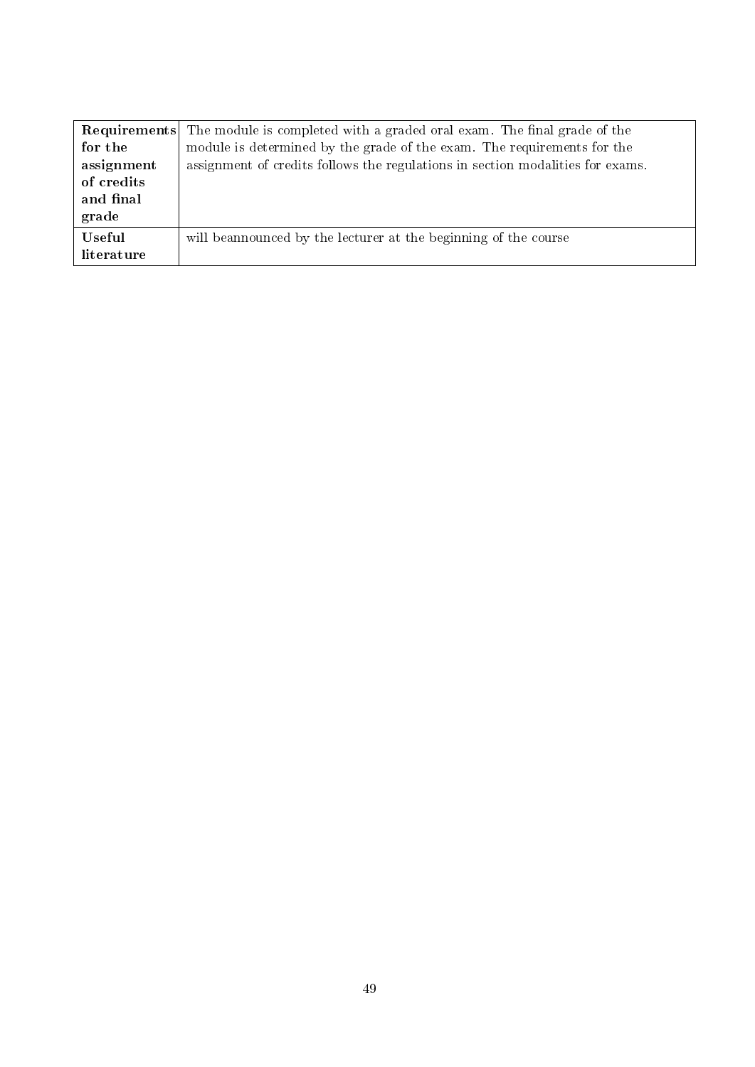| | |
|---|---|
| **Requirements for the assignment of credits and final grade** | The module is completed with a graded oral exam. The final grade of the module is determined by the grade of the exam. The requirements for the assignment of credits follows the regulations in section modalities for exams. |
| **Useful literature** | will beannounced by the lecturer at the beginning of the course |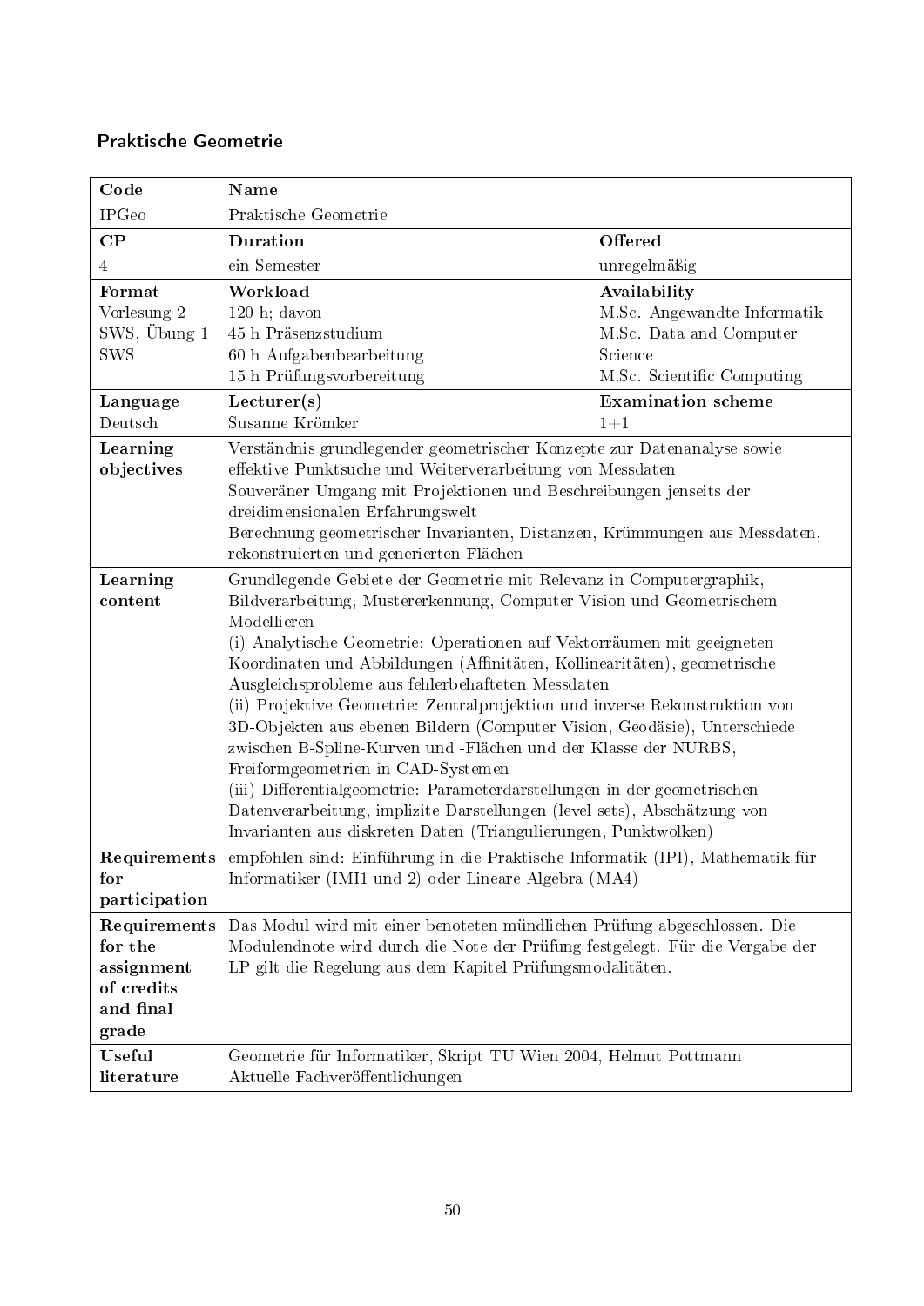## Praktische Geometrie

| Code | Name | |
|---|---|---|
| IPGeo | Praktische Geometrie | |
| **CP** | **Duration** | **Offered** |
| 4 | ein Semester | unregelmäßig |
| **Format** | **Workload** | **Availability** |
| Vorlesung 2 SWS, Übung 1 SWS | 120 h; davon<br>45 h Präsenzstudium<br>60 h Aufgabenbearbeitung<br>15 h Prüfungsvorbereitung | M.Sc. Angewandte Informatik<br>M.Sc. Data and Computer Science<br>M.Sc. Scientific Computing |
| **Language** | **Lecturer(s)** | **Examination scheme** |
| Deutsch | Susanne Krömker | 1+1 |
| **Learning objectives** | Verständnis grundlegender geometrischer Konzepte zur Datenanalyse sowie effektive Punktsuche und Weiterverarbeitung von Messdaten<br>Souveräner Umgang mit Projektionen und Beschreibungen jenseits der dreidimensionalen Erfahrungswelt<br>Berechnung geometrischer Invarianten, Distanzen, Krümmungen aus Messdaten, rekonstruierten und generierten Flächen | |
| **Learning content** | Grundlegende Gebiete der Geometrie mit Relevanz in Computergraphik, Bildverarbeitung, Mustererkennung, Computer Vision und Geometrischem Modellieren<br>(i) Analytische Geometrie: Operationen auf Vektorräumen mit geeigneten Koordinaten und Abbildungen (Affinitäten, Kollinearitäten), geometrische Ausgleichsprobleme aus fehlerbehafteten Messdaten<br>(ii) Projektive Geometrie: Zentralprojektion und inverse Rekonstruktion von 3D-Objekten aus ebenen Bildern (Computer Vision, Geodäsie), Unterschiede zwischen B-Spline-Kurven und -Flächen und der Klasse der NURBS, Freiformgeometrien in CAD-Systemen<br>(iii) Differentialgeometrie: Parameterdarstellungen in der geometrischen Datenverarbeitung, implizite Darstellungen (level sets), Abschätzung von Invarianten aus diskreten Daten (Triangulierungen, Punktwolken) | |
| **Requirements for participation** | empfohlen sind: Einführung in die Praktische Informatik (IPI), Mathematik für Informatiker (IMI1 und 2) oder Lineare Algebra (MA4) | |
| **Requirements for the assignment of credits and final grade** | Das Modul wird mit einer benoteten mündlichen Prüfung abgeschlossen. Die Modulendnote wird durch die Note der Prüfung festgelegt. Für die Vergabe der LP gilt die Regelung aus dem Kapitel Prüfungsmodalitäten. | |
| **Useful literature** | Geometrie für Informatiker, Skript TU Wien 2004, Helmut Pottmann<br>Aktuelle Fachveröffentlichungen | |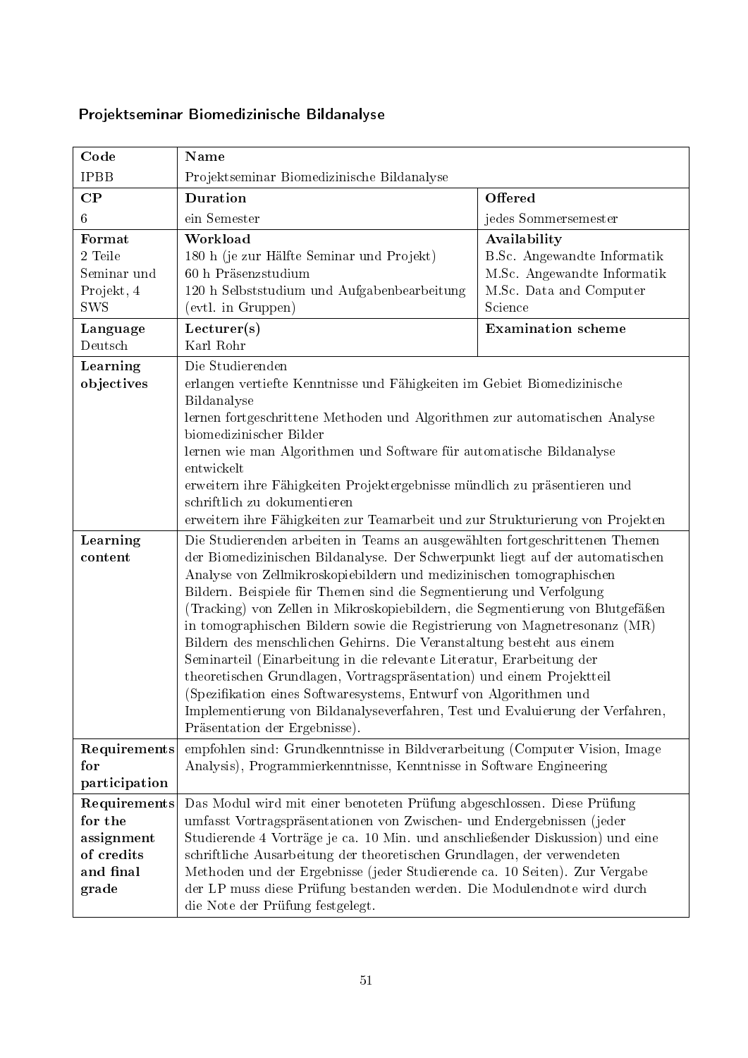### Projektseminar Biomedizinische Bildanalyse

| **Code** | **Name** | |
|---|---|---|
| IPBB | Projektseminar Biomedizinische Bildanalyse | |
| **CP** | **Duration** | **Offered** |
| 6 | ein Semester | jedes Sommersemester |
| **Format**<br>2 Teile Seminar und Projekt, 4 SWS | **Workload**<br>180 h (je zur Hälfte Seminar und Projekt)<br>60 h Präsenzstudium<br>120 h Selbststudium und Aufgabenbearbeitung (evtl. in Gruppen) | **Availability**<br>B.Sc. Angewandte Informatik<br>M.Sc. Angewandte Informatik<br>M.Sc. Data and Computer Science |
| **Language**<br>Deutsch | **Lecturer(s)**<br>Karl Rohr | **Examination scheme** |
| **Learning objectives** | Die Studierenden<br>erlangen vertiefte Kenntnisse und Fähigkeiten im Gebiet Biomedizinische Bildanalyse<br>lernen fortgeschrittene Methoden und Algorithmen zur automatischen Analyse biomedizinischer Bilder<br>lernen wie man Algorithmen und Software für automatische Bildanalyse entwickelt<br>erweitern ihre Fähigkeiten Projektergebnisse mündlich zu präsentieren und schriftlich zu dokumentieren<br>erweitern ihre Fähigkeiten zur Teamarbeit und zur Strukturierung von Projekten | |
| **Learning content** | Die Studierenden arbeiten in Teams an ausgewählten fortgeschrittenen Themen der Biomedizinischen Bildanalyse. Der Schwerpunkt liegt auf der automatischen Analyse von Zellmikroskopiebildern und medizinischen tomographischen Bildern. Beispiele für Themen sind die Segmentierung und Verfolgung (Tracking) von Zellen in Mikroskopiebildern, die Segmentierung von Blutgefäßen in tomographischen Bildern sowie die Registrierung von Magnetresonanz (MR) Bildern des menschlichen Gehirns. Die Veranstaltung besteht aus einem Seminarteil (Einarbeitung in die relevante Literatur, Erarbeitung der theoretischen Grundlagen, Vortragspräsentation) und einem Projektteil (Spezifikation eines Softwaresystems, Entwurf von Algorithmen und Implementierung von Bildanalyseverfahren, Test und Evaluierung der Verfahren, Präsentation der Ergebnisse). | |
| **Requirements for participation** | empfohlen sind: Grundkenntnisse in Bildverarbeitung (Computer Vision, Image Analysis), Programmierkenntnisse, Kenntnisse in Software Engineering | |
| **Requirements for the assignment of credits and final grade** | Das Modul wird mit einer benoteten Prüfung abgeschlossen. Diese Prüfung umfasst Vortragspräsentationen von Zwischen- und Endergebnissen (jeder Studierende 4 Vorträge je ca. 10 Min. und anschließender Diskussion) und eine schriftliche Ausarbeitung der theoretischen Grundlagen, der verwendeten Methoden und der Ergebnisse (jeder Studierende ca. 10 Seiten). Zur Vergabe der LP muss diese Prüfung bestanden werden. Die Modulendnote wird durch die Note der Prüfung festgelegt. | |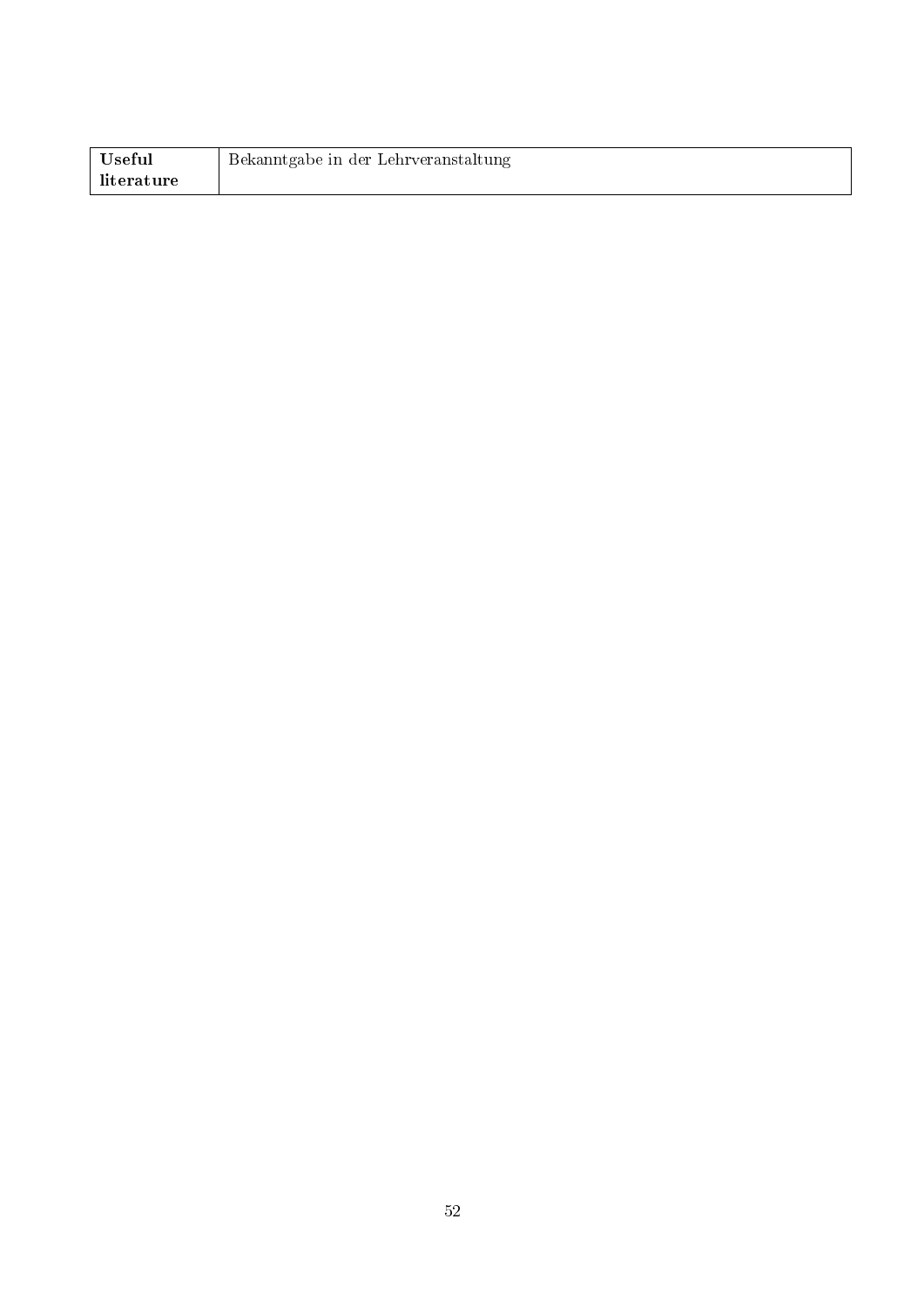| **Useful literature** | Bekanntgabe in der Lehrveranstaltung |
|---|---|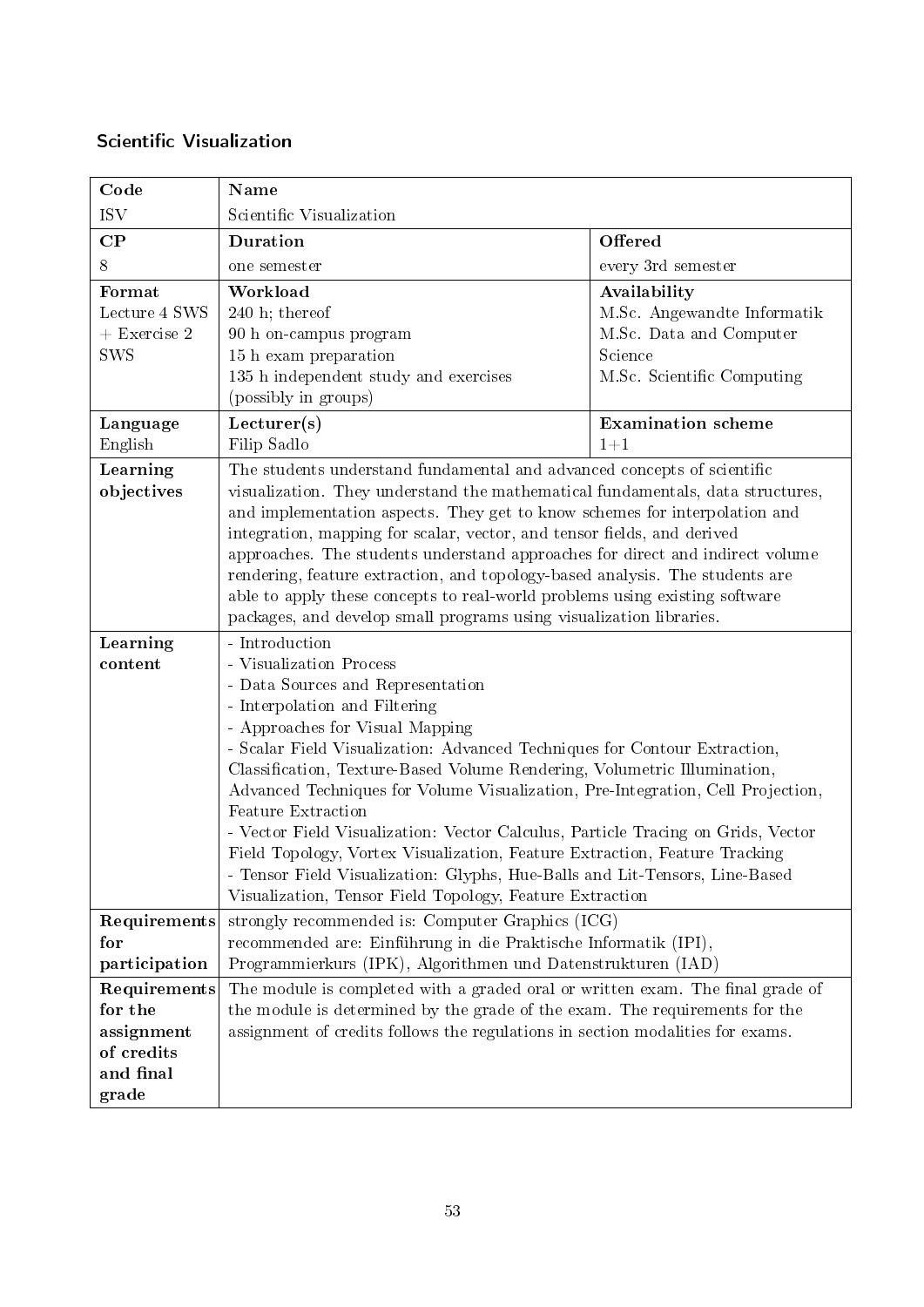### Scientific Visualization

| **Code** | **Name** | |
|---|---|---|
| ISV | Scientific Visualization | |
| **CP** | **Duration** | **Offered** |
| 8 | one semester | every 3rd semester |
| **Format**<br>Lecture 4 SWS + Exercise 2 SWS | **Workload**<br>240 h; thereof<br>90 h on-campus program<br>15 h exam preparation<br>135 h independent study and exercises (possibly in groups) | **Availability**<br>M.Sc. Angewandte Informatik<br>M.Sc. Data and Computer Science<br>M.Sc. Scientific Computing |
| **Language**<br>English | **Lecturer(s)**<br>Filip Sadlo | **Examination scheme**<br>1+1 |
| **Learning objectives** | The students understand fundamental and advanced concepts of scientific visualization. They understand the mathematical fundamentals, data structures, and implementation aspects. They get to know schemes for interpolation and integration, mapping for scalar, vector, and tensor fields, and derived approaches. The students understand approaches for direct and indirect volume rendering, feature extraction, and topology-based analysis. The students are able to apply these concepts to real-world problems using existing software packages, and develop small programs using visualization libraries. | |
| **Learning content** | - Introduction<br>- Visualization Process<br>- Data Sources and Representation<br>- Interpolation and Filtering<br>- Approaches for Visual Mapping<br>- Scalar Field Visualization: Advanced Techniques for Contour Extraction, Classification, Texture-Based Volume Rendering, Volumetric Illumination, Advanced Techniques for Volume Visualization, Pre-Integration, Cell Projection, Feature Extraction<br>- Vector Field Visualization: Vector Calculus, Particle Tracing on Grids, Vector Field Topology, Vortex Visualization, Feature Extraction, Feature Tracking<br>- Tensor Field Visualization: Glyphs, Hue-Balls and Lit-Tensors, Line-Based Visualization, Tensor Field Topology, Feature Extraction | |
| **Requirements for participation** | strongly recommended is: Computer Graphics (ICG)<br>recommended are: Einführung in die Praktische Informatik (IPI), Programmierkurs (IPK), Algorithmen und Datenstrukturen (IAD) | |
| **Requirements for the assignment of credits and final grade** | The module is completed with a graded oral or written exam. The final grade of the module is determined by the grade of the exam. The requirements for the assignment of credits follows the regulations in section modalities for exams. | |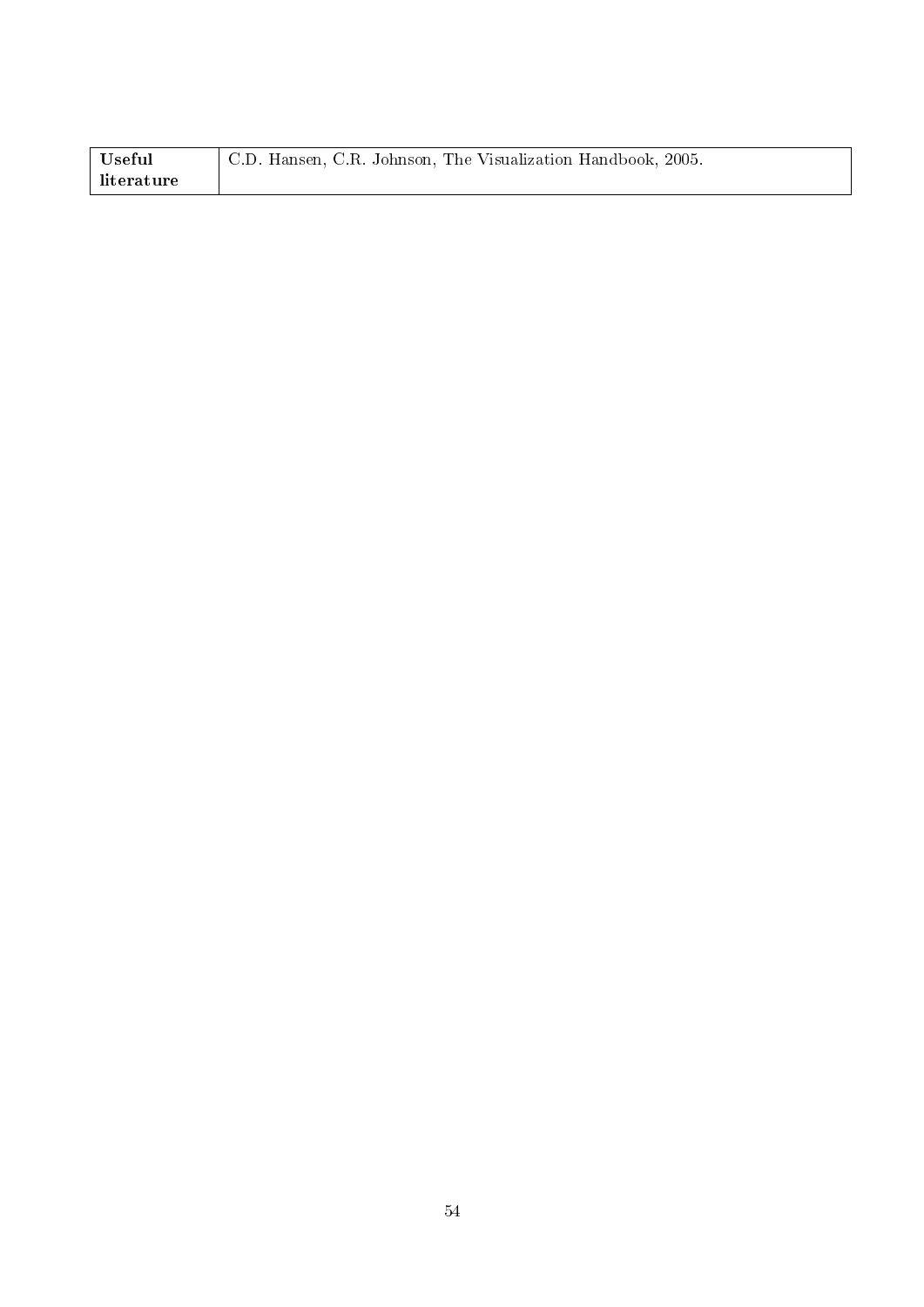| **Useful literature** | C.D. Hansen, C.R. Johnson, The Visualization Handbook, 2005. |
|---|---|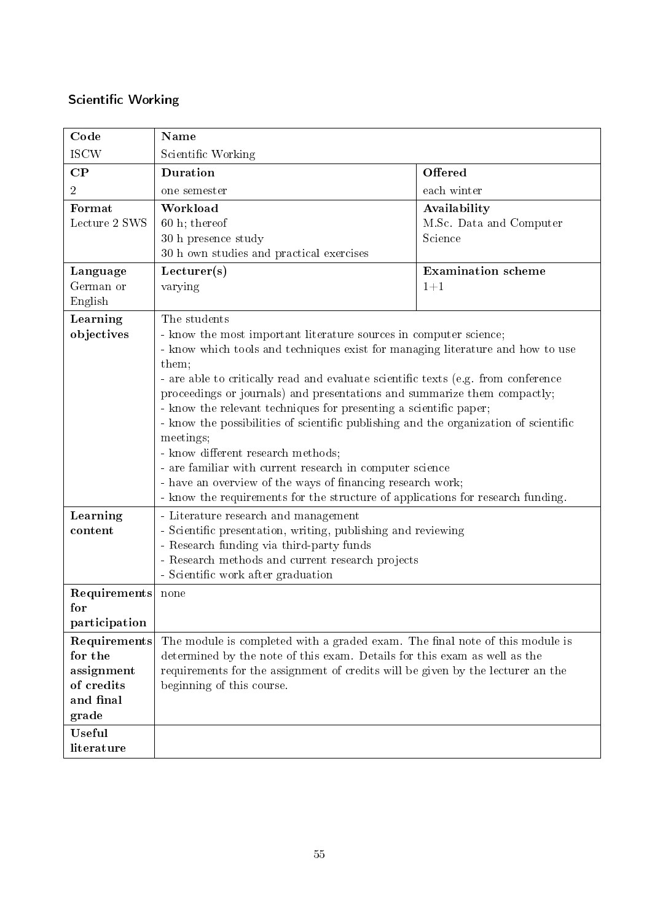## Scientific Working

| Code | Name | |
|---|---|---|
| ISCW | Scientific Working | |
| **CP** | **Duration** | **Offered** |
| 2 | one semester | each winter |
| **Format**<br>Lecture 2 SWS | **Workload**<br>60 h; thereof<br>30 h presence study<br>30 h own studies and practical exercises | **Availability**<br>M.Sc. Data and Computer Science |
| **Language**<br>German or English | **Lecturer(s)**<br>varying | **Examination scheme**<br>1+1 |
| **Learning objectives** | The students<br>- know the most important literature sources in computer science;<br>- know which tools and techniques exist for managing literature and how to use them;<br>- are able to critically read and evaluate scientific texts (e.g. from conference proceedings or journals) and presentations and summarize them compactly;<br>- know the relevant techniques for presenting a scientific paper;<br>- know the possibilities of scientific publishing and the organization of scientific meetings;<br>- know different research methods;<br>- are familiar with current research in computer science<br>- have an overview of the ways of financing research work;<br>- know the requirements for the structure of applications for research funding. | |
| **Learning content** | - Literature research and management<br>- Scientific presentation, writing, publishing and reviewing<br>- Research funding via third-party funds<br>- Research methods and current research projects<br>- Scientific work after graduation | |
| **Requirements for participation** | none | |
| **Requirements for the assignment of credits and final grade** | The module is completed with a graded exam. The final note of this module is determined by the note of this exam. Details for this exam as well as the requirements for the assignment of credits will be given by the lecturer an the beginning of this course. | |
| **Useful literature** | | |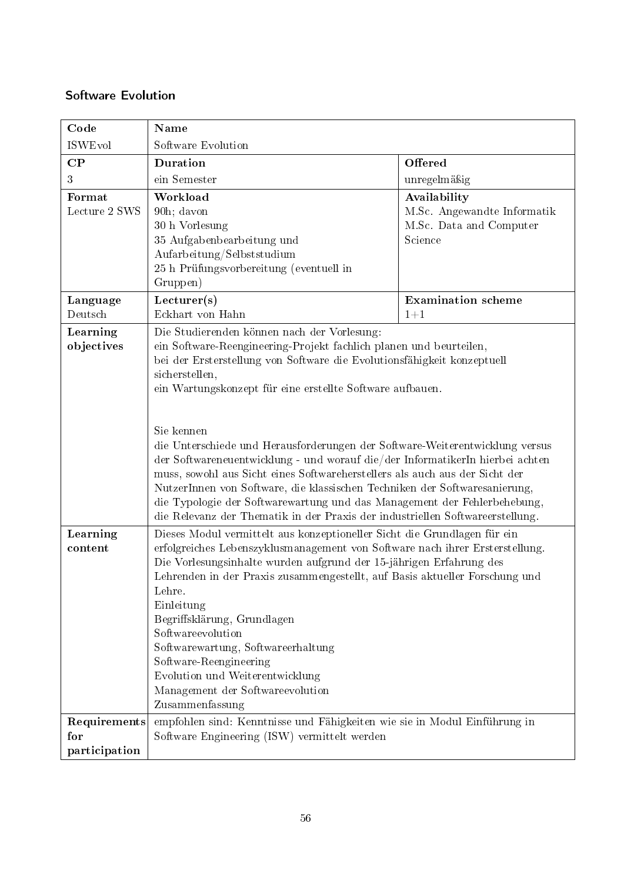## Software Evolution

| Code | Name | |
|---|---|---|
| ISWEvol | Software Evolution | |
| **CP** | **Duration** | **Offered** |
| 3 | ein Semester | unregelmäßig |
| **Format**<br>Lecture 2 SWS | **Workload**<br>90h; davon<br>30 h Vorlesung<br>35 Aufgabenbearbeitung und Aufarbeitung/Selbststudium<br>25 h Prüfungsvorbereitung (eventuell in Gruppen) | **Availability**<br>M.Sc. Angewandte Informatik<br>M.Sc. Data and Computer Science |
| **Language**<br>Deutsch | **Lecturer(s)**<br>Eckhart von Hahn | **Examination scheme**<br>1+1 |
| **Learning objectives** | Die Studierenden können nach der Vorlesung:<br>ein Software-Reengineering-Projekt fachlich planen und beurteilen,<br>bei der Ersterstellung von Software die Evolutionsfähigkeit konzeptuell sicherstellen,<br>ein Wartungskonzept für eine erstellte Software aufbauen.<br><br>Sie kennen<br>die Unterschiede und Herausforderungen der Software-Weiterentwicklung versus der Softwareneuentwicklung - und worauf die/der InformatikerIn hierbei achten muss, sowohl aus Sicht eines Softwareherstellers als auch aus der Sicht der NutzerInnen von Software, die klassischen Techniken der Softwaresanierung,<br>die Typologie der Softwarewartung und das Management der Fehlerbehebung,<br>die Relevanz der Thematik in der Praxis der industriellen Softwareerstellung. | |
| **Learning content** | Dieses Modul vermittelt aus konzeptioneller Sicht die Grundlagen für ein erfolgreiches Lebenszyklusmanagement von Software nach ihrer Ersterstellung.<br>Die Vorlesungsinhalte wurden aufgrund der 15-jährigen Erfahrung des Lehrenden in der Praxis zusammengestellt, auf Basis aktueller Forschung und Lehre.<br>Einleitung<br>Begriffsklärung, Grundlagen<br>Softwareevolution<br>Softwarewartung, Softwareerhaltung<br>Software-Reengineering<br>Evolution und Weiterentwicklung<br>Management der Softwareevolution<br>Zusammenfassung | |
| **Requirements for participation** | empfohlen sind: Kenntnisse und Fähigkeiten wie sie in Modul Einführung in Software Engineering (ISW) vermittelt werden | |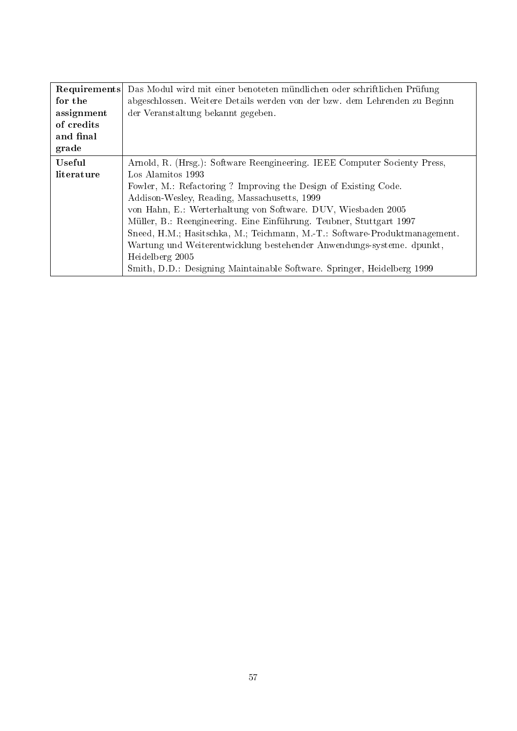| | |
|---|---|
| **Requirements for the assignment of credits and final grade** | Das Modul wird mit einer benoteten mündlichen oder schriftlichen Prüfung abgeschlossen. Weitere Details werden von der bzw. dem Lehrenden zu Beginn der Veranstaltung bekannt gegeben. |
| **Useful literature** | Arnold, R. (Hrsg.): Software Reengineering. IEEE Computer Socienty Press, Los Alamitos 1993<br>Fowler, M.: Refactoring ? Improving the Design of Existing Code. Addison-Wesley, Reading, Massachusetts, 1999<br>von Hahn, E.: Werterhaltung von Software. DUV, Wiesbaden 2005<br>Müller, B.: Reengineering. Eine Einführung. Teubner, Stuttgart 1997<br>Sneed, H.M.; Hasitschka, M.; Teichmann, M.-T.: Software-Produktmanagement. Wartung und Weiterentwicklung bestehender Anwendungs-systeme. dpunkt, Heidelberg 2005<br>Smith, D.D.: Designing Maintainable Software. Springer, Heidelberg 1999 |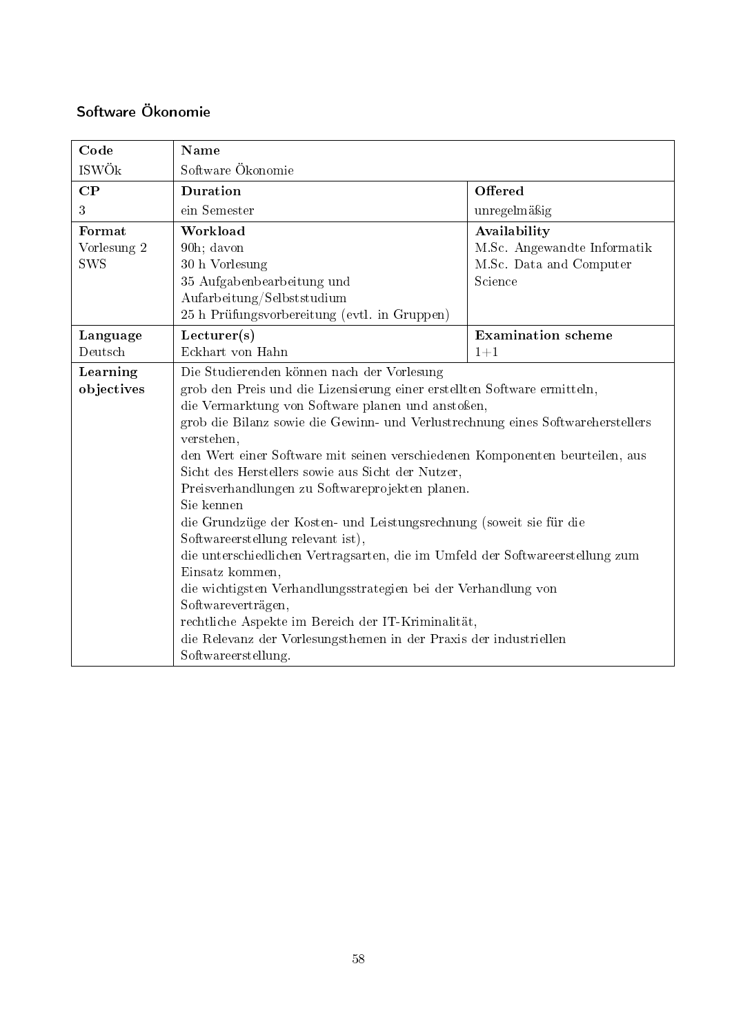## Software Ökonomie

| Code | Name | |
|---|---|---|
| ISWÖk | Software Ökonomie | |
| **CP** | **Duration** | **Offered** |
| 3 | ein Semester | unregelmäßig |
| **Format** | **Workload** | **Availability** |
| Vorlesung 2 SWS | 90h; davon<br>30 h Vorlesung<br>35 Aufgabenbearbeitung und Aufarbeitung/Selbststudium<br>25 h Prüfungsvorbereitung (evtl. in Gruppen) | M.Sc. Angewandte Informatik<br>M.Sc. Data and Computer Science |
| **Language** | **Lecturer(s)** | **Examination scheme** |
| Deutsch | Eckhart von Hahn | 1+1 |
| **Learning objectives** | Die Studierenden können nach der Vorlesung<br>grob den Preis und die Lizensierung einer erstellten Software ermitteln,<br>die Vermarktung von Software planen und anstoßen,<br>grob die Bilanz sowie die Gewinn- und Verlustrechnung eines Softwareherstellers verstehen,<br>den Wert einer Software mit seinen verschiedenen Komponenten beurteilen, aus Sicht des Herstellers sowie aus Sicht der Nutzer,<br>Preisverhandlungen zu Softwareprojekten planen.<br>Sie kennen<br>die Grundzüge der Kosten- und Leistungsrechnung (soweit sie für die Softwareerstellung relevant ist),<br>die unterschiedlichen Vertragsarten, die im Umfeld der Softwareerstellung zum Einsatz kommen,<br>die wichtigsten Verhandlungsstrategien bei der Verhandlung von Softwareverträgen,<br>rechtliche Aspekte im Bereich der IT-Kriminalität,<br>die Relevanz der Vorlesungsthemen in der Praxis der industriellen Softwareerstellung. | |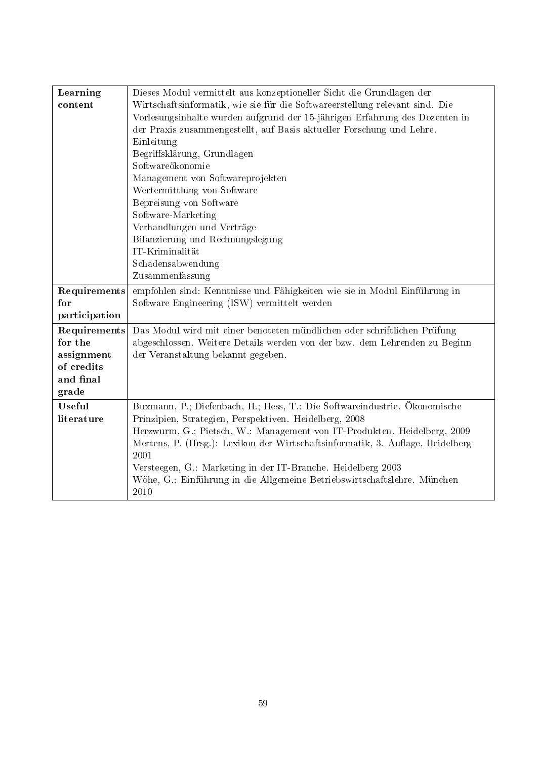| | |
|---|---|
| **Learning content** | Dieses Modul vermittelt aus konzeptioneller Sicht die Grundlagen der Wirtschaftsinformatik, wie sie für die Softwareerstellung relevant sind. Die Vorlesungsinhalte wurden aufgrund der 15-jährigen Erfahrung des Dozenten in der Praxis zusammengestellt, auf Basis aktueller Forschung und Lehre.<br>Einleitung<br>Begriffsklärung, Grundlagen<br>Softwareökonomie<br>Management von Softwareprojekten<br>Wertermittlung von Software<br>Bepreisung von Software<br>Software-Marketing<br>Verhandlungen und Verträge<br>Bilanzierung und Rechnungslegung<br>IT-Kriminalität<br>Schadensabwendung<br>Zusammenfassung |
| **Requirements for participation** | empfohlen sind: Kenntnisse und Fähigkeiten wie sie in Modul Einführung in Software Engineering (ISW) vermittelt werden |
| **Requirements for the assignment of credits and final grade** | Das Modul wird mit einer benoteten mündlichen oder schriftlichen Prüfung abgeschlossen. Weitere Details werden von der bzw. dem Lehrenden zu Beginn der Veranstaltung bekannt gegeben. |
| **Useful literature** | Buxmann, P.; Diefenbach, H.; Hess, T.: Die Softwareindustrie. Ökonomische Prinzipien, Strategien, Perspektiven. Heidelberg, 2008<br>Herzwurm, G.; Pietsch, W.: Management von IT-Produkten. Heidelberg, 2009<br>Mertens, P. (Hrsg.): Lexikon der Wirtschaftsinformatik, 3. Auflage, Heidelberg 2001<br>Versteegen, G.: Marketing in der IT-Branche. Heidelberg 2003<br>Wöhe, G.: Einführung in die Allgemeine Betriebswirtschaftslehre. München 2010 |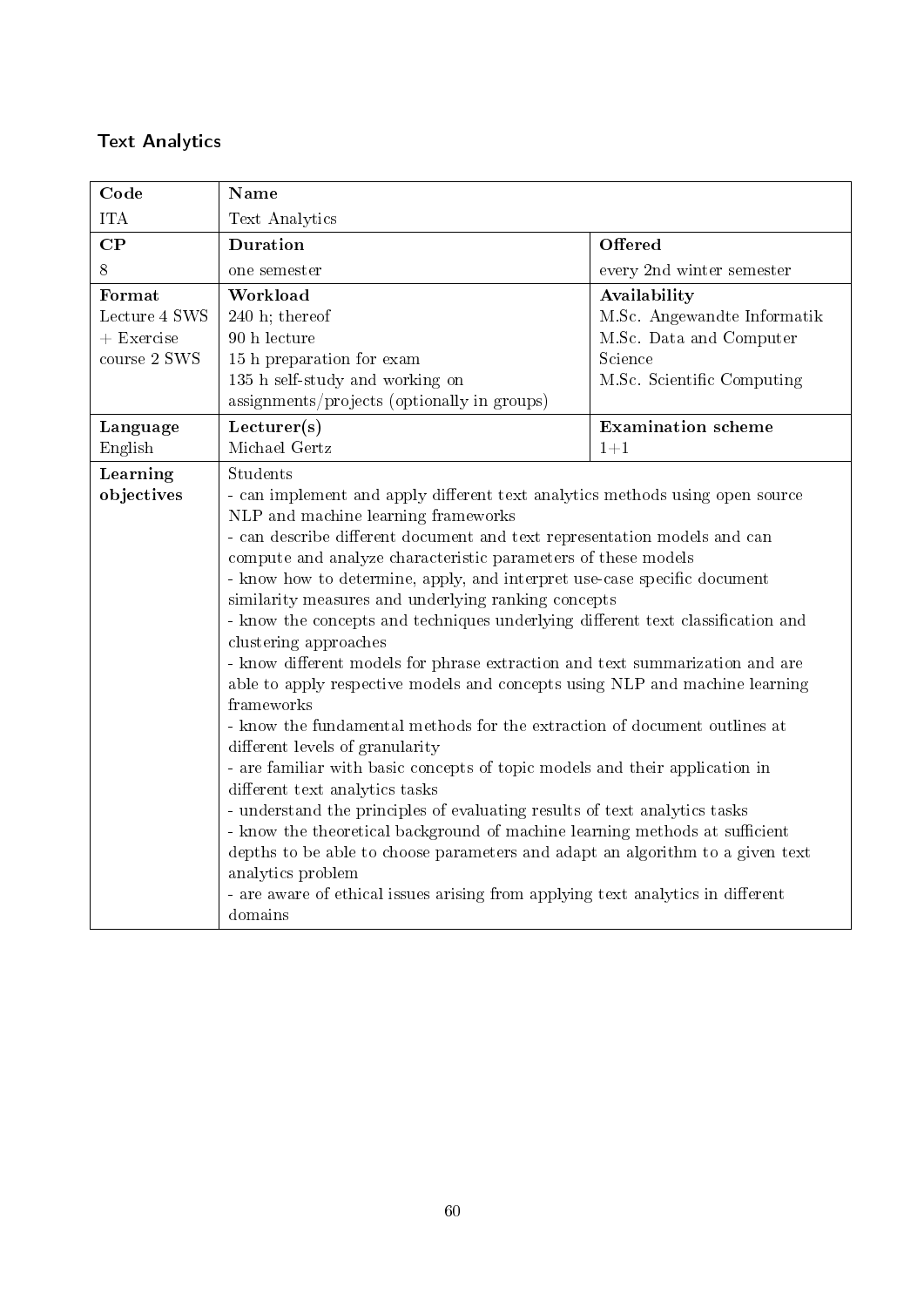## Text Analytics

| Code | Name | |
|---|---|---|
| ITA | Text Analytics | |
| **CP** | **Duration** | **Offered** |
| 8 | one semester | every 2nd winter semester |
| **Format**<br>Lecture 4 SWS + Exercise course 2 SWS | **Workload**<br>240 h; thereof<br>90 h lecture<br>15 h preparation for exam<br>135 h self-study and working on assignments/projects (optionally in groups) | **Availability**<br>M.Sc. Angewandte Informatik<br>M.Sc. Data and Computer Science<br>M.Sc. Scientific Computing |
| **Language**<br>English | **Lecturer(s)**<br>Michael Gertz | **Examination scheme**<br>1+1 |
| **Learning objectives** | Students<br>- can implement and apply different text analytics methods using open source NLP and machine learning frameworks<br>- can describe different document and text representation models and can compute and analyze characteristic parameters of these models<br>- know how to determine, apply, and interpret use-case specific document similarity measures and underlying ranking concepts<br>- know the concepts and techniques underlying different text classification and clustering approaches<br>- know different models for phrase extraction and text summarization and are able to apply respective models and concepts using NLP and machine learning frameworks<br>- know the fundamental methods for the extraction of document outlines at different levels of granularity<br>- are familiar with basic concepts of topic models and their application in different text analytics tasks<br>- understand the principles of evaluating results of text analytics tasks<br>- know the theoretical background of machine learning methods at sufficient depths to be able to choose parameters and adapt an algorithm to a given text analytics problem<br>- are aware of ethical issues arising from applying text analytics in different domains | |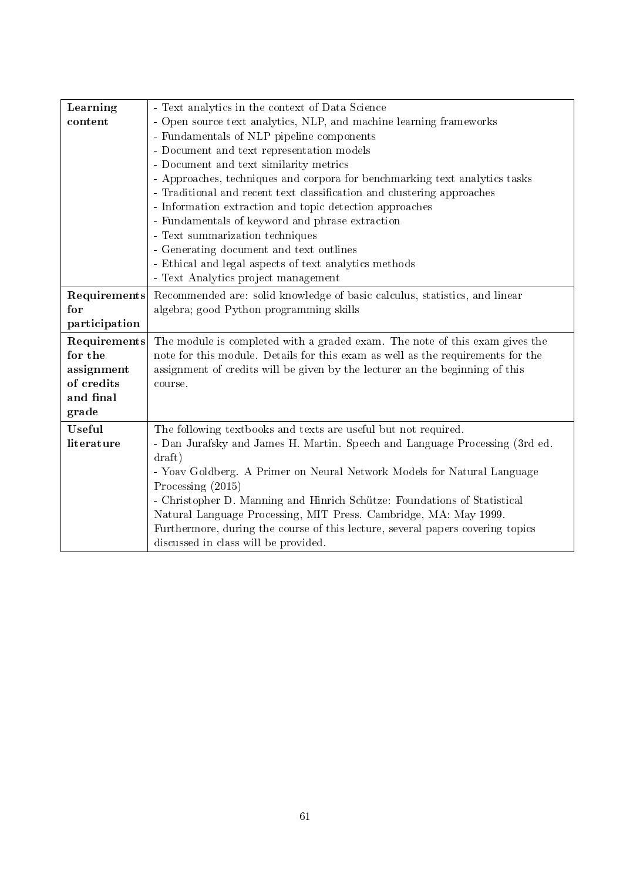| | |
|---|---|
| **Learning content** | - Text analytics in the context of Data Science<br>- Open source text analytics, NLP, and machine learning frameworks<br>- Fundamentals of NLP pipeline components<br>- Document and text representation models<br>- Document and text similarity metrics<br>- Approaches, techniques and corpora for benchmarking text analytics tasks<br>- Traditional and recent text classification and clustering approaches<br>- Information extraction and topic detection approaches<br>- Fundamentals of keyword and phrase extraction<br>- Text summarization techniques<br>- Generating document and text outlines<br>- Ethical and legal aspects of text analytics methods<br>- Text Analytics project management |
| **Requirements for participation** | Recommended are: solid knowledge of basic calculus, statistics, and linear algebra; good Python programming skills |
| **Requirements for the assignment of credits and final grade** | The module is completed with a graded exam. The note of this exam gives the note for this module. Details for this exam as well as the requirements for the assignment of credits will be given by the lecturer an the beginning of this course. |
| **Useful literature** | The following textbooks and texts are useful but not required.<br>- Dan Jurafsky and James H. Martin. Speech and Language Processing (3rd ed. draft)<br>- Yoav Goldberg. A Primer on Neural Network Models for Natural Language Processing (2015)<br>- Christopher D. Manning and Hinrich Schütze: Foundations of Statistical Natural Language Processing, MIT Press. Cambridge, MA: May 1999.<br>Furthermore, during the course of this lecture, several papers covering topics discussed in class will be provided. |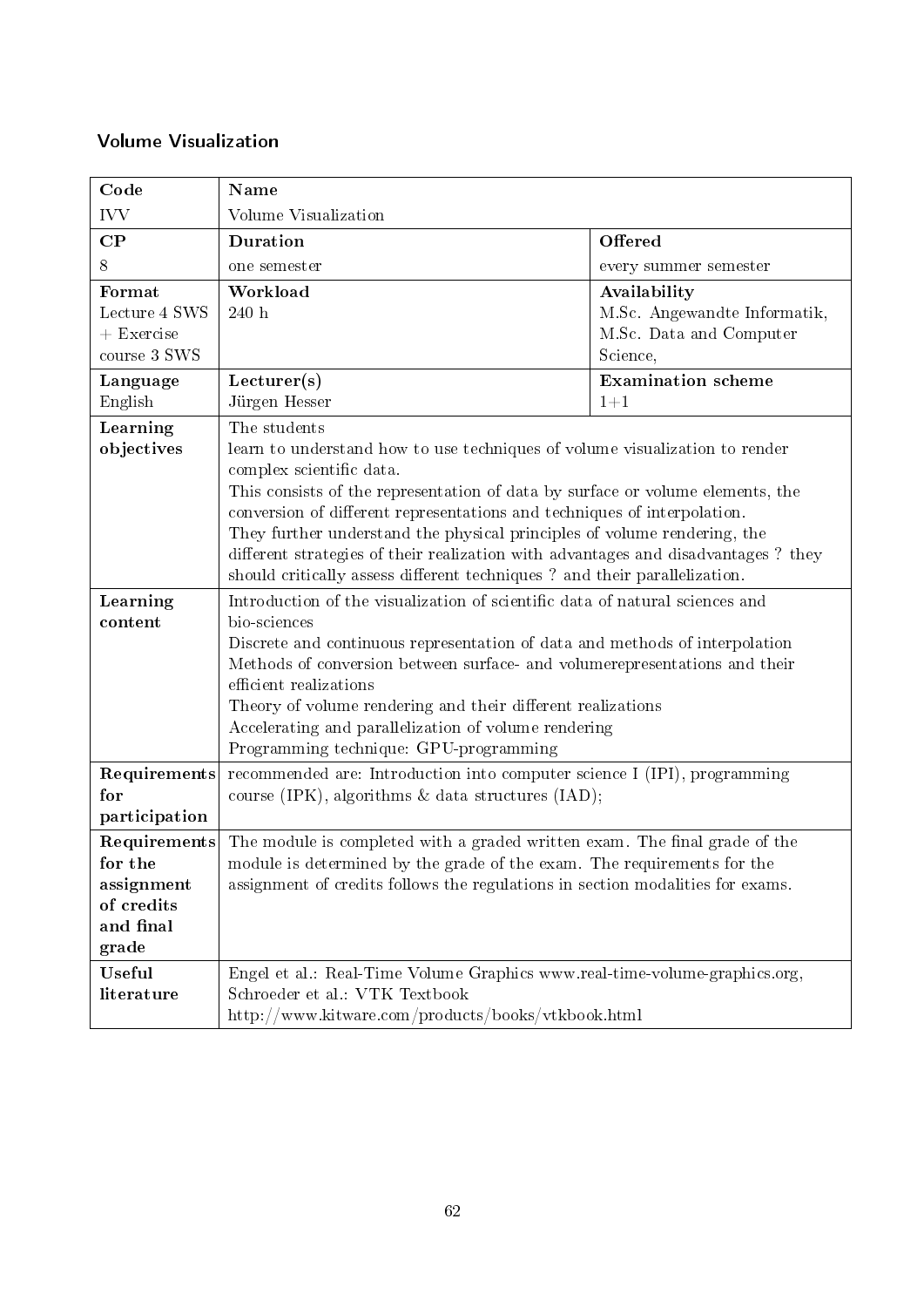## Volume Visualization

| Code | Name | |
|---|---|---|
| IVV | Volume Visualization | |
| **CP** | **Duration** | **Offered** |
| 8 | one semester | every summer semester |
| **Format**<br>Lecture 4 SWS + Exercise course 3 SWS | **Workload**<br>240 h | **Availability**<br>M.Sc. Angewandte Informatik, M.Sc. Data and Computer Science, |
| **Language**<br>English | **Lecturer(s)**<br>Jürgen Hesser | **Examination scheme**<br>1+1 |
| **Learning objectives** | The students<br>learn to understand how to use techniques of volume visualization to render complex scientific data.<br>This consists of the representation of data by surface or volume elements, the conversion of different representations and techniques of interpolation.<br>They further understand the physical principles of volume rendering, the different strategies of their realization with advantages and disadvantages ? they should critically assess different techniques ? and their parallelization. | |
| **Learning content** | Introduction of the visualization of scientific data of natural sciences and bio-sciences<br>Discrete and continuous representation of data and methods of interpolation<br>Methods of conversion between surface- and volumerepresentations and their efficient realizations<br>Theory of volume rendering and their different realizations<br>Accelerating and parallelization of volume rendering<br>Programming technique: GPU-programming | |
| **Requirements for participation** | recommended are: Introduction into computer science I (IPI), programming course (IPK), algorithms & data structures (IAD); | |
| **Requirements for the assignment of credits and final grade** | The module is completed with a graded written exam. The final grade of the module is determined by the grade of the exam. The requirements for the assignment of credits follows the regulations in section modalities for exams. | |
| **Useful literature** | Engel et al.: Real-Time Volume Graphics www.real-time-volume-graphics.org,<br>Schroeder et al.: VTK Textbook<br>http://www.kitware.com/products/books/vtkbook.html | |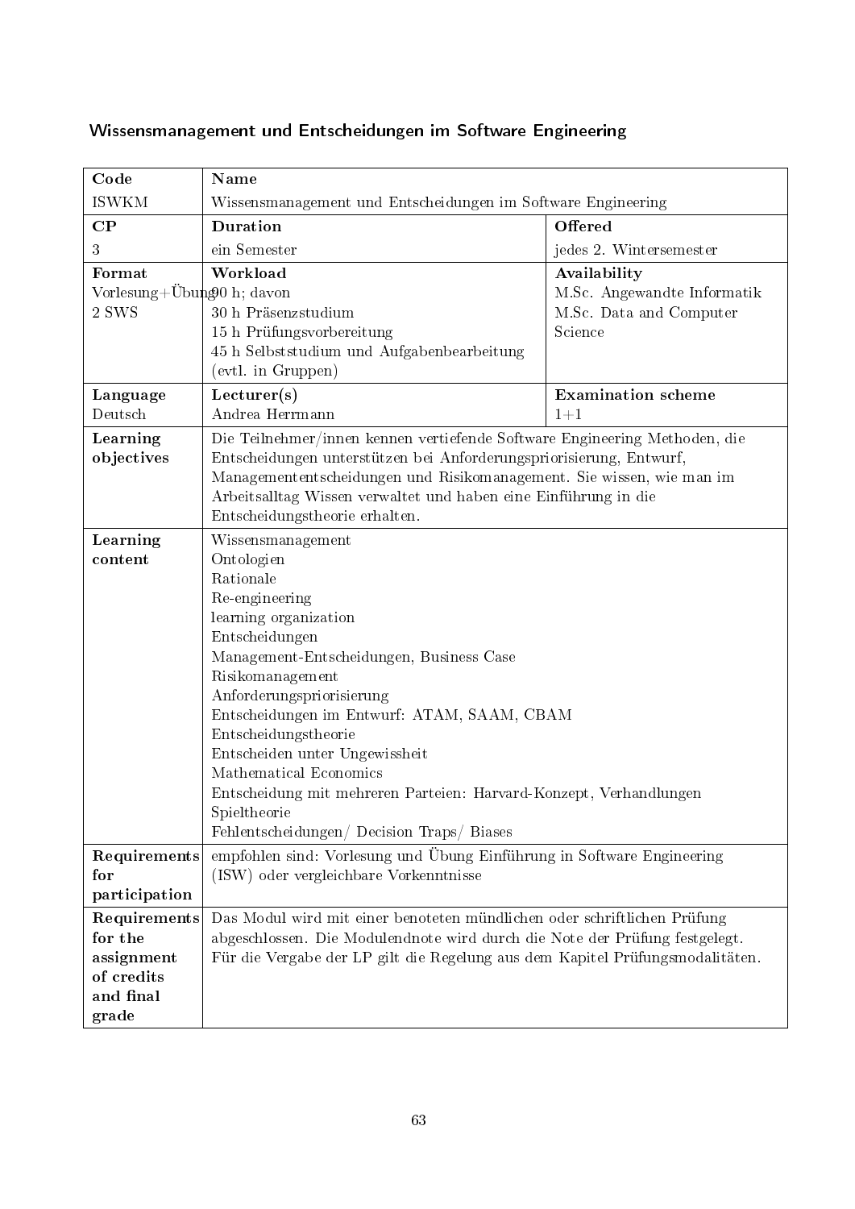## Wissensmanagement und Entscheidungen im Software Engineering

| **Code** | **Name** | |
|---|---|---|
| ISWKM | Wissensmanagement und Entscheidungen im Software Engineering | |
| **CP** | **Duration** | **Offered** |
| 3 | ein Semester | jedes 2. Wintersemester |
| **Format**<br>Vorlesung+Übung<br>2 SWS | **Workload**<br>90 h; davon<br>30 h Präsenzstudium<br>15 h Prüfungsvorbereitung<br>45 h Selbststudium und Aufgabenbearbeitung (evtl. in Gruppen) | **Availability**<br>M.Sc. Angewandte Informatik<br>M.Sc. Data and Computer Science |
| **Language**<br>Deutsch | **Lecturer(s)**<br>Andrea Herrmann | **Examination scheme**<br>1+1 |
| **Learning objectives** | Die Teilnehmer/innen kennen vertiefende Software Engineering Methoden, die Entscheidungen unterstützen bei Anforderungspriorisierung, Entwurf, Managemententscheidungen und Risikomanagement. Sie wissen, wie man im Arbeitsalltag Wissen verwaltet und haben eine Einführung in die Entscheidungstheorie erhalten. | |
| **Learning content** | Wissensmanagement<br>Ontologien<br>Rationale<br>Re-engineering<br>learning organization<br>Entscheidungen<br>Management-Entscheidungen, Business Case<br>Risikomanagement<br>Anforderungspriorisierung<br>Entscheidungen im Entwurf: ATAM, SAAM, CBAM<br>Entscheidungstheorie<br>Entscheiden unter Ungewissheit<br>Mathematical Economics<br>Entscheidung mit mehreren Parteien: Harvard-Konzept, Verhandlungen<br>Spieltheorie<br>Fehlentscheidungen/ Decision Traps/ Biases | |
| **Requirements for participation** | empfohlen sind: Vorlesung und Übung Einführung in Software Engineering (ISW) oder vergleichbare Vorkenntnisse | |
| **Requirements for the assignment of credits and final grade** | Das Modul wird mit einer benoteten mündlichen oder schriftlichen Prüfung abgeschlossen. Die Modulendnote wird durch die Note der Prüfung festgelegt. Für die Vergabe der LP gilt die Regelung aus dem Kapitel Prüfungsmodalitäten. | |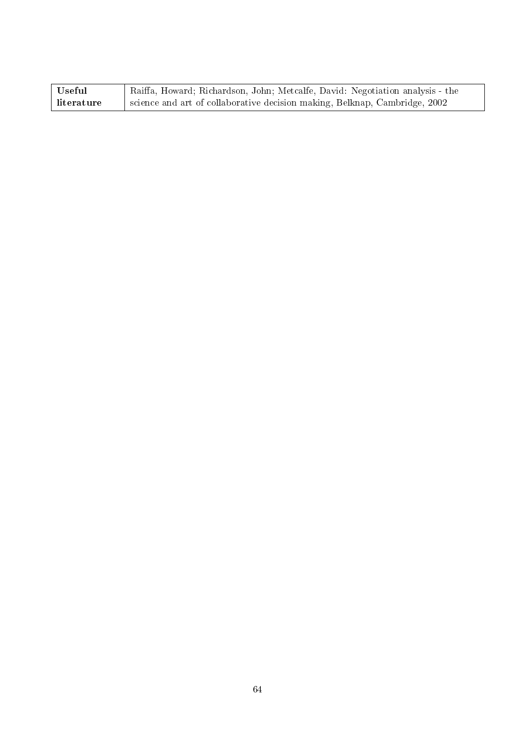| **Useful literature** | Raiffa, Howard; Richardson, John; Metcalfe, David: Negotiation analysis - the science and art of collaborative decision making, Belknap, Cambridge, 2002 |
|---|---|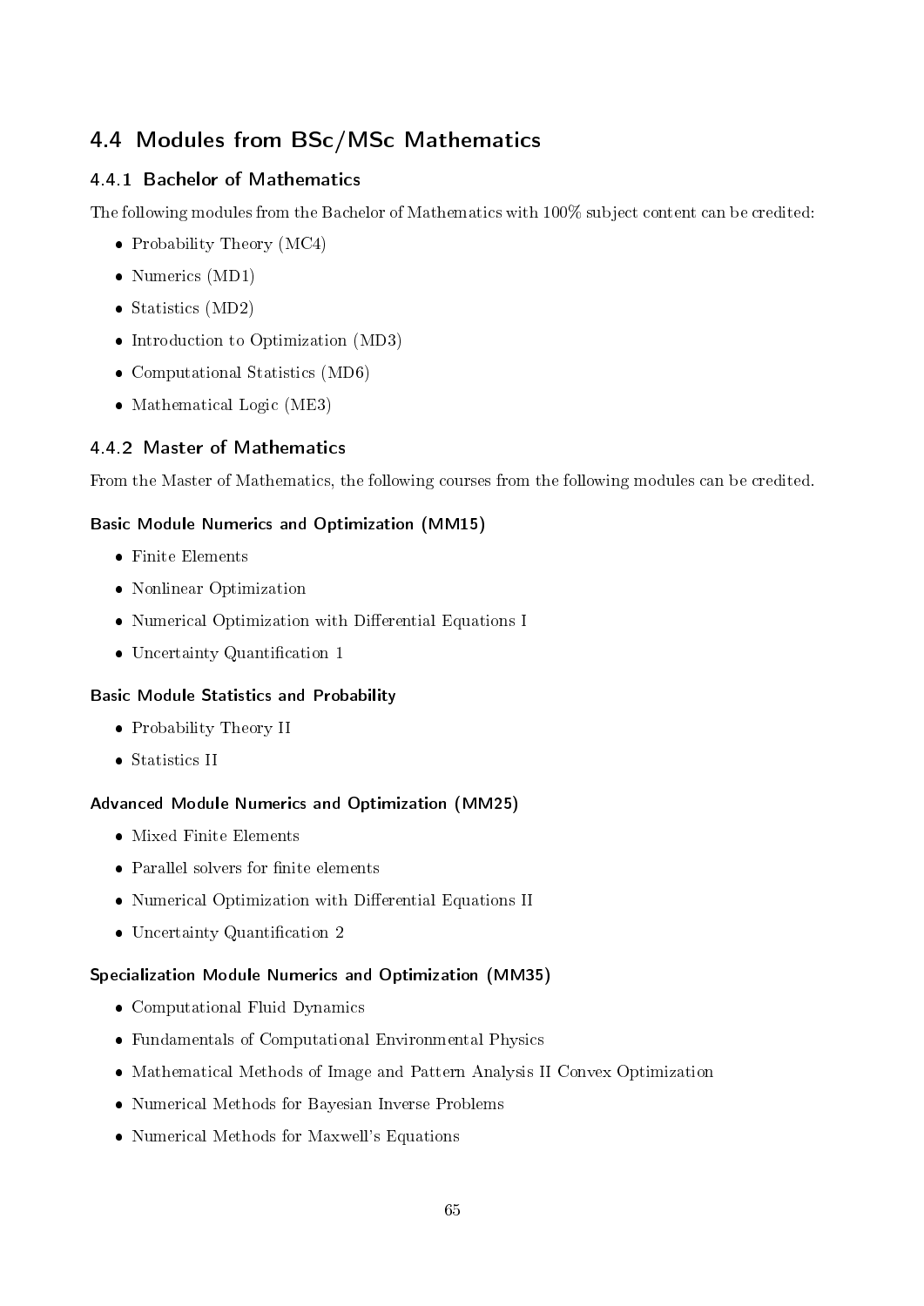## 4.4 Modules from BSc/MSc Mathematics

### 4.4.1 Bachelor of Mathematics

The following modules from the Bachelor of Mathematics with 100% subject content can be credited:

- Probability Theory (MC4)
- Numerics (MD1)
- Statistics (MD2)
- Introduction to Optimization (MD3)
- Computational Statistics (MD6)
- Mathematical Logic (ME3)

### 4.4.2 Master of Mathematics

From the Master of Mathematics, the following courses from the following modules can be credited.

#### Basic Module Numerics and Optimization (MM15)

- Finite Elements
- Nonlinear Optimization
- Numerical Optimization with Differential Equations I
- Uncertainty Quantification 1

#### Basic Module Statistics and Probability

- Probability Theory II
- Statistics II

#### Advanced Module Numerics and Optimization (MM25)

- Mixed Finite Elements
- Parallel solvers for finite elements
- Numerical Optimization with Differential Equations II
- Uncertainty Quantification 2

#### Specialization Module Numerics and Optimization (MM35)

- Computational Fluid Dynamics
- Fundamentals of Computational Environmental Physics
- Mathematical Methods of Image and Pattern Analysis II Convex Optimization
- Numerical Methods for Bayesian Inverse Problems
- Numerical Methods for Maxwell's Equations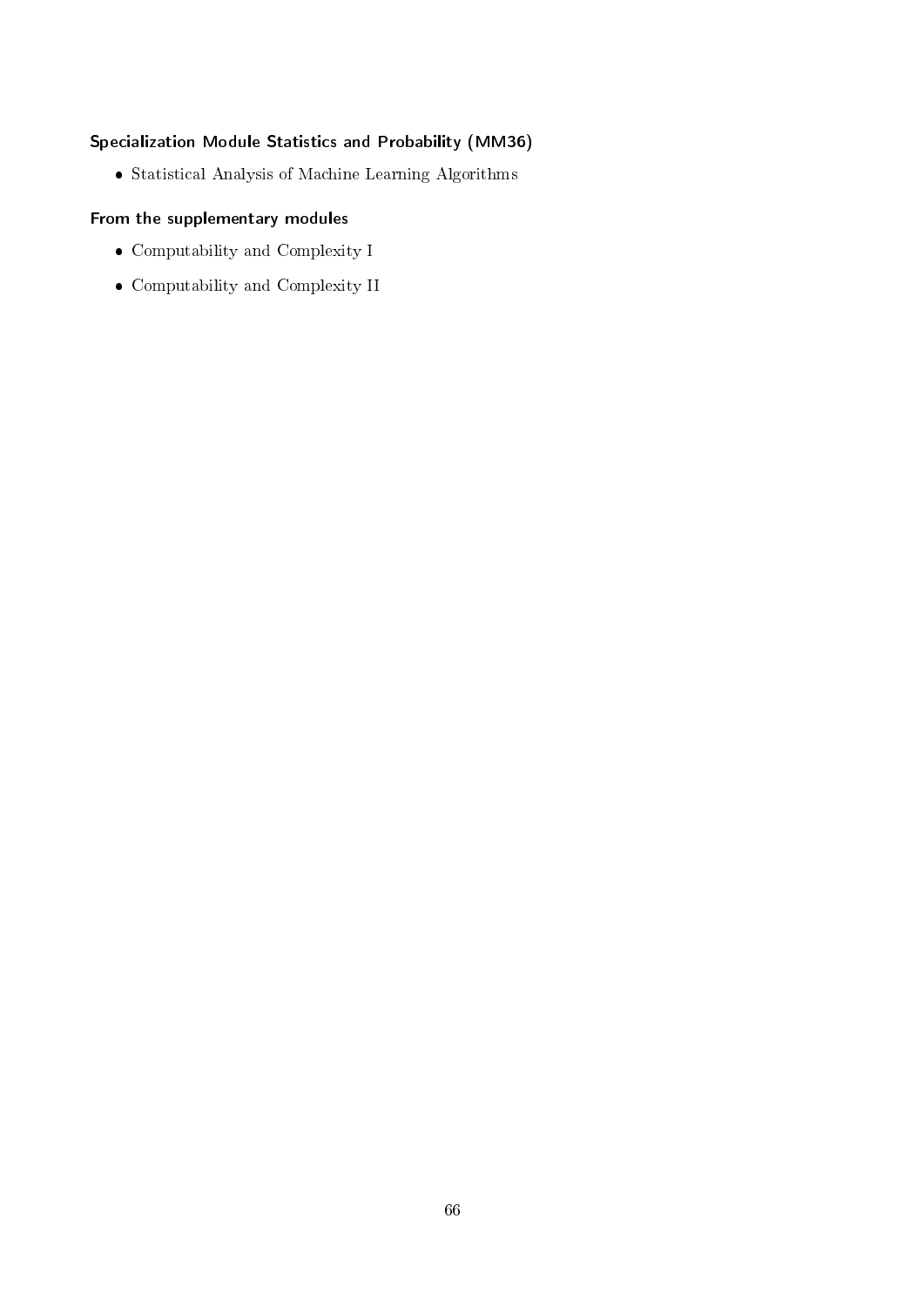### Specialization Module Statistics and Probability (MM36)

- Statistical Analysis of Machine Learning Algorithms

### From the supplementary modules

- Computability and Complexity I
- Computability and Complexity II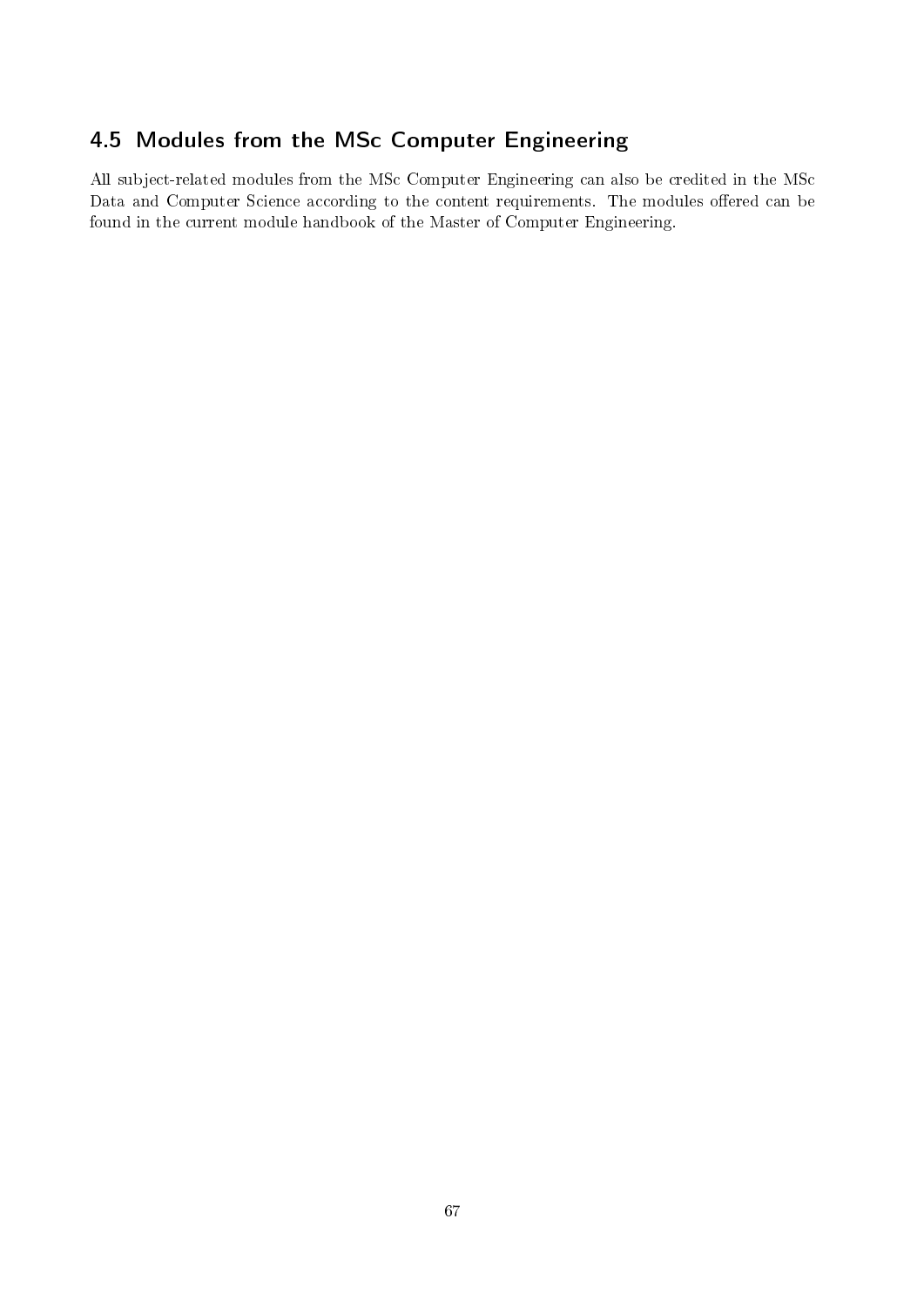## 4.5 Modules from the MSc Computer Engineering

All subject-related modules from the MSc Computer Engineering can also be credited in the MSc Data and Computer Science according to the content requirements. The modules offered can be found in the current module handbook of the Master of Computer Engineering.